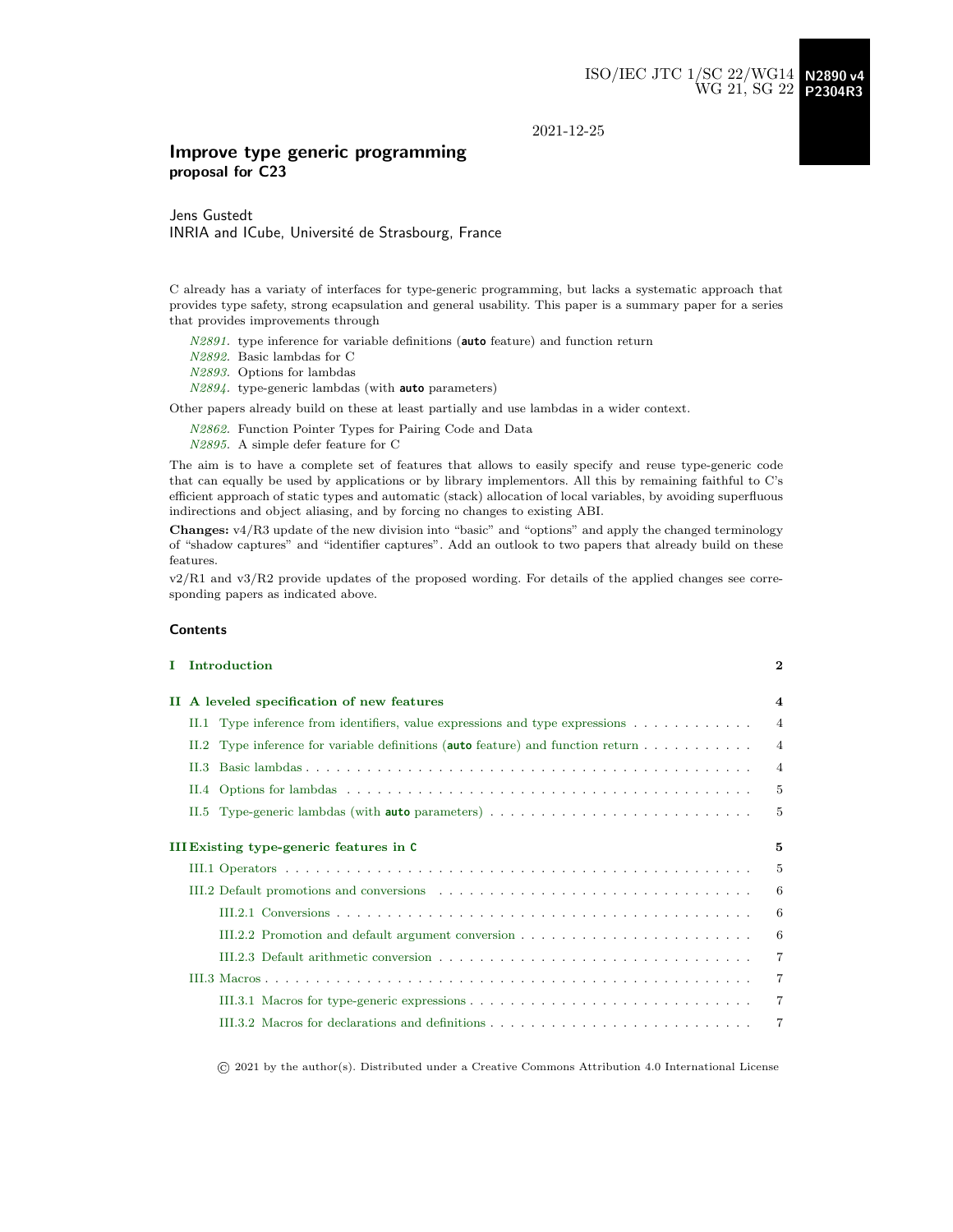ISO/IEC JTC 1/SC 22/WG14 **N2890 v4**
WG 21, SG 22 **P2304R3**

2021-12-25

# Improve type generic programming
**proposal for C23**

Jens Gustedt
INRIA and ICube, Université de Strasbourg, France

C already has a variaty of interfaces for type-generic programming, but lacks a systematic approach that provides type safety, strong ecapsulation and general usability. This paper is a summary paper for a series that provides improvements through

*N2891*. type inference for variable definitions (**auto** feature) and function return
*N2892*. Basic lambdas for C
*N2893*. Options for lambdas
*N2894*. type-generic lambdas (with **auto** parameters)

Other papers already build on these at least partially and use lambdas in a wider context.

*N2862*. Function Pointer Types for Pairing Code and Data
*N2895*. A simple defer feature for C

The aim is to have a complete set of features that allows to easily specify and reuse type-generic code that can equally be used by applications or by library implementors. All this by remaining faithful to C's efficient approach of static types and automatic (stack) allocation of local variables, by avoiding superfluous indirections and object aliasing, and by forcing no changes to existing ABI.

**Changes:** v4/R3 update of the new division into "basic" and "options" and apply the changed terminology of "shadow captures" and "identifier captures". Add an outlook to two papers that already build on these features.

v2/R1 and v3/R2 provide updates of the proposed wording. For details of the applied changes see corresponding papers as indicated above.

## Contents

- I Introduction — 2
- II A leveled specification of new features — 4
  - II.1 Type inference from identifiers, value expressions and type expressions — 4
  - II.2 Type inference for variable definitions (**auto** feature) and function return — 4
  - II.3 Basic lambdas — 4
  - II.4 Options for lambdas — 5
  - II.5 Type-generic lambdas (with **auto** parameters) — 5
- III Existing type-generic features in **C** — 5
  - III.1 Operators — 5
  - III.2 Default promotions and conversions — 6
    - III.2.1 Conversions — 6
    - III.2.2 Promotion and default argument conversion — 6
    - III.2.3 Default arithmetic conversion — 7
  - III.3 Macros — 7
    - III.3.1 Macros for type-generic expressions — 7
    - III.3.2 Macros for declarations and definitions — 7

© 2021 by the author(s). Distributed under a Creative Commons Attribution 4.0 International License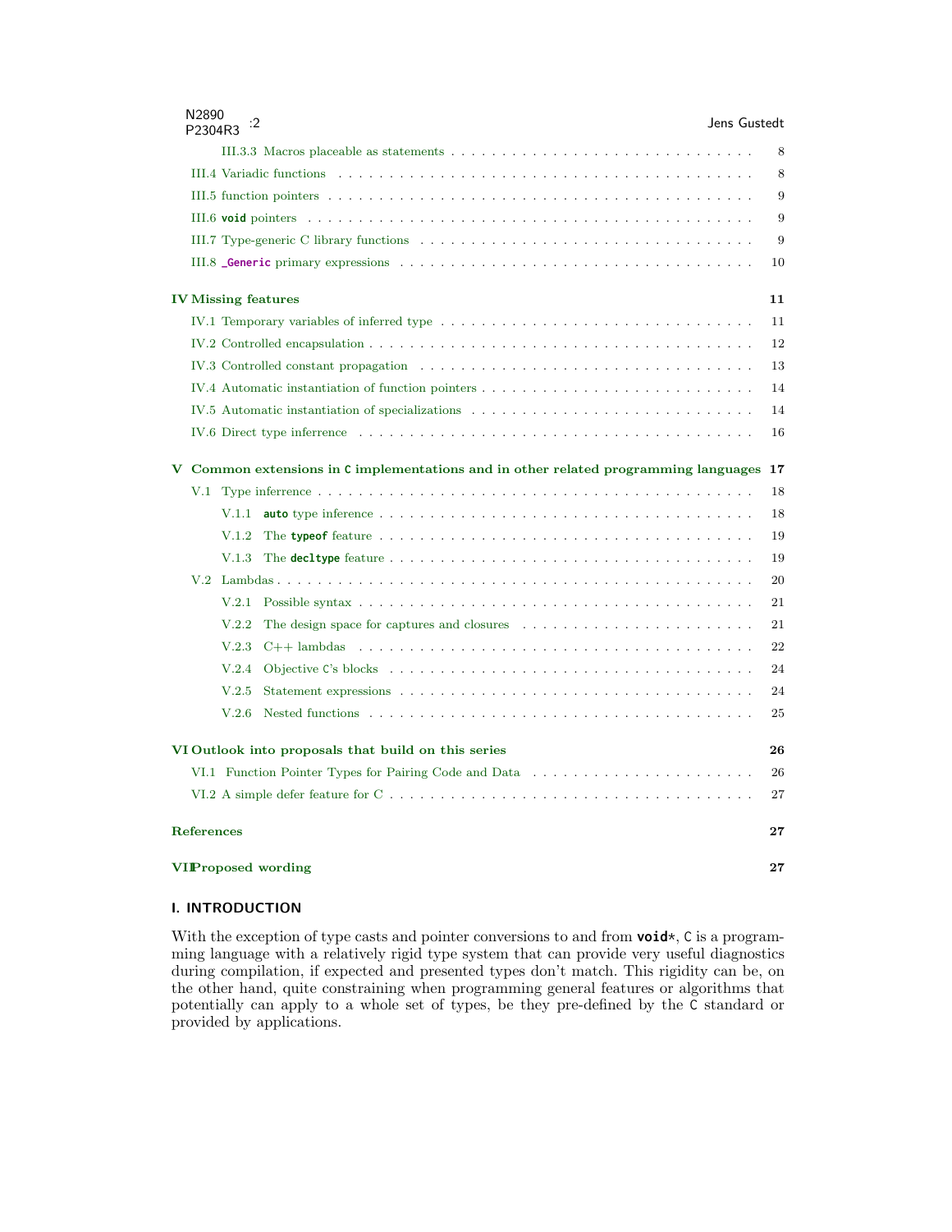III.3.3 Macros placeable as statements . . . . . . . . . . . . . . . . . . . . . . . . . . . . . . 8

III.4 Variadic functions . . . . . . . . . . . . . . . . . . . . . . . . . . . . . . . . . . . . . . . 8

III.5 function pointers . . . . . . . . . . . . . . . . . . . . . . . . . . . . . . . . . . . . . . . 9

III.6 **void** pointers . . . . . . . . . . . . . . . . . . . . . . . . . . . . . . . . . . . . . . . 9

III.7 Type-generic C library functions . . . . . . . . . . . . . . . . . . . . . . . . . . . . . . 9

III.8 **_Generic** primary expressions . . . . . . . . . . . . . . . . . . . . . . . . . . . . . . 10

**IV Missing features** **11**

IV.1 Temporary variables of inferred type . . . . . . . . . . . . . . . . . . . . . . . . . . . . 11

IV.2 Controlled encapsulation . . . . . . . . . . . . . . . . . . . . . . . . . . . . . . . . . . . 12

IV.3 Controlled constant propagation . . . . . . . . . . . . . . . . . . . . . . . . . . . . . . 13

IV.4 Automatic instantiation of function pointers . . . . . . . . . . . . . . . . . . . . . . . . 14

IV.5 Automatic instantiation of specializations . . . . . . . . . . . . . . . . . . . . . . . . . 14

IV.6 Direct type inferrence . . . . . . . . . . . . . . . . . . . . . . . . . . . . . . . . . . . . 16

**V Common extensions in C implementations and in other related programming languages** **17**

V.1 Type inferrence . . . . . . . . . . . . . . . . . . . . . . . . . . . . . . . . . . . . . . . . 18

V.1.1 **auto** type inference . . . . . . . . . . . . . . . . . . . . . . . . . . . . . . . . . . 18

V.1.2 The **typeof** feature . . . . . . . . . . . . . . . . . . . . . . . . . . . . . . . . . . 19

V.1.3 The **decltype** feature . . . . . . . . . . . . . . . . . . . . . . . . . . . . . . . . . 19

V.2 Lambdas . . . . . . . . . . . . . . . . . . . . . . . . . . . . . . . . . . . . . . . . . . . . 20

V.2.1 Possible syntax . . . . . . . . . . . . . . . . . . . . . . . . . . . . . . . . . . . . . 21

V.2.2 The design space for captures and closures . . . . . . . . . . . . . . . . . . . . . 21

V.2.3 C++ lambdas . . . . . . . . . . . . . . . . . . . . . . . . . . . . . . . . . . . . . . 22

V.2.4 Objective C's blocks . . . . . . . . . . . . . . . . . . . . . . . . . . . . . . . . . . 24

V.2.5 Statement expressions . . . . . . . . . . . . . . . . . . . . . . . . . . . . . . . . . 24

V.2.6 Nested functions . . . . . . . . . . . . . . . . . . . . . . . . . . . . . . . . . . . . 25

**VI Outlook into proposals that build on this series** **26**

VI.1 Function Pointer Types for Pairing Code and Data . . . . . . . . . . . . . . . . . . . . 26

VI.2 A simple defer feature for C . . . . . . . . . . . . . . . . . . . . . . . . . . . . . . . . . 27

**References** **27**

**VII Proposed wording** **27**

## I. INTRODUCTION

With the exception of type casts and pointer conversions to and from **void***, C is a programming language with a relatively rigid type system that can provide very useful diagnostics during compilation, if expected and presented types don't match. This rigidity can be, on the other hand, quite constraining when programming general features or algorithms that potentially can apply to a whole set of types, be they pre-defined by the C standard or provided by applications.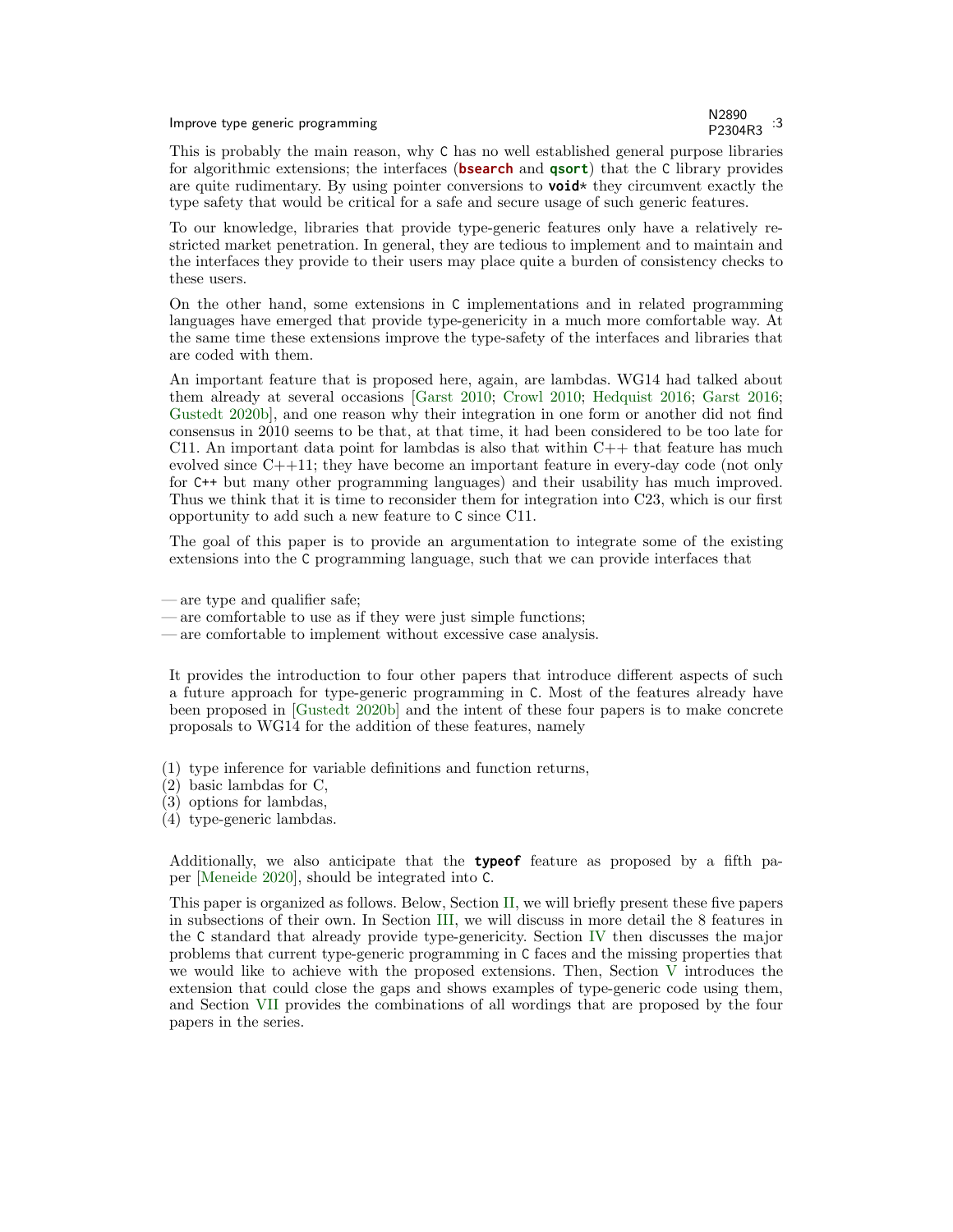This is probably the main reason, why C has no well established general purpose libraries for algorithmic extensions; the interfaces (**bsearch** and **qsort**) that the C library provides are quite rudimentary. By using pointer conversions to **void***​ they circumvent exactly the type safety that would be critical for a safe and secure usage of such generic features.

To our knowledge, libraries that provide type-generic features only have a relatively restricted market penetration. In general, they are tedious to implement and to maintain and the interfaces they provide to their users may place quite a burden of consistency checks to these users.

On the other hand, some extensions in C implementations and in related programming languages have emerged that provide type-genericity in a much more comfortable way. At the same time these extensions improve the type-safety of the interfaces and libraries that are coded with them.

An important feature that is proposed here, again, are lambdas. WG14 had talked about them already at several occasions [Garst 2010; Crowl 2010; Hedquist 2016; Garst 2016; Gustedt 2020b], and one reason why their integration in one form or another did not find consensus in 2010 seems to be that, at that time, it had been considered to be too late for C11. An important data point for lambdas is also that within C++ that feature has much evolved since C++11; they have become an important feature in every-day code (not only for C++ but many other programming languages) and their usability has much improved. Thus we think that it is time to reconsider them for integration into C23, which is our first opportunity to add such a new feature to C since C11.

The goal of this paper is to provide an argumentation to integrate some of the existing extensions into the C programming language, such that we can provide interfaces that

— are type and qualifier safe;
— are comfortable to use as if they were just simple functions;
— are comfortable to implement without excessive case analysis.

It provides the introduction to four other papers that introduce different aspects of such a future approach for type-generic programming in C. Most of the features already have been proposed in [Gustedt 2020b] and the intent of these four papers is to make concrete proposals to WG14 for the addition of these features, namely

(1) type inference for variable definitions and function returns,
(2) basic lambdas for C,
(3) options for lambdas,
(4) type-generic lambdas.

Additionally, we also anticipate that the **typeof** feature as proposed by a fifth paper [Meneide 2020], should be integrated into C.

This paper is organized as follows. Below, Section II, we will briefly present these five papers in subsections of their own. In Section III, we will discuss in more detail the 8 features in the C standard that already provide type-genericity. Section IV then discusses the major problems that current type-generic programming in C faces and the missing properties that we would like to achieve with the proposed extensions. Then, Section V introduces the extension that could close the gaps and shows examples of type-generic code using them, and Section VII provides the combinations of all wordings that are proposed by the four papers in the series.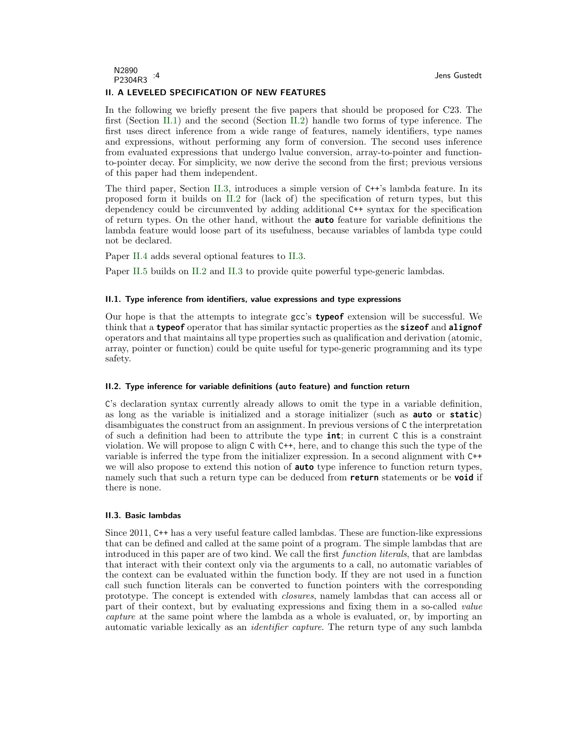## II. A LEVELED SPECIFICATION OF NEW FEATURES

In the following we briefly present the five papers that should be proposed for C23. The first (Section II.1) and the second (Section II.2) handle two forms of type inference. The first uses direct inference from a wide range of features, namely identifiers, type names and expressions, without performing any form of conversion. The second uses inference from evaluated expressions that undergo lvalue conversion, array-to-pointer and function-to-pointer decay. For simplicity, we now derive the second from the first; previous versions of this paper had them independent.

The third paper, Section II.3, introduces a simple version of C++'s lambda feature. In its proposed form it builds on II.2 for (lack of) the specification of return types, but this dependency could be circumvented by adding additional C++ syntax for the specification of return types. On the other hand, without the **auto** feature for variable definitions the lambda feature would loose part of its usefulness, because variables of lambda type could not be declared.

Paper II.4 adds several optional features to II.3.

Paper II.5 builds on II.2 and II.3 to provide quite powerful type-generic lambdas.

### II.1. Type inference from identifiers, value expressions and type expressions

Our hope is that the attempts to integrate gcc's **typeof** extension will be successful. We think that a **typeof** operator that has similar syntactic properties as the **sizeof** and **alignof** operators and that maintains all type properties such as qualification and derivation (atomic, array, pointer or function) could be quite useful for type-generic programming and its type safety.

### II.2. Type inference for variable definitions (auto feature) and function return

C's declaration syntax currently already allows to omit the type in a variable definition, as long as the variable is initialized and a storage initializer (such as **auto** or **static**) disambiguates the construct from an assignment. In previous versions of C the interpretation of such a definition had been to attribute the type **int**; in current C this is a constraint violation. We will propose to align C with C++, here, and to change this such the type of the variable is inferred the type from the initializer expression. In a second alignment with C++ we will also propose to extend this notion of **auto** type inference to function return types, namely such that such a return type can be deduced from **return** statements or be **void** if there is none.

### II.3. Basic lambdas

Since 2011, C++ has a very useful feature called lambdas. These are function-like expressions that can be defined and called at the same point of a program. The simple lambdas that are introduced in this paper are of two kind. We call the first *function literals*, that are lambdas that interact with their context only via the arguments to a call, no automatic variables of the context can be evaluated within the function body. If they are not used in a function call such function literals can be converted to function pointers with the corresponding prototype. The concept is extended with *closures*, namely lambdas that can access all or part of their context, but by evaluating expressions and fixing them in a so-called *value capture* at the same point where the lambda as a whole is evaluated, or, by importing an automatic variable lexically as an *identifier capture*. The return type of any such lambda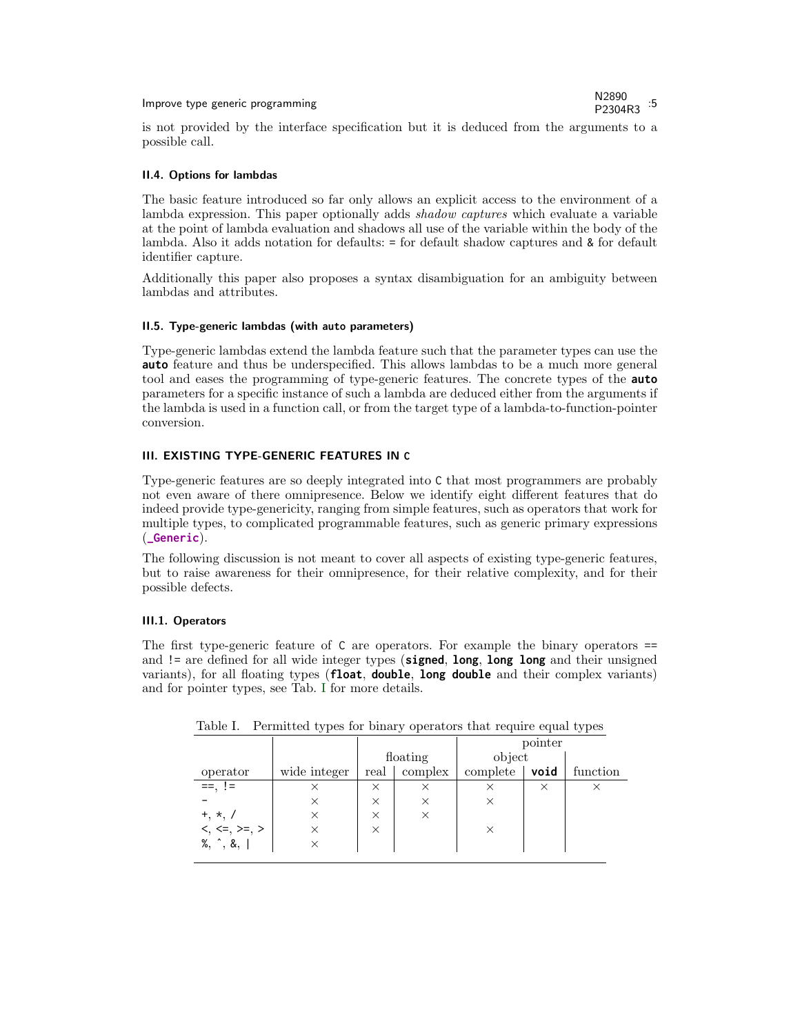is not provided by the interface specification but it is deduced from the arguments to a possible call.

### II.4. Options for lambdas

The basic feature introduced so far only allows an explicit access to the environment of a lambda expression. This paper optionally adds *shadow captures* which evaluate a variable at the point of lambda evaluation and shadows all use of the variable within the body of the lambda. Also it adds notation for defaults: `=` for default shadow captures and `&` for default identifier capture.

Additionally this paper also proposes a syntax disambiguation for an ambiguity between lambdas and attributes.

### II.5. Type-generic lambdas (with auto parameters)

Type-generic lambdas extend the lambda feature such that the parameter types can use the **`auto`** feature and thus be underspecified. This allows lambdas to be a much more general tool and eases the programming of type-generic features. The concrete types of the **`auto`** parameters for a specific instance of such a lambda are deduced either from the arguments if the lambda is used in a function call, or from the target type of a lambda-to-function-pointer conversion.

## III. EXISTING TYPE-GENERIC FEATURES IN C

Type-generic features are so deeply integrated into C that most programmers are probably not even aware of there omnipresence. Below we identify eight different features that do indeed provide type-genericity, ranging from simple features, such as operators that work for multiple types, to complicated programmable features, such as generic primary expressions (**`_Generic`**).

The following discussion is not meant to cover all aspects of existing type-generic features, but to raise awareness for their omnipresence, for their relative complexity, and for their possible defects.

### III.1. Operators

The first type-generic feature of C are operators. For example the binary operators `==` and `!=` are defined for all wide integer types (**`signed`**, **`long`**, **`long long`** and their unsigned variants), for all floating types (**`float`**, **`double`**, **`long double`** and their complex variants) and for pointer types, see Tab. I for more details.

Table I. Permitted types for binary operators that require equal types

| | | | | pointer | | |
|---|---|---|---|---|---|---|
| | | floating | | object | | |
| operator | wide integer | real | complex | complete | **`void`** | function |
| `==`, `!=` | × | × | × | × | × | × |
| `-` | × | × | × | × | | |
| `+`, `*`, `/` | × | × | × | | | |
| `<`, `<=`, `>=`, `>` | × | × | | × | | |
| `%`, `^`, `&`, `\|` | × | | | | | |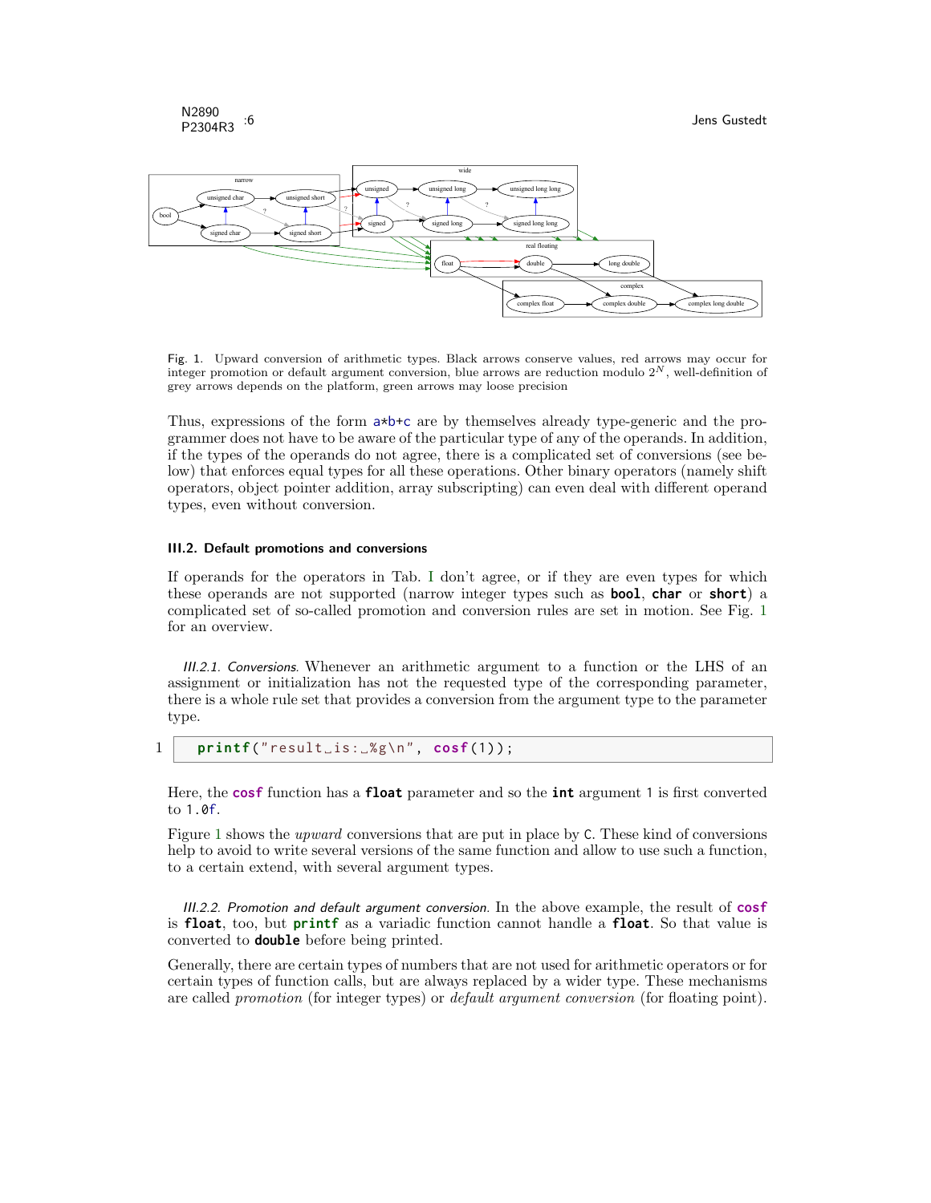Fig. 1. Upward conversion of arithmetic types. Black arrows conserve values, red arrows may occur for integer promotion or default argument conversion, blue arrows are reduction modulo $2^N$, well-definition of grey arrows depends on the platform, green arrows may loose precision

Thus, expressions of the form a*b+c are by themselves already type-generic and the programmer does not have to be aware of the particular type of any of the operands. In addition, if the types of the operands do not agree, there is a complicated set of conversions (see below) that enforces equal types for all these operations. Other binary operators (namely shift operators, object pointer addition, array subscripting) can even deal with different operand types, even without conversion.

#### III.2. Default promotions and conversions

If operands for the operators in Tab. I don't agree, or if they are even types for which these operands are not supported (narrow integer types such as **bool**, **char** or **short**) a complicated set of so-called promotion and conversion rules are set in motion. See Fig. 1 for an overview.

*III.2.1. Conversions.* Whenever an arithmetic argument to a function or the LHS of an assignment or initialization has not the requested type of the corresponding parameter, there is a whole rule set that provides a conversion from the argument type to the parameter type.

```
1   printf("result is: %g\n", cosf(1));
```

Here, the **cosf** function has a **float** parameter and so the **int** argument 1 is first converted to 1.0f.

Figure 1 shows the *upward* conversions that are put in place by C. These kind of conversions help to avoid to write several versions of the same function and allow to use such a function, to a certain extend, with several argument types.

*III.2.2. Promotion and default argument conversion.* In the above example, the result of **cosf** is **float**, too, but **printf** as a variadic function cannot handle a **float**. So that value is converted to **double** before being printed.

Generally, there are certain types of numbers that are not used for arithmetic operators or for certain types of function calls, but are always replaced by a wider type. These mechanisms are called *promotion* (for integer types) or *default argument conversion* (for floating point).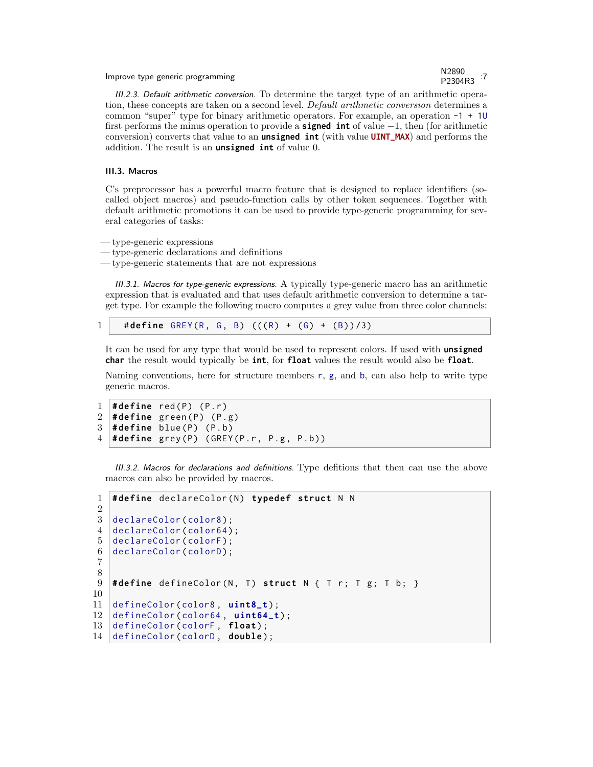*III.2.3. Default arithmetic conversion.* To determine the target type of an arithmetic operation, these concepts are taken on a second level. *Default arithmetic conversion* determines a common "super" type for binary arithmetic operators. For example, an operation `-1 + 1U` first performs the minus operation to provide a **signed int** of value $-1$, then (for arithmetic conversion) converts that value to an **unsigned int** (with value **UINT_MAX**) and performs the addition. The result is an **unsigned int** of value 0.

### III.3. Macros

C's preprocessor has a powerful macro feature that is designed to replace identifiers (so-called object macros) and pseudo-function calls by other token sequences. Together with default arithmetic promotions it can be used to provide type-generic programming for several categories of tasks:

— type-generic expressions
— type-generic declarations and definitions
— type-generic statements that are not expressions

*III.3.1. Macros for type-generic expressions.* A typically type-generic macro has an arithmetic expression that is evaluated and that uses default arithmetic conversion to determine a target type. For example the following macro computes a grey value from three color channels:

```
#define GREY(R, G, B) (((R) + (G) + (B))/3)
```

It can be used for any type that would be used to represent colors. If used with **unsigned char** the result would typically be **int**, for **float** values the result would also be **float**.

Naming conventions, here for structure members `r`, `g`, and `b`, can also help to write type generic macros.

```
#define red(P) (P.r)
#define green(P) (P.g)
#define blue(P) (P.b)
#define grey(P) (GREY(P.r, P.g, P.b))
```

*III.3.2. Macros for declarations and definitions.* Type defitions that then can use the above macros can also be provided by macros.

```
#define declareColor(N) typedef struct N N

declareColor(color8);
declareColor(color64);
declareColor(colorF);
declareColor(colorD);


#define defineColor(N, T) struct N { T r; T g; T b; }

defineColor(color8, uint8_t);
defineColor(color64, uint64_t);
defineColor(colorF, float);
defineColor(colorD, double);
```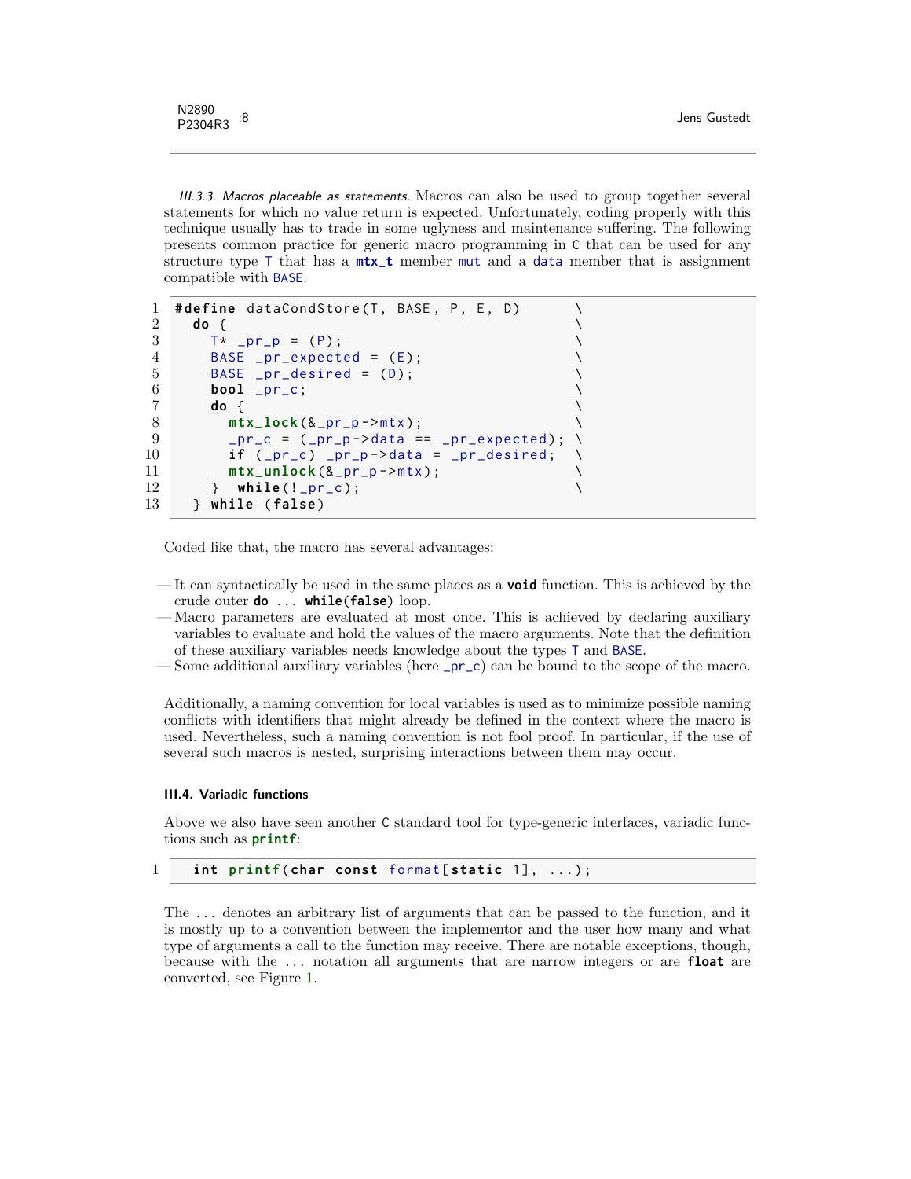*III.3.3. Macros placeable as statements.* Macros can also be used to group together several statements for which no value return is expected. Unfortunately, coding properly with this technique usually has to trade in some uglyness and maintenance suffering. The following presents common practice for generic macro programming in C that can be used for any structure type T that has a **mtx_t** member mut and a data member that is assignment compatible with BASE.

```
#define dataCondStore(T, BASE, P, E, D)      \
  do {                                        \
    T* _pr_p = (P);                           \
    BASE _pr_expected = (E);                  \
    BASE _pr_desired = (D);                   \
    bool _pr_c;                               \
    do {                                      \
      mtx_lock(&_pr_p->mtx);                  \
      _pr_c = (_pr_p->data == _pr_expected); \
      if (_pr_c) _pr_p->data = _pr_desired;   \
      mtx_unlock(&_pr_p->mtx);                \
    }  while(!_pr_c);                         \
  } while (false)
```

Coded like that, the macro has several advantages:

— It can syntactically be used in the same places as a **void** function. This is achieved by the crude outer **do** ... **while**(**false**) loop.
— Macro parameters are evaluated at most once. This is achieved by declaring auxiliary variables to evaluate and hold the values of the macro arguments. Note that the definition of these auxiliary variables needs knowledge about the types T and BASE.
— Some additional auxiliary variables (here _pr_c) can be bound to the scope of the macro.

Additionally, a naming convention for local variables is used as to minimize possible naming conflicts with identifiers that might already be defined in the context where the macro is used. Nevertheless, such a naming convention is not fool proof. In particular, if the use of several such macros is nested, surprising interactions between them may occur.

#### III.4. Variadic functions

Above we also have seen another C standard tool for type-generic interfaces, variadic functions such as **printf**:

```
int printf(char const format[static 1], ...);
```

The ... denotes an arbitrary list of arguments that can be passed to the function, and it is mostly up to a convention between the implementor and the user how many and what type of arguments a call to the function may receive. There are notable exceptions, though, because with the ... notation all arguments that are narrow integers or are **float** are converted, see Figure 1.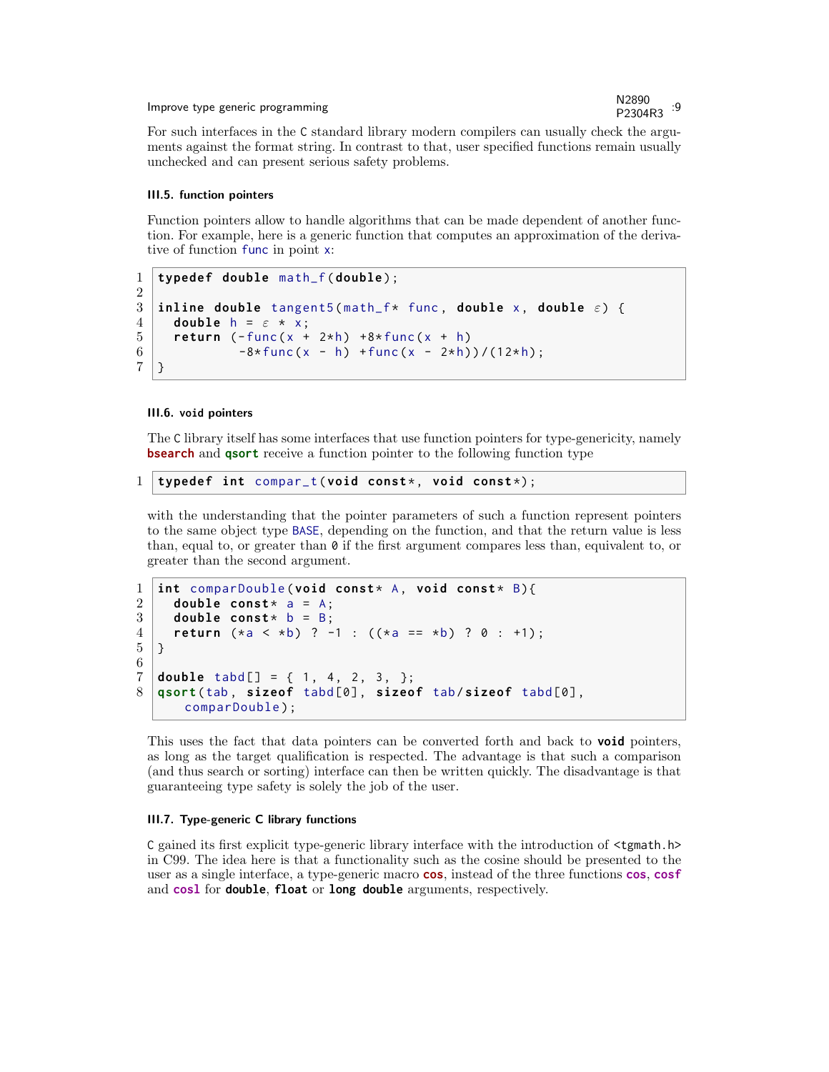For such interfaces in the C standard library modern compilers can usually check the arguments against the format string. In contrast to that, user specified functions remain usually unchecked and can present serious safety problems.

### III.5. function pointers

Function pointers allow to handle algorithms that can be made dependent of another function. For example, here is a generic function that computes an approximation of the derivative of function `func` in point `x`:

```
typedef double math_f(double);

inline double tangent5(math_f* func, double x, double ε) {
  double h = ε * x;
  return (-func(x + 2*h) +8*func(x + h)
          -8*func(x - h) +func(x - 2*h))/(12*h);
}
```

### III.6. `void` pointers

The C library itself has some interfaces that use function pointers for type-genericity, namely **`bsearch`** and **`qsort`** receive a function pointer to the following function type

```
typedef int compar_t(void const*, void const*);
```

with the understanding that the pointer parameters of such a function represent pointers to the same object type `BASE`, depending on the function, and that the return value is less than, equal to, or greater than `0` if the first argument compares less than, equivalent to, or greater than the second argument.

```
int comparDouble(void const* A, void const* B){
  double const* a = A;
  double const* b = B;
  return (*a < *b) ? -1 : ((*a == *b) ? 0 : +1);
}

double tabd[] = { 1, 4, 2, 3, };
qsort(tab, sizeof tabd[0], sizeof tab/sizeof tabd[0],
    comparDouble);
```

This uses the fact that data pointers can be converted forth and back to **`void`** pointers, as long as the target qualification is respected. The advantage is that such a comparison (and thus search or sorting) interface can then be written quickly. The disadvantage is that guaranteeing type safety is solely the job of the user.

### III.7. Type-generic C library functions

C gained its first explicit type-generic library interface with the introduction of `<tgmath.h>` in C99. The idea here is that a functionality such as the cosine should be presented to the user as a single interface, a type-generic macro **`cos`**, instead of the three functions **`cos`**, **`cosf`** and **`cosl`** for **`double`**, **`float`** or **`long double`** arguments, respectively.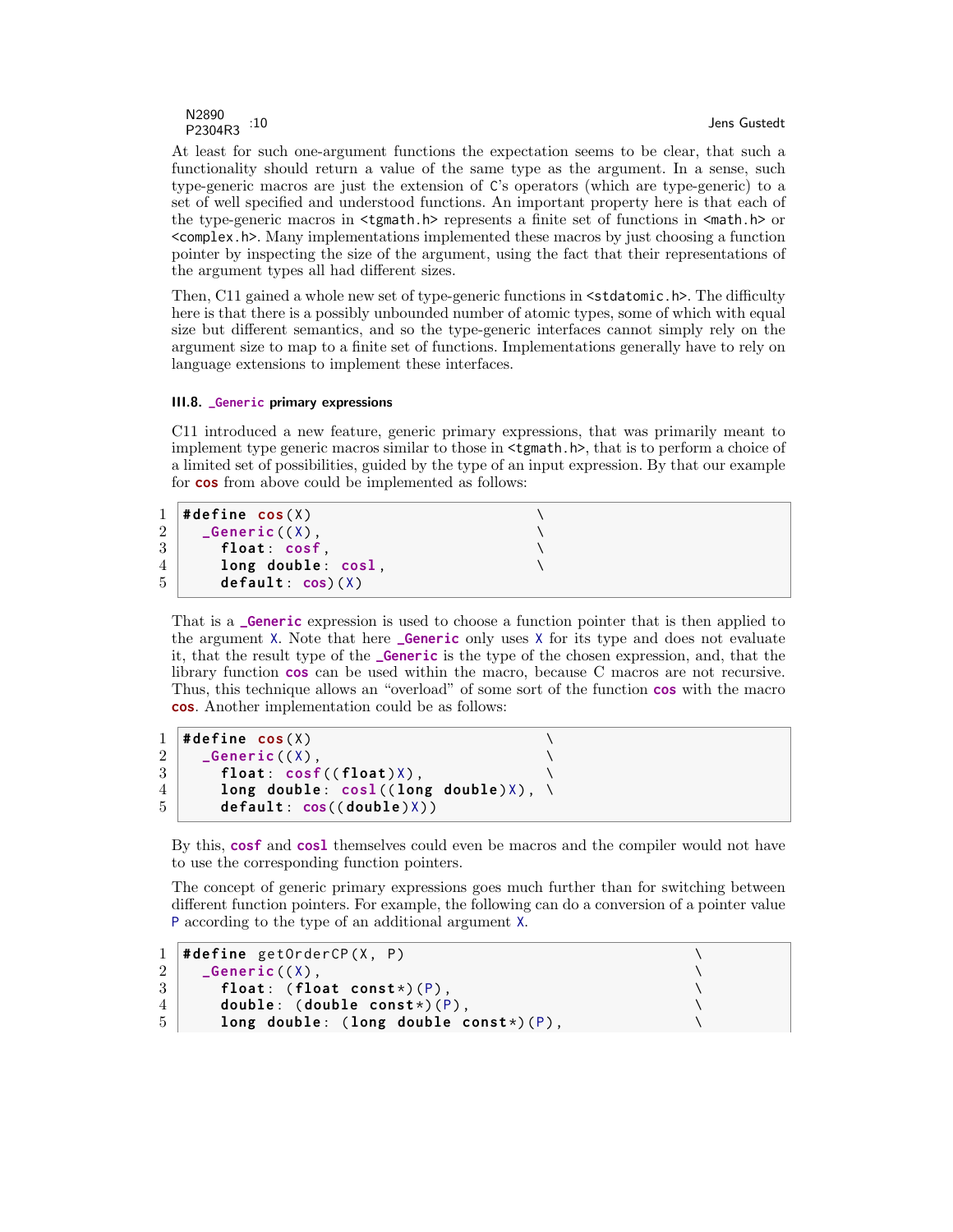At least for such one-argument functions the expectation seems to be clear, that such a functionality should return a value of the same type as the argument. In a sense, such type-generic macros are just the extension of C's operators (which are type-generic) to a set of well specified and understood functions. An important property here is that each of the type-generic macros in <tgmath.h> represents a finite set of functions in <math.h> or <complex.h>. Many implementations implemented these macros by just choosing a function pointer by inspecting the size of the argument, using the fact that their representations of the argument types all had different sizes.

Then, C11 gained a whole new set of type-generic functions in <stdatomic.h>. The difficulty here is that there is a possibly unbounded number of atomic types, some of which with equal size but different semantics, and so the type-generic interfaces cannot simply rely on the argument size to map to a finite set of functions. Implementations generally have to rely on language extensions to implement these interfaces.

#### III.8. `_Generic` primary expressions

C11 introduced a new feature, generic primary expressions, that was primarily meant to implement type generic macros similar to those in <tgmath.h>, that is to perform a choice of a limited set of possibilities, guided by the type of an input expression. By that our example for **cos** from above could be implemented as follows:

```
#define cos(X)                         \
  _Generic((X),                        \
    float: cosf,                       \
    long double: cosl,                 \
    default: cos)(X)
```

That is a **_Generic** expression is used to choose a function pointer that is then applied to the argument X. Note that here **_Generic** only uses X for its type and does not evaluate it, that the result type of the **_Generic** is the type of the chosen expression, and, that the library function **cos** can be used within the macro, because C macros are not recursive. Thus, this technique allows an "overload" of some sort of the function **cos** with the macro **cos**. Another implementation could be as follows:

```
#define cos(X)                          \
  _Generic((X),                         \
    float: cosf((float)X),              \
    long double: cosl((long double)X), \
    default: cos((double)X))
```

By this, **cosf** and **cosl** themselves could even be macros and the compiler would not have to use the corresponding function pointers.

The concept of generic primary expressions goes much further than for switching between different function pointers. For example, the following can do a conversion of a pointer value P according to the type of an additional argument X.

```
#define getOrderCP(X, P)                              \
  _Generic((X),                                       \
    float: (float const*)(P),                         \
    double: (double const*)(P),                       \
    long double: (long double const*)(P),             \
```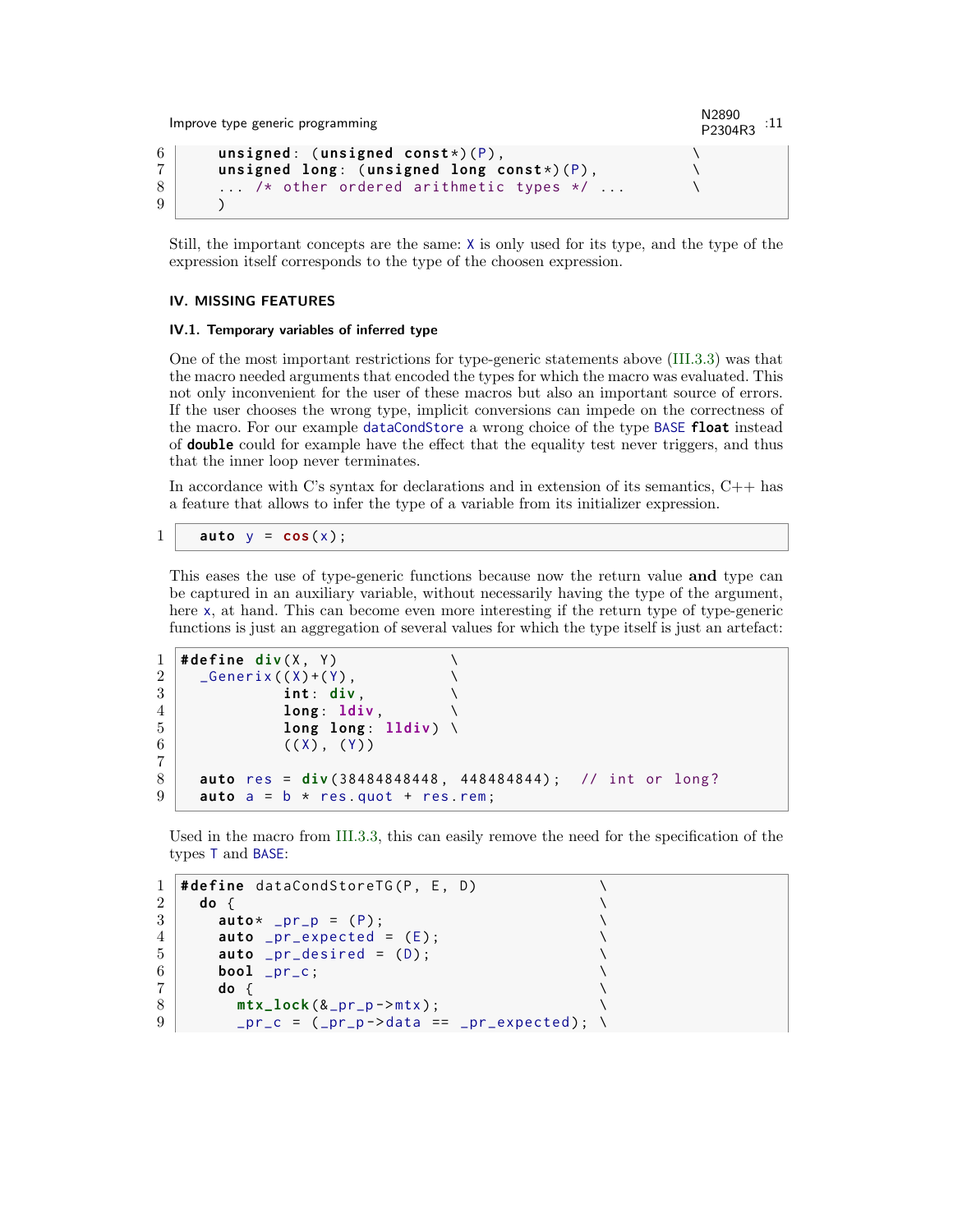```
    unsigned: (unsigned const*)(P),                \
    unsigned long: (unsigned long const*)(P),      \
    ... /* other ordered arithmetic types */ ...   \
    )
```

Still, the important concepts are the same: `X` is only used for its type, and the type of the expression itself corresponds to the type of the choosen expression.

## IV. MISSING FEATURES

### IV.1. Temporary variables of inferred type

One of the most important restrictions for type-generic statements above (III.3.3) was that the macro needed arguments that encoded the types for which the macro was evaluated. This not only inconvenient for the user of these macros but also an important source of errors. If the user chooses the wrong type, implicit conversions can impede on the correctness of the macro. For our example `dataCondStore` a wrong choice of the type `BASE` **`float`** instead of **`double`** could for example have the effect that the equality test never triggers, and thus that the inner loop never terminates.

In accordance with C's syntax for declarations and in extension of its semantics, C++ has a feature that allows to infer the type of a variable from its initializer expression.

```
  auto y = cos(x);
```

This eases the use of type-generic functions because now the return value **and** type can be captured in an auxiliary variable, without necessarily having the type of the argument, here `x`, at hand. This can become even more interesting if the return type of type-generic functions is just an aggregation of several values for which the type itself is just an artefact:

```
#define div(X, Y)             \
  _Generix((X)+(Y),           \
           int: div,          \
           long: ldiv,        \
           long long: lldiv)  \
           ((X), (Y))

  auto res = div(38484848448, 448484844);  // int or long?
  auto a = b * res.quot + res.rem;
```

Used in the macro from III.3.3, this can easily remove the need for the specification of the types `T` and `BASE`:

```
#define dataCondStoreTG(P, E, D)               \
  do {                                         \
    auto* _pr_p = (P);                         \
    auto _pr_expected = (E);                   \
    auto _pr_desired = (D);                    \
    bool _pr_c;                                \
    do {                                       \
      mtx_lock(&_pr_p->mtx);                   \
      _pr_c = (_pr_p->data == _pr_expected);   \
```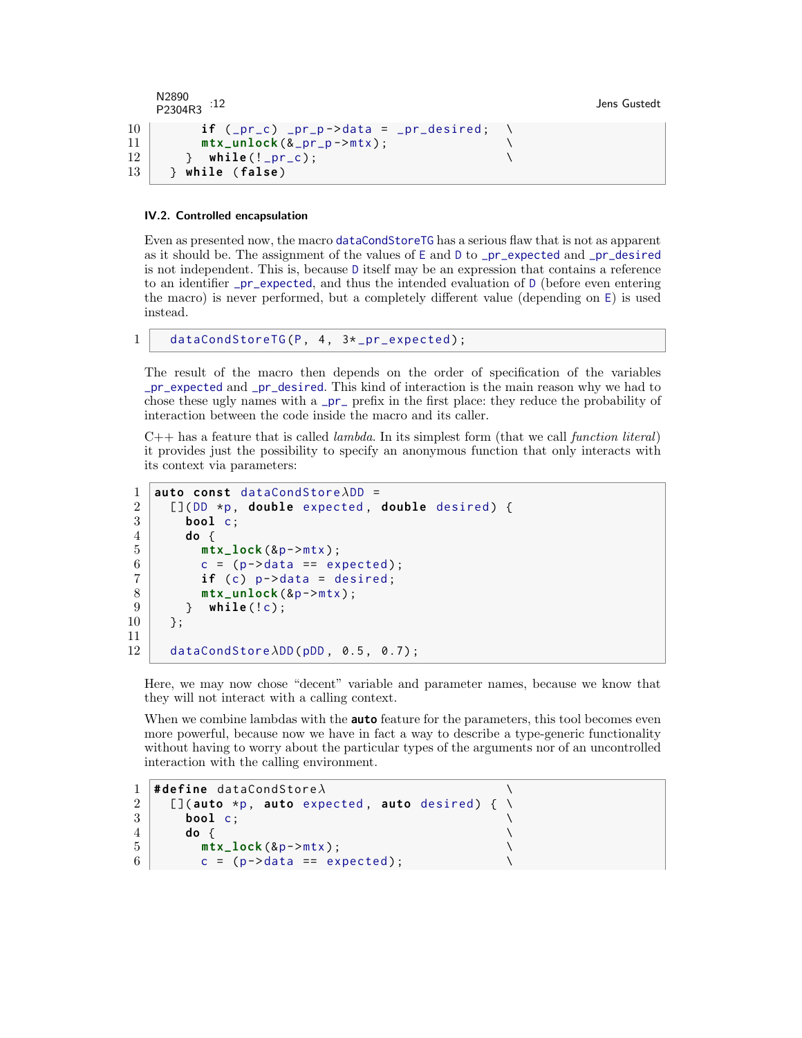```
      if (_pr_c) _pr_p->data = _pr_desired;  \
      mtx_unlock(&_pr_p->mtx);               \
    }  while(!_pr_c);                        \
  } while (false)
```

### IV.2. Controlled encapsulation

Even as presented now, the macro dataCondStoreTG has a serious flaw that is not as apparent as it should be. The assignment of the values of E and D to _pr_expected and _pr_desired is not independent. This is, because D itself may be an expression that contains a reference to an identifier _pr_expected, and thus the intended evaluation of D (before even entering the macro) is never performed, but a completely different value (depending on E) is used instead.

```
  dataCondStoreTG(P, 4, 3*_pr_expected);
```

The result of the macro then depends on the order of specification of the variables _pr_expected and _pr_desired. This kind of interaction is the main reason why we had to chose these ugly names with a _pr_ prefix in the first place: they reduce the probability of interaction between the code inside the macro and its caller.

C++ has a feature that is called *lambda*. In its simplest form (that we call *function literal*) it provides just the possibility to specify an anonymous function that only interacts with its context via parameters:

```
auto const dataCondStoreλDD =
  [](DD *p, double expected, double desired) {
    bool c;
    do {
      mtx_lock(&p->mtx);
      c = (p->data == expected);
      if (c) p->data = desired;
      mtx_unlock(&p->mtx);
    }  while(!c);
  };

  dataCondStoreλDD(pDD, 0.5, 0.7);
```

Here, we may now chose "decent" variable and parameter names, because we know that they will not interact with a calling context.

When we combine lambdas with the **auto** feature for the parameters, this tool becomes even more powerful, because now we have in fact a way to describe a type-generic functionality without having to worry about the particular types of the arguments nor of an uncontrolled interaction with the calling environment.

```
#define dataCondStoreλ                           \
  [](auto *p, auto expected, auto desired) {     \
    bool c;                                      \
    do {                                         \
      mtx_lock(&p->mtx);                         \
      c = (p->data == expected);                 \
```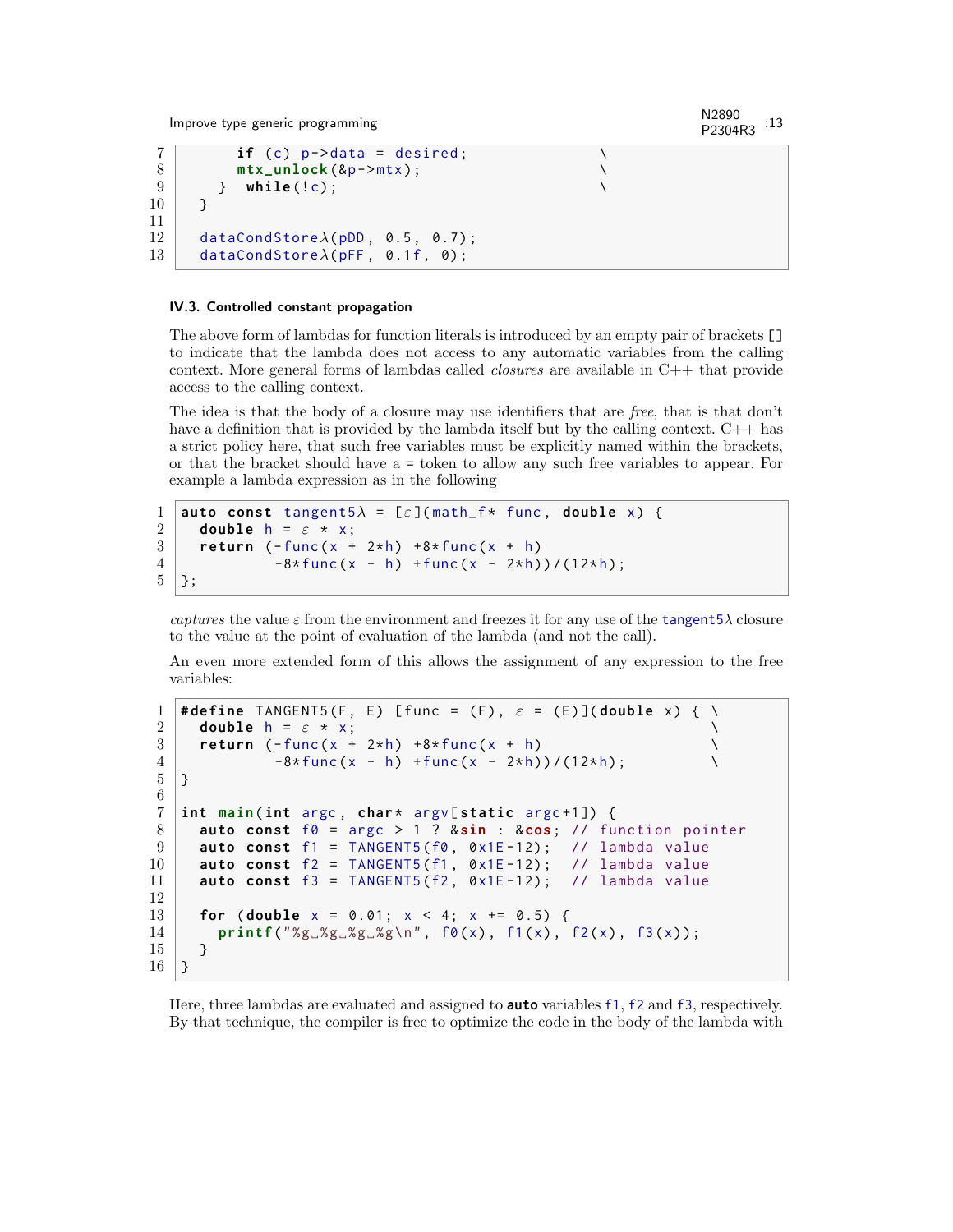```
      if (c) p->data = desired;                 \
      mtx_unlock(&p->mtx);                      \
    }  while(!c);                               \
  }

  dataCondStoreλ(pDD, 0.5, 0.7);
  dataCondStoreλ(pFF, 0.1f, 0);
```

### IV.3. Controlled constant propagation

The above form of lambdas for function literals is introduced by an empty pair of brackets [] to indicate that the lambda does not access to any automatic variables from the calling context. More general forms of lambdas called *closures* are available in C++ that provide access to the calling context.

The idea is that the body of a closure may use identifiers that are *free*, that is that don't have a definition that is provided by the lambda itself but by the calling context. C++ has a strict policy here, that such free variables must be explicitly named within the brackets, or that the bracket should have a = token to allow any such free variables to appear. For example a lambda expression as in the following

```
auto const tangent5λ = [ε](math_f* func, double x) {
  double h = ε * x;
  return (-func(x + 2*h) +8*func(x + h)
          -8*func(x - h) +func(x - 2*h))/(12*h);
};
```

*captures* the value $\varepsilon$ from the environment and freezes it for any use of the tangent5λ closure to the value at the point of evaluation of the lambda (and not the call).

An even more extended form of this allows the assignment of any expression to the free variables:

```
#define TANGENT5(F, E) [func = (F), ε = (E)](double x) { \
  double h = ε * x;                                      \
  return (-func(x + 2*h) +8*func(x + h)                  \
          -8*func(x - h) +func(x - 2*h))/(12*h);         \
}

int main(int argc, char* argv[static argc+1]) {
  auto const f0 = argc > 1 ? &sin : &cos; // function pointer
  auto const f1 = TANGENT5(f0, 0x1E-12);  // lambda value
  auto const f2 = TANGENT5(f1, 0x1E-12);  // lambda value
  auto const f3 = TANGENT5(f2, 0x1E-12);  // lambda value

  for (double x = 0.01; x < 4; x += 0.5) {
    printf("%g %g %g %g\n", f0(x), f1(x), f2(x), f3(x));
  }
}
```

Here, three lambdas are evaluated and assigned to **auto** variables f1, f2 and f3, respectively. By that technique, the compiler is free to optimize the code in the body of the lambda with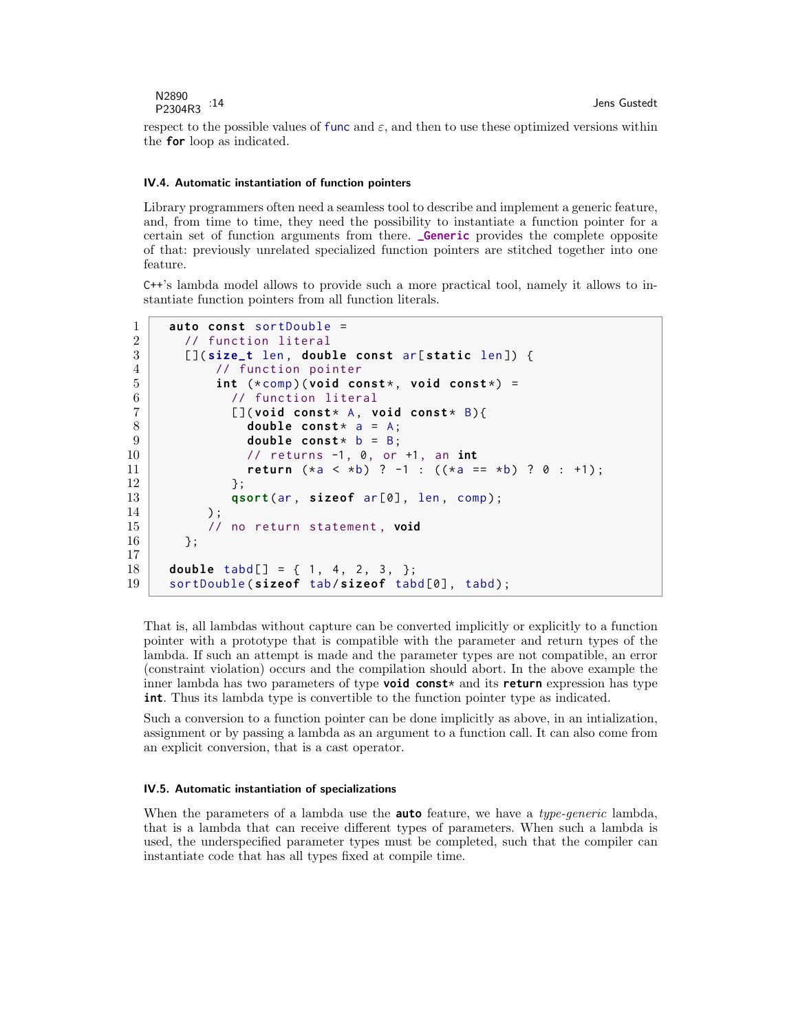respect to the possible values of func and $\varepsilon$, and then to use these optimized versions within the **for** loop as indicated.

### IV.4. Automatic instantiation of function pointers

Library programmers often need a seamless tool to describe and implement a generic feature, and, from time to time, they need the possibility to instantiate a function pointer for a certain set of function arguments from there. **_Generic** provides the complete opposite of that: previously unrelated specialized function pointers are stitched together into one feature.

C++'s lambda model allows to provide such a more practical tool, namely it allows to instantiate function pointers from all function literals.

```
auto const sortDouble =
  // function literal
  [](size_t len, double const ar[static len]) {
      // function pointer
      int (*comp)(void const*, void const*) =
        // function literal
        [](void const* A, void const* B){
          double const* a = A;
          double const* b = B;
          // returns -1, 0, or +1, an int
          return (*a < *b) ? -1 : ((*a == *b) ? 0 : +1);
        };
        qsort(ar, sizeof ar[0], len, comp);
     );
     // no return statement, void
  };

double tabd[] = { 1, 4, 2, 3, };
sortDouble(sizeof tab/sizeof tabd[0], tabd);
```

That is, all lambdas without capture can be converted implicitly or explicitly to a function pointer with a prototype that is compatible with the parameter and return types of the lambda. If such an attempt is made and the parameter types are not compatible, an error (constraint violation) occurs and the compilation should abort. In the above example the inner lambda has two parameters of type **void const*** and its **return** expression has type **int**. Thus its lambda type is convertible to the function pointer type as indicated.

Such a conversion to a function pointer can be done implicitly as above, in an intialization, assignment or by passing a lambda as an argument to a function call. It can also come from an explicit conversion, that is a cast operator.

### IV.5. Automatic instantiation of specializations

When the parameters of a lambda use the **auto** feature, we have a *type-generic* lambda, that is a lambda that can receive different types of parameters. When such a lambda is used, the underspecified parameter types must be completed, such that the compiler can instantiate code that has all types fixed at compile time.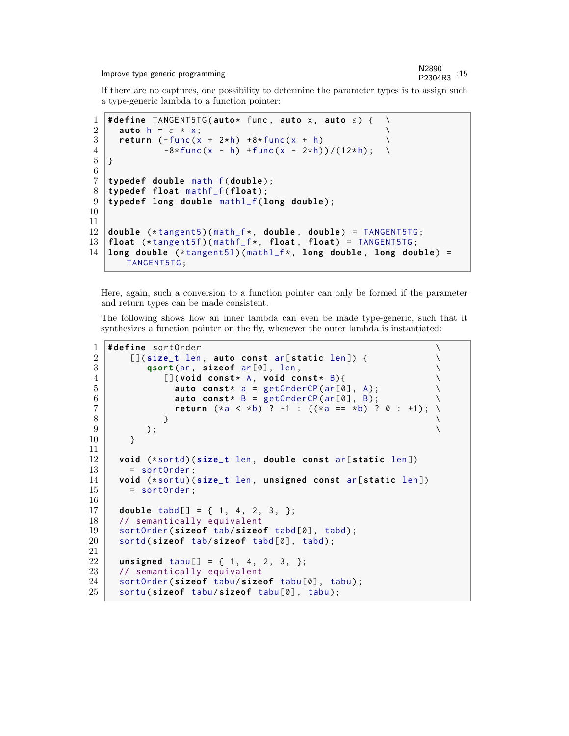If there are no captures, one possibility to determine the parameter types is to assign such a type-generic lambda to a function pointer:

```
#define TANGENT5TG(auto* func, auto x, auto ε) {  \
  auto h = ε * x;                                 \
  return (-func(x + 2*h) +8*func(x + h)           \
          -8*func(x - h) +func(x - 2*h))/(12*h);  \
}

typedef double math_f(double);
typedef float mathf_f(float);
typedef long double mathl_f(long double);


double (*tangent5)(math_f*, double, double) = TANGENT5TG;
float (*tangent5f)(mathf_f*, float, float) = TANGENT5TG;
long double (*tangent5l)(mathl_f*, long double, long double) =
    TANGENT5TG;
```

Here, again, such a conversion to a function pointer can only be formed if the parameter and return types can be made consistent.

The following shows how an inner lambda can even be made type-generic, such that it synthesizes a function pointer on the fly, whenever the outer lambda is instantiated:

```
#define sortOrder                                             \
    [](size_t len, auto const ar[static len]) {               \
       qsort(ar, sizeof ar[0], len,                           \
          [](void const* A, void const* B){                   \
            auto const* a = getOrderCP(ar[0], A);             \
            auto const* B = getOrderCP(ar[0], B);             \
            return (*a < *b) ? -1 : ((*a == *b) ? 0 : +1);    \
          }                                                   \
       );                                                     \
    }

  void (*sortd)(size_t len, double const ar[static len])
    = sortOrder;
  void (*sortu)(size_t len, unsigned const ar[static len])
    = sortOrder;

  double tabd[] = { 1, 4, 2, 3, };
  // semantically equivalent
  sortOrder(sizeof tab/sizeof tabd[0], tabd);
  sortd(sizeof tab/sizeof tabd[0], tabd);

  unsigned tabu[] = { 1, 4, 2, 3, };
  // semantically equivalent
  sortOrder(sizeof tabu/sizeof tabu[0], tabu);
  sortu(sizeof tabu/sizeof tabu[0], tabu);
```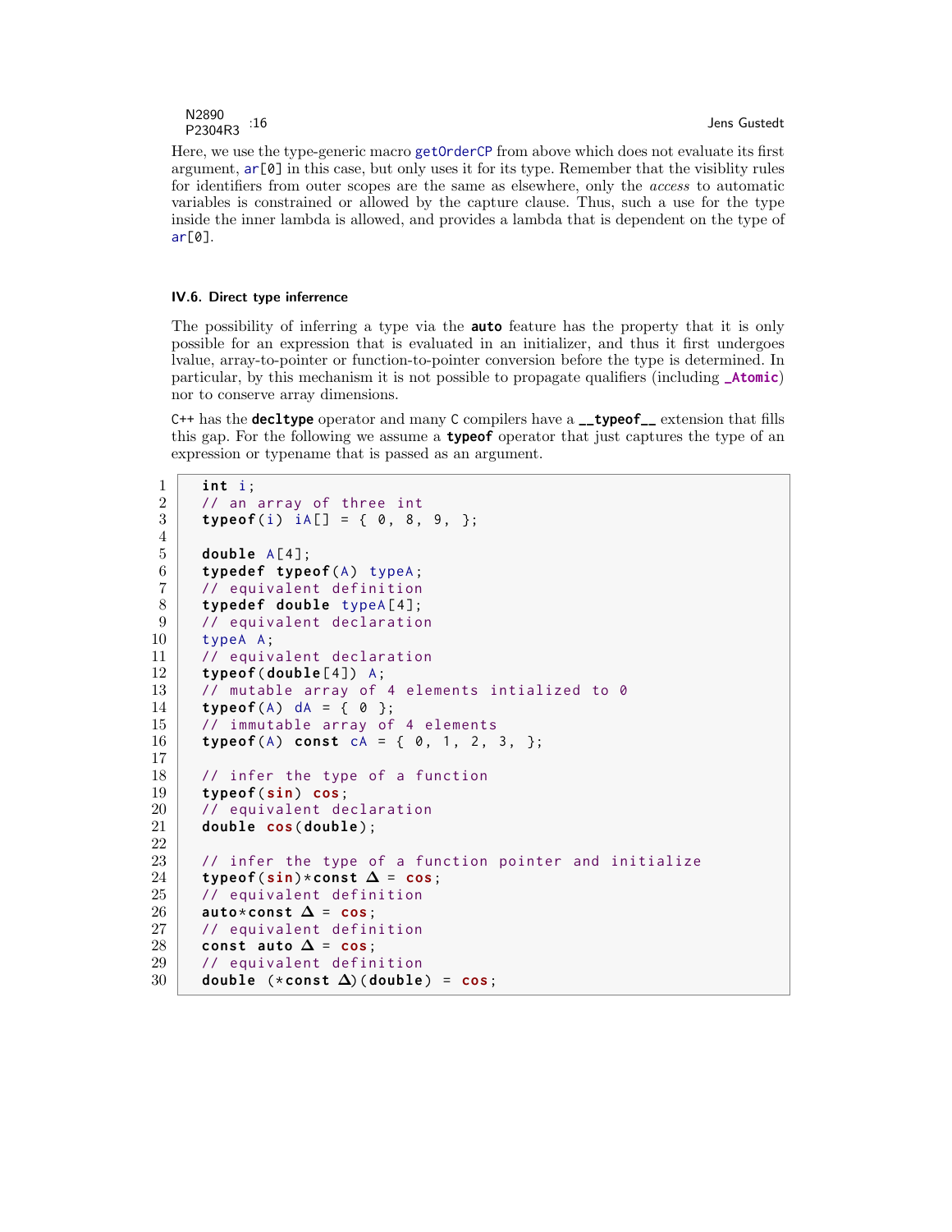Here, we use the type-generic macro `getOrderCP` from above which does not evaluate its first argument, `ar[0]` in this case, but only uses it for its type. Remember that the visiblity rules for identifiers from outer scopes are the same as elsewhere, only the *access* to automatic variables is constrained or allowed by the capture clause. Thus, such a use for the type inside the inner lambda is allowed, and provides a lambda that is dependent on the type of `ar[0]`.

### IV.6. Direct type inferrence

The possibility of inferring a type via the **auto** feature has the property that it is only possible for an expression that is evaluated in an initializer, and thus it first undergoes lvalue, array-to-pointer or function-to-pointer conversion before the type is determined. In particular, by this mechanism it is not possible to propagate qualifiers (including **_Atomic**) nor to conserve array dimensions.

C++ has the **decltype** operator and many C compilers have a **__typeof__** extension that fills this gap. For the following we assume a **typeof** operator that just captures the type of an expression or typename that is passed as an argument.

```
int i;
// an array of three int
typeof(i) iA[] = { 0, 8, 9, };

double A[4];
typedef typeof(A) typeA;
// equivalent definition
typedef double typeA[4];
// equivalent declaration
typeA A;
// equivalent declaration
typeof(double[4]) A;
// mutable array of 4 elements intialized to 0
typeof(A) dA = { 0 };
// immutable array of 4 elements
typeof(A) const cA = { 0, 1, 2, 3, };

// infer the type of a function
typeof(sin) cos;
// equivalent declaration
double cos(double);

// infer the type of a function pointer and initialize
typeof(sin)*const Δ = cos;
// equivalent definition
auto*const Δ = cos;
// equivalent definition
const auto Δ = cos;
// equivalent definition
double (*const Δ)(double) = cos;
```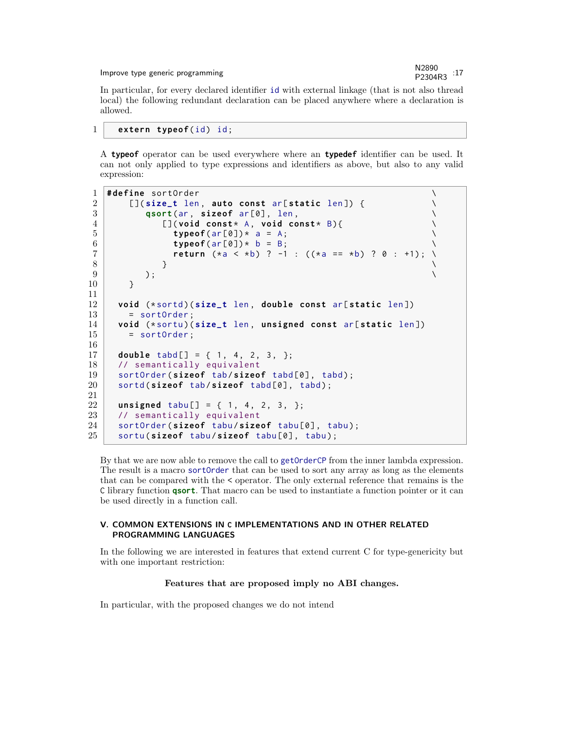In particular, for every declared identifier id with external linkage (that is not also thread local) the following redundant declaration can be placed anywhere where a declaration is allowed.

```
extern typeof(id) id;
```

A **typeof** operator can be used everywhere where an **typedef** identifier can be used. It can not only applied to type expressions and identifiers as above, but also to any valid expression:

```
#define sortOrder                                                \
    [](size_t len, auto const ar[static len]) {                  \
       qsort(ar, sizeof ar[0], len,                              \
          [](void const* A, void const* B){                      \
            typeof(ar[0])* a = A;                                \
            typeof(ar[0])* b = B;                                \
            return (*a < *b) ? -1 : ((*a == *b) ? 0 : +1);      \
          }                                                      \
       );                                                        \
    }

  void (*sortd)(size_t len, double const ar[static len])
    = sortOrder;
  void (*sortu)(size_t len, unsigned const ar[static len])
    = sortOrder;

  double tabd[] = { 1, 4, 2, 3, };
  // semantically equivalent
  sortOrder(sizeof tab/sizeof tabd[0], tabd);
  sortd(sizeof tab/sizeof tabd[0], tabd);

  unsigned tabu[] = { 1, 4, 2, 3, };
  // semantically equivalent
  sortOrder(sizeof tabu/sizeof tabu[0], tabu);
  sortu(sizeof tabu/sizeof tabu[0], tabu);
```

By that we are now able to remove the call to getOrderCP from the inner lambda expression. The result is a macro sortOrder that can be used to sort any array as long as the elements that can be compared with the < operator. The only external reference that remains is the C library function **qsort**. That macro can be used to instantiate a function pointer or it can be used directly in a function call.

## V. COMMON EXTENSIONS IN C IMPLEMENTATIONS AND IN OTHER RELATED PROGRAMMING LANGUAGES

In the following we are interested in features that extend current C for type-genericity but with one important restriction:

**Features that are proposed imply no ABI changes.**

In particular, with the proposed changes we do not intend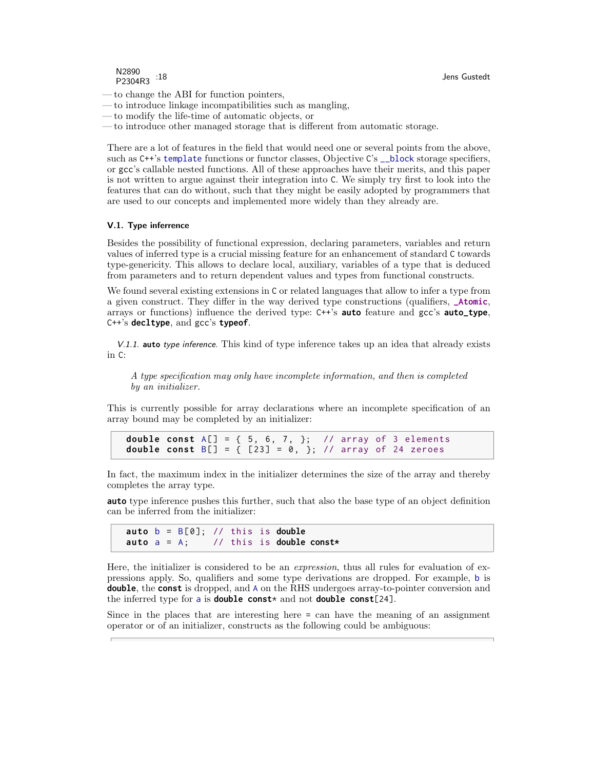— to change the ABI for function pointers,
— to introduce linkage incompatibilities such as mangling,
— to modify the life-time of automatic objects, or
— to introduce other managed storage that is different from automatic storage.

There are a lot of features in the field that would need one or several points from the above, such as C++'s `template` functions or functor classes, Objective C's `__block` storage specifiers, or gcc's callable nested functions. All of these approaches have their merits, and this paper is not written to argue against their integration into C. We simply try first to look into the features that can do without, such that they might be easily adopted by programmers that are used to our concepts and implemented more widely than they already are.

### V.1. Type inferrence

Besides the possibility of functional expression, declaring parameters, variables and return values of inferred type is a crucial missing feature for an enhancement of standard C towards type-genericity. This allows to declare local, auxiliary, variables of a type that is deduced from parameters and to return dependent values and types from functional constructs.

We found several existing extensions in C or related languages that allow to infer a type from a given construct. They differ in the way derived type constructions (qualifiers, **`_Atomic`**, arrays or functions) influence the derived type: C++'s **`auto`** feature and gcc's **`auto_type`**, C++'s **`decltype`**, and gcc's **`typeof`**.

*V.1.1.* **`auto`** *type inference.* This kind of type inference takes up an idea that already exists in C:

> *A type specification may only have incomplete information, and then is completed by an initializer.*

This is currently possible for array declarations where an incomplete specification of an array bound may be completed by an initializer:

```
double const A[] = { 5, 6, 7, };  // array of 3 elements
double const B[] = { [23] = 0, }; // array of 24 zeroes
```

In fact, the maximum index in the initializer determines the size of the array and thereby completes the array type.

**`auto`** type inference pushes this further, such that also the base type of an object definition can be inferred from the initializer:

```
auto b = B[0]; // this is double
auto a = A;    // this is double const*
```

Here, the initializer is considered to be an *expression*, thus all rules for evaluation of expressions apply. So, qualifiers and some type derivations are dropped. For example, `b` is **`double`**, the **`const`** is dropped, and `A` on the RHS undergoes array-to-pointer conversion and the inferred type for `a` is **`double const*`** and not **`double const[24]`**.

Since in the places that are interesting here `=` can have the meaning of an assignment operator or of an initializer, constructs as the following could be ambiguous: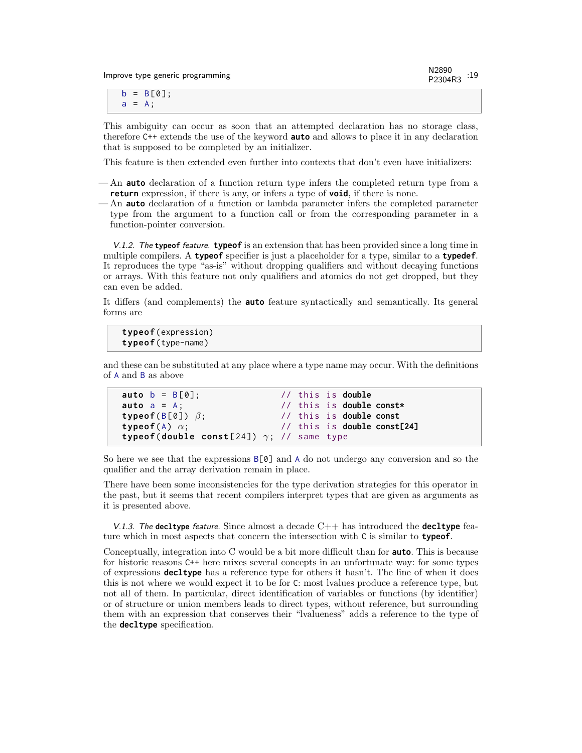```
b = B[0];
a = A;
```

This ambiguity can occur as soon that an attempted declaration has no storage class, therefore C++ extends the use of the keyword **auto** and allows to place it in any declaration that is supposed to be completed by an initializer.

This feature is then extended even further into contexts that don't even have initializers:

- An **auto** declaration of a function return type infers the completed return type from a **return** expression, if there is any, or infers a type of **void**, if there is none.
- An **auto** declaration of a function or lambda parameter infers the completed parameter type from the argument to a function call or from the corresponding parameter in a function-pointer conversion.

*V.1.2. The* **typeof** *feature.* **typeof** is an extension that has been provided since a long time in multiple compilers. A **typeof** specifier is just a placeholder for a type, similar to a **typedef**. It reproduces the type "as-is" without dropping qualifiers and without decaying functions or arrays. With this feature not only qualifiers and atomics do not get dropped, but they can even be added.

It differs (and complements) the **auto** feature syntactically and semantically. Its general forms are

```
typeof(expression)
typeof(type-name)
```

and these can be substituted at any place where a type name may occur. With the definitions of A and B as above

```
auto b = B[0];                  // this is double
auto a = A;                     // this is double const*
typeof(B[0]) β;                 // this is double const
typeof(A) α;                    // this is double const[24]
typeof(double const[24]) γ;     // same type
```

So here we see that the expressions B[0] and A do not undergo any conversion and so the qualifier and the array derivation remain in place.

There have been some inconsistencies for the type derivation strategies for this operator in the past, but it seems that recent compilers interpret types that are given as arguments as it is presented above.

*V.1.3. The* **decltype** *feature.* Since almost a decade C++ has introduced the **decltype** feature which in most aspects that concern the intersection with C is similar to **typeof**.

Conceptually, integration into C would be a bit more difficult than for **auto**. This is because for historic reasons C++ here mixes several concepts in an unfortunate way: for some types of expressions **decltype** has a reference type for others it hasn't. The line of when it does this is not where we would expect it to be for C: most lvalues produce a reference type, but not all of them. In particular, direct identification of variables or functions (by identifier) or of structure or union members leads to direct types, without reference, but surrounding them with an expression that conserves their "lvalueness" adds a reference to the type of the **decltype** specification.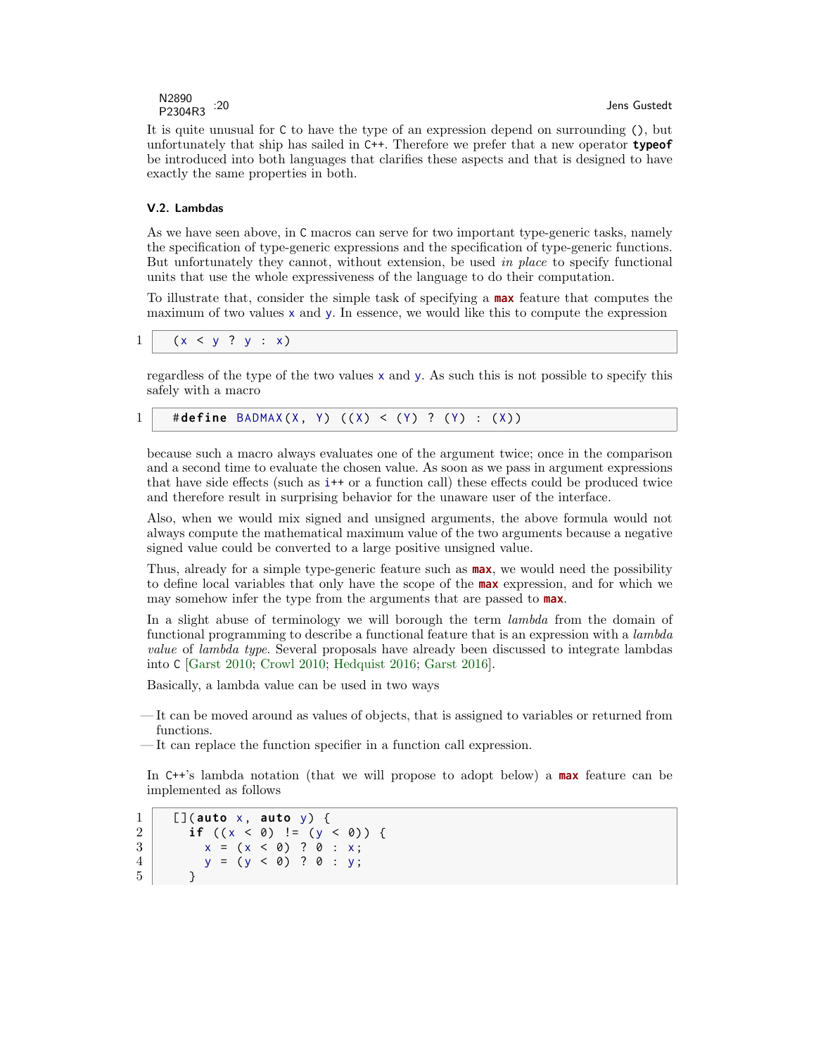It is quite unusual for C to have the type of an expression depend on surrounding (), but unfortunately that ship has sailed in C++. Therefore we prefer that a new operator **typeof** be introduced into both languages that clarifies these aspects and that is designed to have exactly the same properties in both.

### V.2. Lambdas

As we have seen above, in C macros can serve for two important type-generic tasks, namely the specification of type-generic expressions and the specification of type-generic functions. But unfortunately they cannot, without extension, be used *in place* to specify functional units that use the whole expressiveness of the language to do their computation.

To illustrate that, consider the simple task of specifying a **max** feature that computes the maximum of two values x and y. In essence, we would like this to compute the expression

```
(x < y ? y : x)
```

regardless of the type of the two values x and y. As such this is not possible to specify this safely with a macro

```
#define BADMAX(X, Y) ((X) < (Y) ? (Y) : (X))
```

because such a macro always evaluates one of the argument twice; once in the comparison and a second time to evaluate the chosen value. As soon as we pass in argument expressions that have side effects (such as i++ or a function call) these effects could be produced twice and therefore result in surprising behavior for the unaware user of the interface.

Also, when we would mix signed and unsigned arguments, the above formula would not always compute the mathematical maximum value of the two arguments because a negative signed value could be converted to a large positive unsigned value.

Thus, already for a simple type-generic feature such as **max**, we would need the possibility to define local variables that only have the scope of the **max** expression, and for which we may somehow infer the type from the arguments that are passed to **max**.

In a slight abuse of terminology we will borough the term *lambda* from the domain of functional programming to describe a functional feature that is an expression with a *lambda value* of *lambda type*. Several proposals have already been discussed to integrate lambdas into C [Garst 2010; Crowl 2010; Hedquist 2016; Garst 2016].

Basically, a lambda value can be used in two ways

- It can be moved around as values of objects, that is assigned to variables or returned from functions.
- It can replace the function specifier in a function call expression.

In C++'s lambda notation (that we will propose to adopt below) a **max** feature can be implemented as follows

```
[](auto x, auto y) {
  if ((x < 0) != (y < 0)) {
    x = (x < 0) ? 0 : x;
    y = (y < 0) ? 0 : y;
  }
```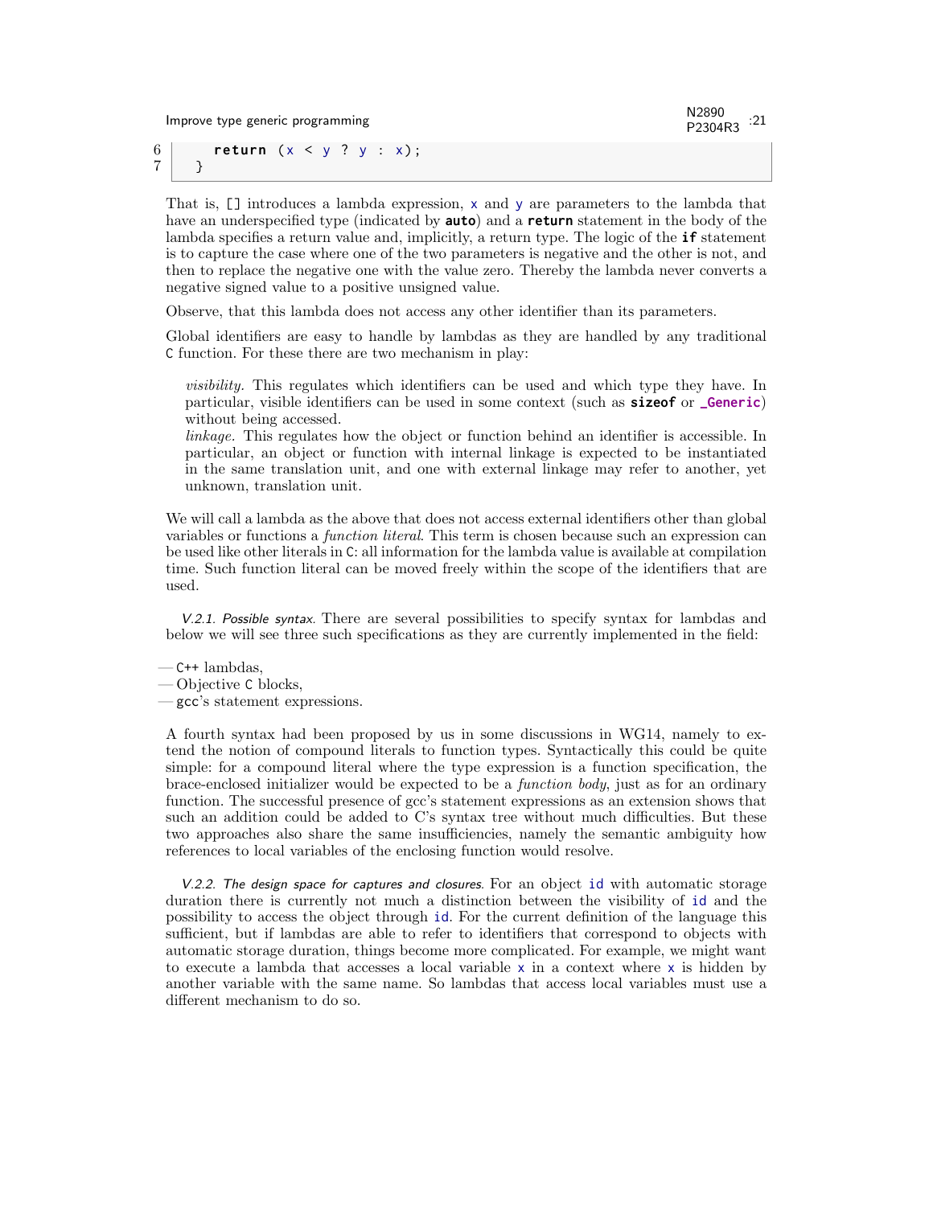```
    return (x < y ? y : x);
  }
```

That is, [] introduces a lambda expression, x and y are parameters to the lambda that have an underspecified type (indicated by **auto**) and a **return** statement in the body of the lambda specifies a return value and, implicitly, a return type. The logic of the **if** statement is to capture the case where one of the two parameters is negative and the other is not, and then to replace the negative one with the value zero. Thereby the lambda never converts a negative signed value to a positive unsigned value.

Observe, that this lambda does not access any other identifier than its parameters.

Global identifiers are easy to handle by lambdas as they are handled by any traditional C function. For these there are two mechanism in play:

> *visibility*. This regulates which identifiers can be used and which type they have. In particular, visible identifiers can be used in some context (such as **sizeof** or **_Generic**) without being accessed.
> *linkage*. This regulates how the object or function behind an identifier is accessible. In particular, an object or function with internal linkage is expected to be instantiated in the same translation unit, and one with external linkage may refer to another, yet unknown, translation unit.

We will call a lambda as the above that does not access external identifiers other than global variables or functions a *function literal*. This term is chosen because such an expression can be used like other literals in C: all information for the lambda value is available at compilation time. Such function literal can be moved freely within the scope of the identifiers that are used.

*V.2.1. Possible syntax.* There are several possibilities to specify syntax for lambdas and below we will see three such specifications as they are currently implemented in the field:

- C++ lambdas,
- Objective C blocks,
- gcc's statement expressions.

A fourth syntax had been proposed by us in some discussions in WG14, namely to extend the notion of compound literals to function types. Syntactically this could be quite simple: for a compound literal where the type expression is a function specification, the brace-enclosed initializer would be expected to be a *function body*, just as for an ordinary function. The successful presence of gcc's statement expressions as an extension shows that such an addition could be added to C's syntax tree without much difficulties. But these two approaches also share the same insufficiencies, namely the semantic ambiguity how references to local variables of the enclosing function would resolve.

*V.2.2. The design space for captures and closures.* For an object id with automatic storage duration there is currently not much a distinction between the visibility of id and the possibility to access the object through id. For the current definition of the language this sufficient, but if lambdas are able to refer to identifiers that correspond to objects with automatic storage duration, things become more complicated. For example, we might want to execute a lambda that accesses a local variable x in a context where x is hidden by another variable with the same name. So lambdas that access local variables must use a different mechanism to do so.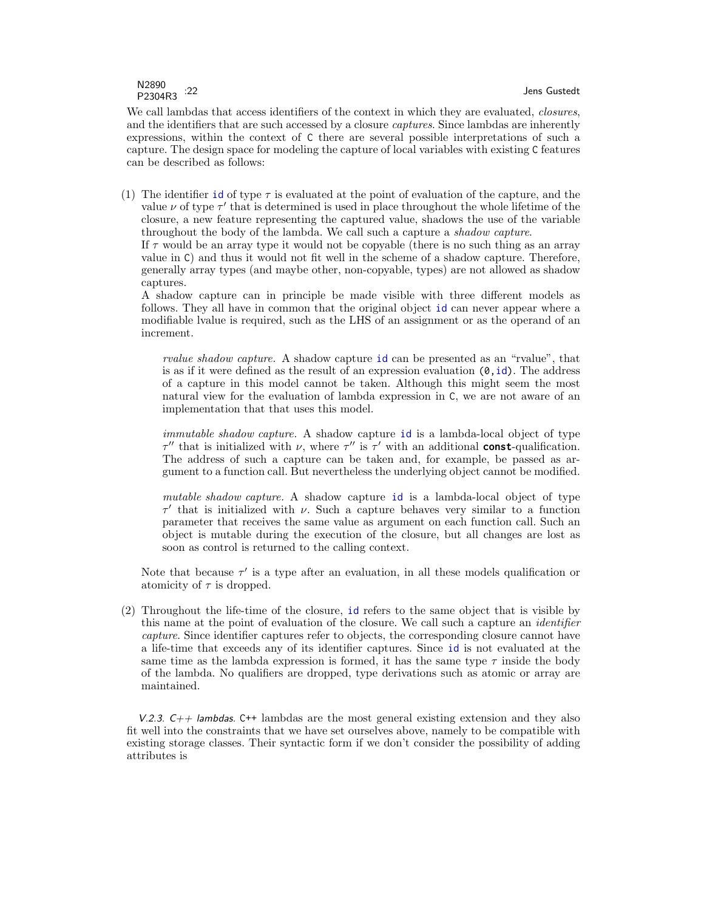We call lambdas that access identifiers of the context in which they are evaluated, *closures*, and the identifiers that are such accessed by a closure *captures*. Since lambdas are inherently expressions, within the context of C there are several possible interpretations of such a capture. The design space for modeling the capture of local variables with existing C features can be described as follows:

(1) The identifier `id` of type $\tau$ is evaluated at the point of evaluation of the capture, and the value $\nu$ of type $\tau'$ that is determined is used in place throughout the whole lifetime of the closure, a new feature representing the captured value, shadows the use of the variable throughout the body of the lambda. We call such a capture a *shadow capture*.
If $\tau$ would be an array type it would not be copyable (there is no such thing as an array value in C) and thus it would not fit well in the scheme of a shadow capture. Therefore, generally array types (and maybe other, non-copyable, types) are not allowed as shadow captures.
A shadow capture can in principle be made visible with three different models as follows. They all have in common that the original object `id` can never appear where a modifiable lvalue is required, such as the LHS of an assignment or as the operand of an increment.

   *rvalue shadow capture.* A shadow capture `id` can be presented as an "rvalue", that is as if it were defined as the result of an expression evaluation `(0,id)`. The address of a capture in this model cannot be taken. Although this might seem the most natural view for the evaluation of lambda expression in C, we are not aware of an implementation that that uses this model.

   *immutable shadow capture.* A shadow capture `id` is a lambda-local object of type $\tau''$ that is initialized with $\nu$, where $\tau''$ is $\tau'$ with an additional **const**-qualification. The address of such a capture can be taken and, for example, be passed as argument to a function call. But nevertheless the underlying object cannot be modified.

   *mutable shadow capture.* A shadow capture `id` is a lambda-local object of type $\tau'$ that is initialized with $\nu$. Such a capture behaves very similar to a function parameter that receives the same value as argument on each function call. Such an object is mutable during the execution of the closure, but all changes are lost as soon as control is returned to the calling context.

Note that because $\tau'$ is a type after an evaluation, in all these models qualification or atomicity of $\tau$ is dropped.

(2) Throughout the life-time of the closure, `id` refers to the same object that is visible by this name at the point of evaluation of the closure. We call such a capture an *identifier capture*. Since identifier captures refer to objects, the corresponding closure cannot have a life-time that exceeds any of its identifier captures. Since `id` is not evaluated at the same time as the lambda expression is formed, it has the same type $\tau$ inside the body of the lambda. No qualifiers are dropped, type derivations such as atomic or array are maintained.

*V.2.3. C++ lambdas.* C++ lambdas are the most general existing extension and they also fit well into the constraints that we have set ourselves above, namely to be compatible with existing storage classes. Their syntactic form if we don't consider the possibility of adding attributes is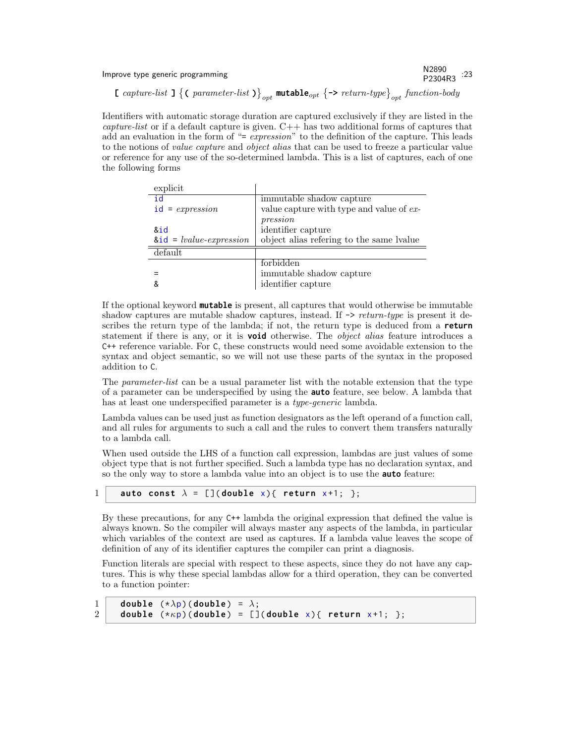**[** *capture-list* **]** $\{$**(** *parameter-list* **)**$\}_{opt}$ **mutable**$_{opt}$ $\{$**->** *return-type*$\}_{opt}$ *function-body*

Identifiers with automatic storage duration are captured exclusively if they are listed in the *capture-list* or if a default capture is given. C++ has two additional forms of captures that add an evaluation in the form of "= *expression*" to the definition of the capture. This leads to the notions of *value capture* and *object alias* that can be used to freeze a particular value or reference for any use of the so-determined lambda. This is a list of captures, each of one the following forms

| explicit | |
|---|---|
| `id` | immutable shadow capture |
| `id` = *expression* | value capture with type and value of *expression* |
| `&id` | identifier capture |
| `&id` = *lvalue-expression* | object alias refering to the same lvalue |
| **default** | |
| | forbidden |
| `=` | immutable shadow capture |
| `&` | identifier capture |

If the optional keyword **mutable** is present, all captures that would otherwise be immutable shadow captures are mutable shadow captures, instead. If `->` *return-type* is present it describes the return type of the lambda; if not, the return type is deduced from a **return** statement if there is any, or it is **void** otherwise. The *object alias* feature introduces a C++ reference variable. For C, these constructs would need some avoidable extension to the syntax and object semantic, so we will not use these parts of the syntax in the proposed addition to C.

The *parameter-list* can be a usual parameter list with the notable extension that the type of a parameter can be underspecified by using the **auto** feature, see below. A lambda that has at least one underspecified parameter is a *type-generic* lambda.

Lambda values can be used just as function designators as the left operand of a function call, and all rules for arguments to such a call and the rules to convert them transfers naturally to a lambda call.

When used outside the LHS of a function call expression, lambdas are just values of some object type that is not further specified. Such a lambda type has no declaration syntax, and so the only way to store a lambda value into an object is to use the **auto** feature:

```
auto const λ = [](double x){ return x+1; };
```

By these precautions, for any C++ lambda the original expression that defined the value is always known. So the compiler will always master any aspects of the lambda, in particular which variables of the context are used as captures. If a lambda value leaves the scope of definition of any of its identifier captures the compiler can print a diagnosis.

Function literals are special with respect to these aspects, since they do not have any captures. This is why these special lambdas allow for a third operation, they can be converted to a function pointer:

```
double (*λp)(double) = λ;
double (*κp)(double) = [](double x){ return x+1; };
```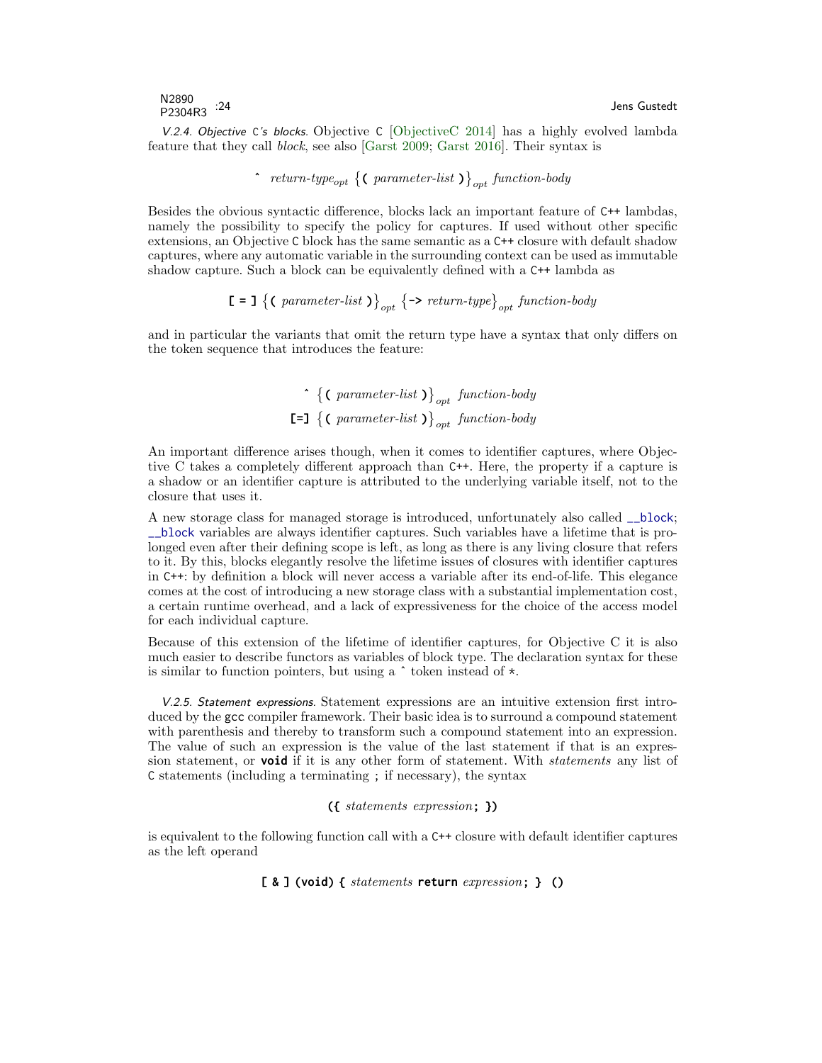*V.2.4. Objective* C*'s blocks.* Objective C [ObjectiveC 2014] has a highly evolved lambda feature that they call *block*, see also [Garst 2009; Garst 2016]. Their syntax is

$$\texttt{\^{}}\ \ \textit{return-type}_{opt}\ \left\{\texttt{(}\ \textit{parameter-list}\ \texttt{)}\right\}_{opt}\ \textit{function-body}$$

Besides the obvious syntactic difference, blocks lack an important feature of C++ lambdas, namely the possibility to specify the policy for captures. If used without other specific extensions, an Objective C block has the same semantic as a C++ closure with default shadow captures, where any automatic variable in the surrounding context can be used as immutable shadow capture. Such a block can be equivalently defined with a C++ lambda as

$$\texttt{[ = ]}\ \left\{\texttt{(}\ \textit{parameter-list}\ \texttt{)}\right\}_{opt}\ \left\{\texttt{->}\ \textit{return-type}\right\}_{opt}\ \textit{function-body}$$

and in particular the variants that omit the return type have a syntax that only differs on the token sequence that introduces the feature:

$$\texttt{\^{}}\ \left\{\texttt{(}\ \textit{parameter-list}\ \texttt{)}\right\}_{opt}\ \textit{function-body}$$
$$\texttt{[=]}\ \left\{\texttt{(}\ \textit{parameter-list}\ \texttt{)}\right\}_{opt}\ \textit{function-body}$$

An important difference arises though, when it comes to identifier captures, where Objective C takes a completely different approach than C++. Here, the property if a capture is a shadow or an identifier capture is attributed to the underlying variable itself, not to the closure that uses it.

A new storage class for managed storage is introduced, unfortunately also called `__block`; `__block` variables are always identifier captures. Such variables have a lifetime that is prolonged even after their defining scope is left, as long as there is any living closure that refers to it. By this, blocks elegantly resolve the lifetime issues of closures with identifier captures in C++: by definition a block will never access a variable after its end-of-life. This elegance comes at the cost of introducing a new storage class with a substantial implementation cost, a certain runtime overhead, and a lack of expressiveness for the choice of the access model for each individual capture.

Because of this extension of the lifetime of identifier captures, for Objective C it is also much easier to describe functors as variables of block type. The declaration syntax for these is similar to function pointers, but using a ˆ token instead of *.

*V.2.5. Statement expressions.* Statement expressions are an intuitive extension first introduced by the gcc compiler framework. Their basic idea is to surround a compound statement with parenthesis and thereby to transform such a compound statement into an expression. The value of such an expression is the value of the last statement if that is an expression statement, or **void** if it is any other form of statement. With *statements* any list of C statements (including a terminating ; if necessary), the syntax

$$\texttt{(\{}\ \textit{statements}\ \textit{expression}\texttt{;}\ \texttt{\})}$$

is equivalent to the following function call with a C++ closure with default identifier captures as the left operand

$$\texttt{[ \& ] (void) \{}\ \textit{statements}\ \textbf{return}\ \textit{expression}\texttt{; \}}\ \texttt{()}$$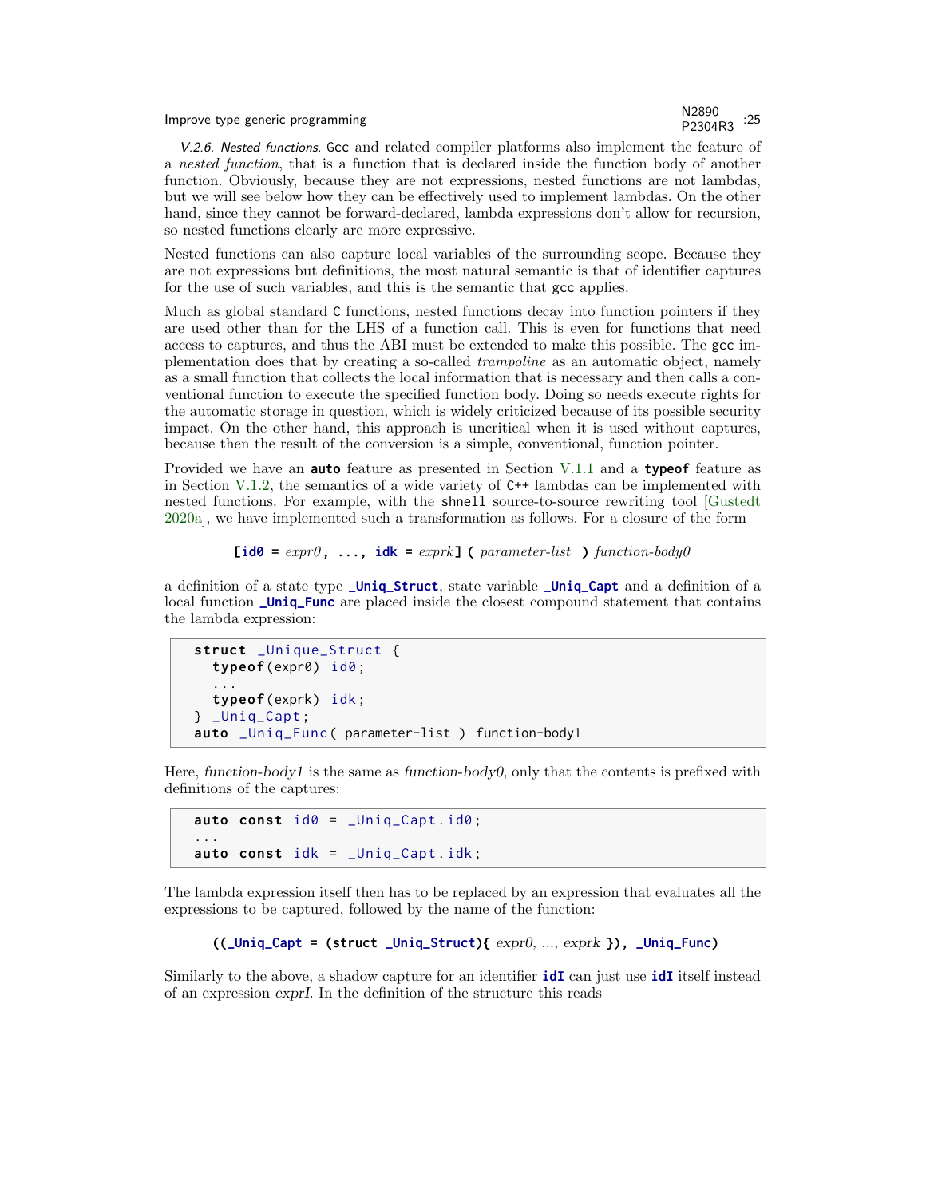*V.2.6. Nested functions.* Gcc and related compiler platforms also implement the feature of a *nested function*, that is a function that is declared inside the function body of another function. Obviously, because they are not expressions, nested functions are not lambdas, but we will see below how they can be effectively used to implement lambdas. On the other hand, since they cannot be forward-declared, lambda expressions don't allow for recursion, so nested functions clearly are more expressive.

Nested functions can also capture local variables of the surrounding scope. Because they are not expressions but definitions, the most natural semantic is that of identifier captures for the use of such variables, and this is the semantic that gcc applies.

Much as global standard C functions, nested functions decay into function pointers if they are used other than for the LHS of a function call. This is even for functions that need access to captures, and thus the ABI must be extended to make this possible. The gcc implementation does that by creating a so-called *trampoline* as an automatic object, namely as a small function that collects the local information that is necessary and then calls a conventional function to execute the specified function body. Doing so needs execute rights for the automatic storage in question, which is widely criticized because of its possible security impact. On the other hand, this approach is uncritical when it is used without captures, because then the result of the conversion is a simple, conventional, function pointer.

Provided we have an **auto** feature as presented in Section V.1.1 and a **typeof** feature as in Section V.1.2, the semantics of a wide variety of C++ lambdas can be implemented with nested functions. For example, with the shnell source-to-source rewriting tool [Gustedt 2020a], we have implemented such a transformation as follows. For a closure of the form

**[id0** = *expr0* **, ..., idk** = *exprk* **] (** *parameter-list* **)** *function-body0*

a definition of a state type **_Uniq_Struct**, state variable **_Uniq_Capt** and a definition of a local function **_Uniq_Func** are placed inside the closest compound statement that contains the lambda expression:

```
struct _Unique_Struct {
  typeof(expr0) id0;
  ...
  typeof(exprk) idk;
} _Uniq_Capt;
auto _Uniq_Func( parameter-list ) function-body1
```

Here, *function-body1* is the same as *function-body0*, only that the contents is prefixed with definitions of the captures:

```
auto const id0 = _Uniq_Capt.id0;
...
auto const idk = _Uniq_Capt.idk;
```

The lambda expression itself then has to be replaced by an expression that evaluates all the expressions to be captured, followed by the name of the function:

**((_Uniq_Capt = (struct _Uniq_Struct){** *expr0, ..., exprk* **}), _Uniq_Func)**

Similarly to the above, a shadow capture for an identifier **idI** can just use **idI** itself instead of an expression *exprI*. In the definition of the structure this reads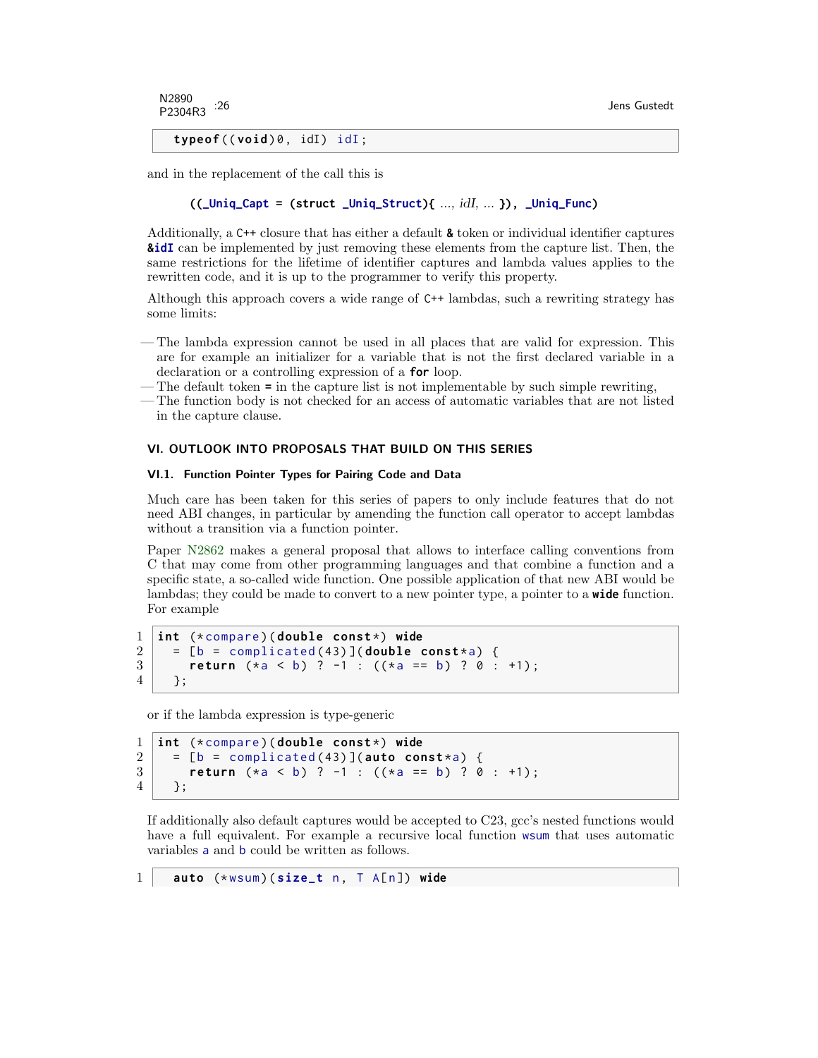```
typeof((void)0, idI) idI;
```

and in the replacement of the call this is

```
((_Uniq_Capt = (struct _Uniq_Struct){ ..., idI, ... }), _Uniq_Func)
```

Additionally, a C++ closure that has either a default `&` token or individual identifier captures `&idI` can be implemented by just removing these elements from the capture list. Then, the same restrictions for the lifetime of identifier captures and lambda values applies to the rewritten code, and it is up to the programmer to verify this property.

Although this approach covers a wide range of C++ lambdas, such a rewriting strategy has some limits:

— The lambda expression cannot be used in all places that are valid for expression. This are for example an initializer for a variable that is not the first declared variable in a declaration or a controlling expression of a `for` loop.
— The default token `=` in the capture list is not implementable by such simple rewriting,
— The function body is not checked for an access of automatic variables that are not listed in the capture clause.

## VI. OUTLOOK INTO PROPOSALS THAT BUILD ON THIS SERIES

### VI.1. Function Pointer Types for Pairing Code and Data

Much care has been taken for this series of papers to only include features that do not need ABI changes, in particular by amending the function call operator to accept lambdas without a transition via a function pointer.

Paper N2862 makes a general proposal that allows to interface calling conventions from C that may come from other programming languages and that combine a function and a specific state, a so-called wide function. One possible application of that new ABI would be lambdas; they could be made to convert to a new pointer type, a pointer to a `wide` function. For example

```
int (*compare)(double const*) wide
  = [b = complicated(43)](double const*a) {
    return (*a < b) ? -1 : ((*a == b) ? 0 : +1);
  };
```

or if the lambda expression is type-generic

```
int (*compare)(double const*) wide
  = [b = complicated(43)](auto const*a) {
    return (*a < b) ? -1 : ((*a == b) ? 0 : +1);
  };
```

If additionally also default captures would be accepted to C23, gcc's nested functions would have a full equivalent. For example a recursive local function `wsum` that uses automatic variables `a` and `b` could be written as follows.

```
  auto (*wsum)(size_t n, T A[n]) wide
```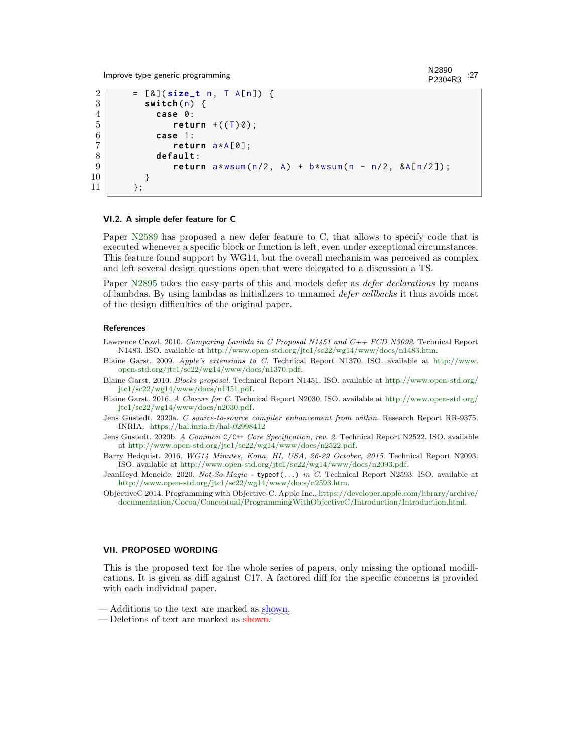```
    = [&](size_t n, T A[n]) {
      switch(n) {
        case 0:
           return +((T)0);
        case 1:
           return a*A[0];
        default:
           return a*wsum(n/2, A) + b*wsum(n - n/2, &A[n/2]);
      }
    };
```

### VI.2. A simple defer feature for C

Paper N2589 has proposed a new defer feature to C, that allows to specify code that is executed whenever a specific block or function is left, even under exceptional circumstances. This feature found support by WG14, but the overall mechanism was perceived as complex and left several design questions open that were delegated to a discussion a TS.

Paper N2895 takes the easy parts of this and models defer as *defer declarations* by means of lambdas. By using lambdas as initializers to unnamed *defer callbacks* it thus avoids most of the design difficulties of the original paper.

#### References

Lawrence Crowl. 2010. *Comparing Lambda in C Proposal N1451 and C++ FCD N3092*. Technical Report N1483. ISO. available at http://www.open-std.org/jtc1/sc22/wg14/www/docs/n1483.htm.

Blaine Garst. 2009. *Apple's extensions to C*. Technical Report N1370. ISO. available at http://www.open-std.org/jtc1/sc22/wg14/www/docs/n1370.pdf.

Blaine Garst. 2010. *Blocks proposal*. Technical Report N1451. ISO. available at http://www.open-std.org/jtc1/sc22/wg14/www/docs/n1451.pdf.

Blaine Garst. 2016. *A Closure for C*. Technical Report N2030. ISO. available at http://www.open-std.org/jtc1/sc22/wg14/www/docs/n2030.pdf.

Jens Gustedt. 2020a. *C source-to-source compiler enhancement from within*. Research Report RR-9375. INRIA. https://hal.inria.fr/hal-02998412

Jens Gustedt. 2020b. *A Common* `C/C++` *Core Specification, rev. 2*. Technical Report N2522. ISO. available at http://www.open-std.org/jtc1/sc22/wg14/www/docs/n2522.pdf.

Barry Hedquist. 2016. *WG14 Minutes, Kona, HI, USA, 26-29 October, 2015*. Technical Report N2093. ISO. available at http://www.open-std.org/jtc1/sc22/wg14/www/docs/n2093.pdf.

JeanHeyd Meneide. 2020. *Not-So-Magic -* `typeof(...)` *in C*. Technical Report N2593. ISO. available at http://www.open-std.org/jtc1/sc22/wg14/www/docs/n2593.htm.

ObjectiveC 2014. Programming with Objective-C. Apple Inc., https://developer.apple.com/library/archive/documentation/Cocoa/Conceptual/ProgrammingWithObjectiveC/Introduction/Introduction.html.

## VII. PROPOSED WORDING

This is the proposed text for the whole series of papers, only missing the optional modifications. It is given as diff against C17. A factored diff for the specific concerns is provided with each individual paper.

— Additions to the text are marked as shown.
— Deletions of text are marked as ~~shown~~.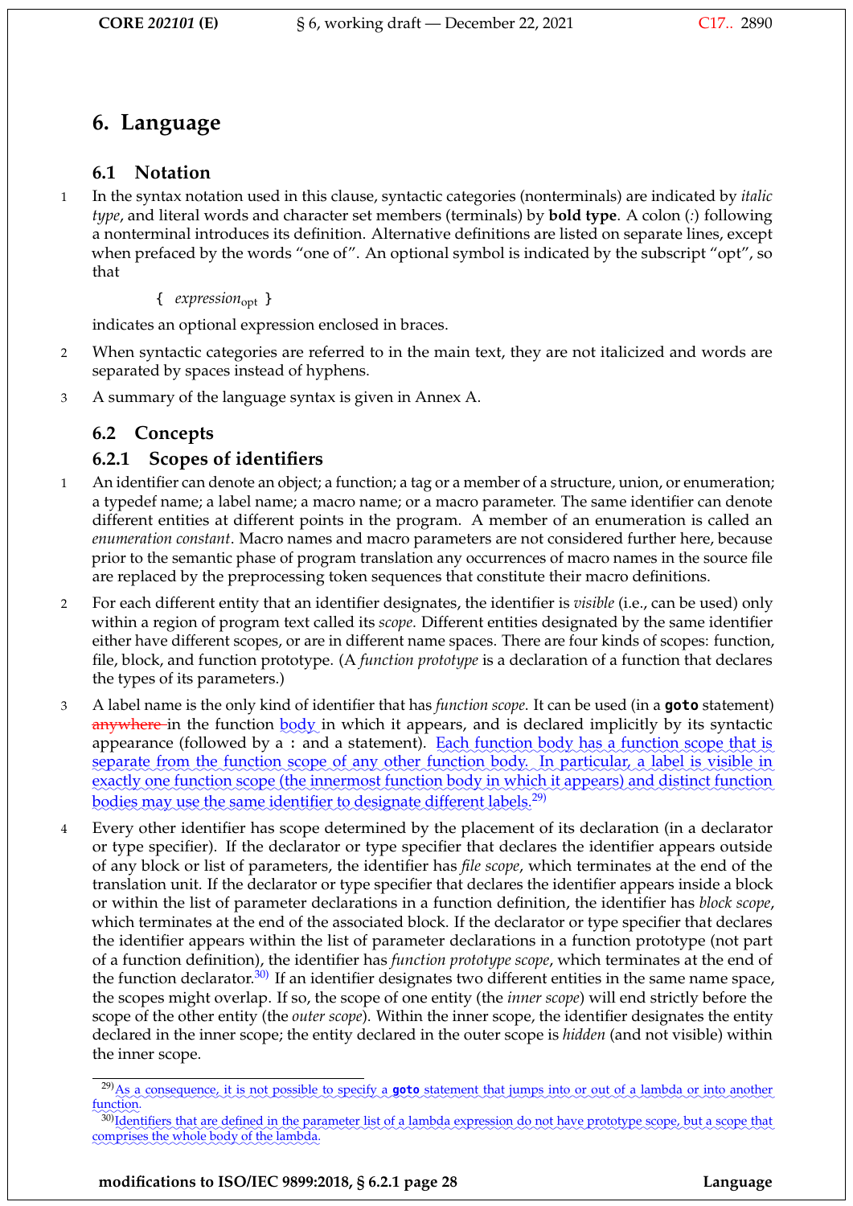# 6. Language

## 6.1 Notation

1 In the syntax notation used in this clause, syntactic categories (nonterminals) are indicated by *italic type*, and literal words and character set members (terminals) by **bold type**. A colon (:) following a nonterminal introduces its definition. Alternative definitions are listed on separate lines, except when prefaced by the words "one of". An optional symbol is indicated by the subscript "opt", so that

> **{** *expression*$_{opt}$ **}**

indicates an optional expression enclosed in braces.

2 When syntactic categories are referred to in the main text, they are not italicized and words are separated by spaces instead of hyphens.

3 A summary of the language syntax is given in Annex A.

## 6.2 Concepts

### 6.2.1 Scopes of identifiers

1 An identifier can denote an object; a function; a tag or a member of a structure, union, or enumeration; a typedef name; a label name; a macro name; or a macro parameter. The same identifier can denote different entities at different points in the program. A member of an enumeration is called an *enumeration constant*. Macro names and macro parameters are not considered further here, because prior to the semantic phase of program translation any occurrences of macro names in the source file are replaced by the preprocessing token sequences that constitute their macro definitions.

2 For each different entity that an identifier designates, the identifier is *visible* (i.e., can be used) only within a region of program text called its *scope*. Different entities designated by the same identifier either have different scopes, or are in different name spaces. There are four kinds of scopes: function, file, block, and function prototype. (A *function prototype* is a declaration of a function that declares the types of its parameters.)

3 A label name is the only kind of identifier that has *function scope*. It can be used (in a **goto** statement) ~~anywhere~~ in the function body in which it appears, and is declared implicitly by its syntactic appearance (followed by a : and a statement). Each function body has a function scope that is separate from the function scope of any other function body. In particular, a label is visible in exactly one function scope (the innermost function body in which it appears) and distinct function bodies may use the same identifier to designate different labels.[29)]

4 Every other identifier has scope determined by the placement of its declaration (in a declarator or type specifier). If the declarator or type specifier that declares the identifier appears outside of any block or list of parameters, the identifier has *file scope*, which terminates at the end of the translation unit. If the declarator or type specifier that declares the identifier appears inside a block or within the list of parameter declarations in a function definition, the identifier has *block scope*, which terminates at the end of the associated block. If the declarator or type specifier that declares the identifier appears within the list of parameter declarations in a function prototype (not part of a function definition), the identifier has *function prototype scope*, which terminates at the end of the function declarator.[30)] If an identifier designates two different entities in the same name space, the scopes might overlap. If so, the scope of one entity (the *inner scope*) will end strictly before the scope of the other entity (the *outer scope*). Within the inner scope, the identifier designates the entity declared in the inner scope; the entity declared in the outer scope is *hidden* (and not visible) within the inner scope.

---

[29)] As a consequence, it is not possible to specify a **goto** statement that jumps into or out of a lambda or into another function.

[30)] Identifiers that are defined in the parameter list of a lambda expression do not have prototype scope, but a scope that comprises the whole body of the lambda.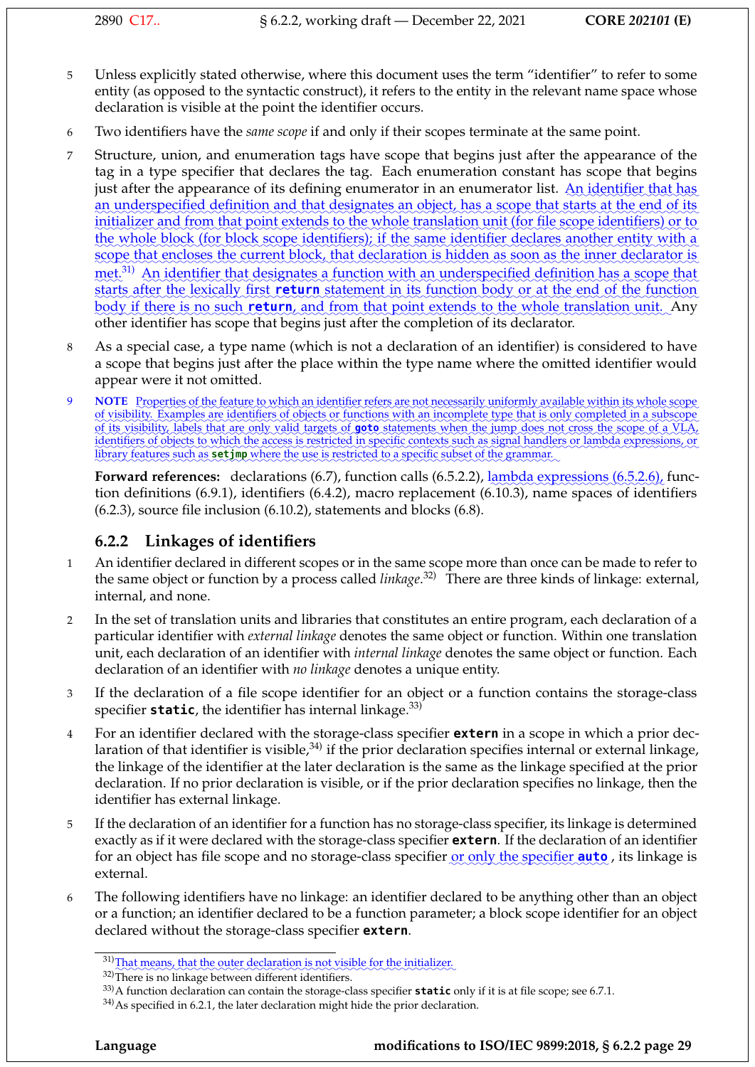5 Unless explicitly stated otherwise, where this document uses the term "identifier" to refer to some entity (as opposed to the syntactic construct), it refers to the entity in the relevant name space whose declaration is visible at the point the identifier occurs.

6 Two identifiers have the *same scope* if and only if their scopes terminate at the same point.

7 Structure, union, and enumeration tags have scope that begins just after the appearance of the tag in a type specifier that declares the tag. Each enumeration constant has scope that begins just after the appearance of its defining enumerator in an enumerator list. An identifier that has an underspecified definition and that designates an object, has a scope that starts at the end of its initializer and from that point extends to the whole translation unit (for file scope identifiers) or to the whole block (for block scope identifiers); if the same identifier declares another entity with a scope that encloses the current block, that declaration is hidden as soon as the inner declarator is met.[31] An identifier that designates a function with an underspecified definition has a scope that starts after the lexically first **return** statement in its function body or at the end of the function body if there is no such **return**, and from that point extends to the whole translation unit. Any other identifier has scope that begins just after the completion of its declarator.

8 As a special case, a type name (which is not a declaration of an identifier) is considered to have a scope that begins just after the place within the type name where the omitted identifier would appear were it not omitted.

9 **NOTE** Properties of the feature to which an identifier refers are not necessarily uniformly available within its whole scope of visibility. Examples are identifiers of objects or functions with an incomplete type that is only completed in a subscope of its visibility, labels that are only valid targets of **goto** statements when the jump does not cross the scope of a VLA, identifiers of objects to which the access is restricted in specific contexts such as signal handlers or lambda expressions, or library features such as **setjmp** where the use is restricted to a specific subset of the grammar.

**Forward references:** declarations (6.7), function calls (6.5.2.2), lambda expressions (6.5.2.6), function definitions (6.9.1), identifiers (6.4.2), macro replacement (6.10.3), name spaces of identifiers (6.2.3), source file inclusion (6.10.2), statements and blocks (6.8).

### 6.2.2 Linkages of identifiers

1 An identifier declared in different scopes or in the same scope more than once can be made to refer to the same object or function by a process called *linkage*.[32] There are three kinds of linkage: external, internal, and none.

2 In the set of translation units and libraries that constitutes an entire program, each declaration of a particular identifier with *external linkage* denotes the same object or function. Within one translation unit, each declaration of an identifier with *internal linkage* denotes the same object or function. Each declaration of an identifier with *no linkage* denotes a unique entity.

3 If the declaration of a file scope identifier for an object or a function contains the storage-class specifier **static**, the identifier has internal linkage.[33]

4 For an identifier declared with the storage-class specifier **extern** in a scope in which a prior declaration of that identifier is visible,[34] if the prior declaration specifies internal or external linkage, the linkage of the identifier at the later declaration is the same as the linkage specified at the prior declaration. If no prior declaration is visible, or if the prior declaration specifies no linkage, then the identifier has external linkage.

5 If the declaration of an identifier for a function has no storage-class specifier, its linkage is determined exactly as if it were declared with the storage-class specifier **extern**. If the declaration of an identifier for an object has file scope and no storage-class specifier or only the specifier **auto** , its linkage is external.

6 The following identifiers have no linkage: an identifier declared to be anything other than an object or a function; an identifier declared to be a function parameter; a block scope identifier for an object declared without the storage-class specifier **extern**.

---

[31] That means, that the outer declaration is not visible for the initializer.

[32] There is no linkage between different identifiers.

[33] A function declaration can contain the storage-class specifier **static** only if it is at file scope; see 6.7.1.

[34] As specified in 6.2.1, the later declaration might hide the prior declaration.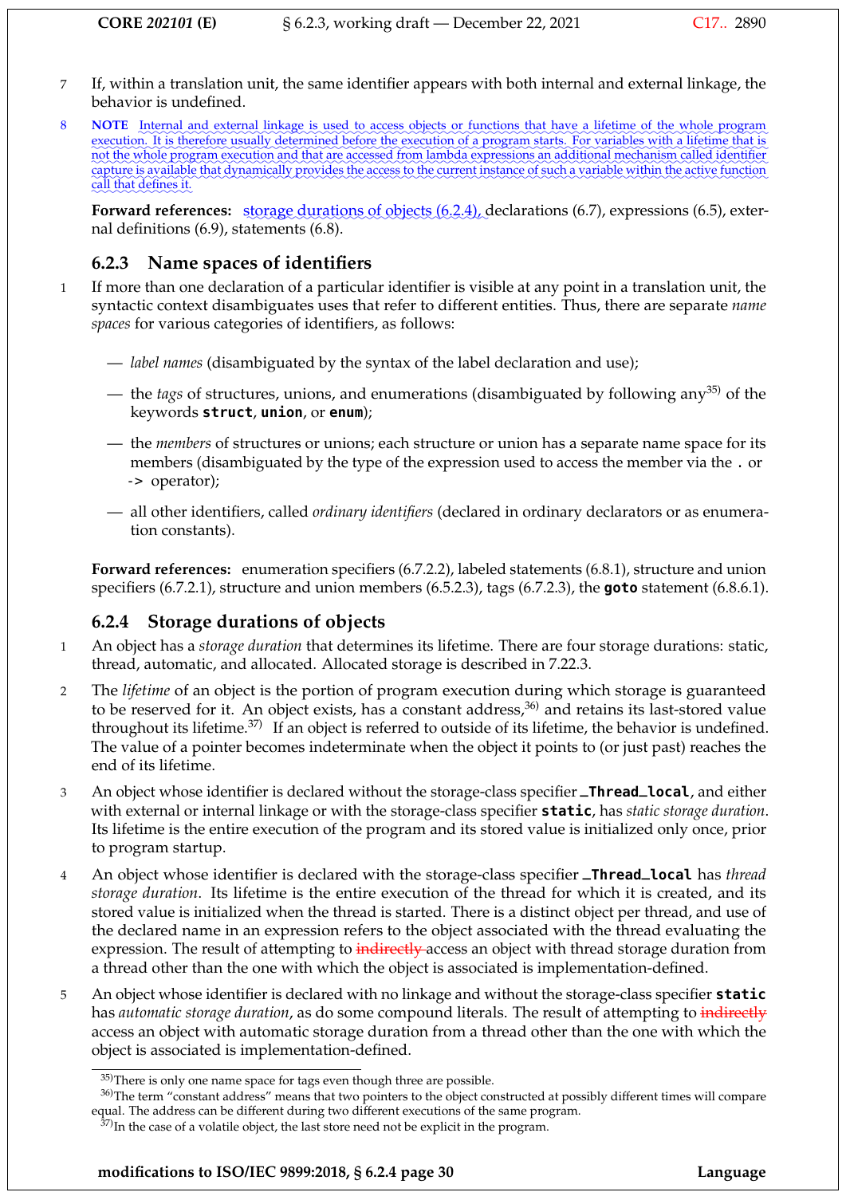7 If, within a translation unit, the same identifier appears with both internal and external linkage, the behavior is undefined.

8 **NOTE** Internal and external linkage is used to access objects or functions that have a lifetime of the whole program execution. It is therefore usually determined before the execution of a program starts. For variables with a lifetime that is not the whole program execution and that are accessed from lambda expressions an additional mechanism called identifier capture is available that dynamically provides the access to the current instance of such a variable within the active function call that defines it.

**Forward references:** storage durations of objects (6.2.4), declarations (6.7), expressions (6.5), external definitions (6.9), statements (6.8).

### 6.2.3 Name spaces of identifiers

1 If more than one declaration of a particular identifier is visible at any point in a translation unit, the syntactic context disambiguates uses that refer to different entities. Thus, there are separate *name spaces* for various categories of identifiers, as follows:

— *label names* (disambiguated by the syntax of the label declaration and use);

— the *tags* of structures, unions, and enumerations (disambiguated by following any[35] of the keywords **struct**, **union**, or **enum**);

— the *members* of structures or unions; each structure or union has a separate name space for its members (disambiguated by the type of the expression used to access the member via the `.` or `->` operator);

— all other identifiers, called *ordinary identifiers* (declared in ordinary declarators or as enumeration constants).

**Forward references:** enumeration specifiers (6.7.2.2), labeled statements (6.8.1), structure and union specifiers (6.7.2.1), structure and union members (6.5.2.3), tags (6.7.2.3), the **goto** statement (6.8.6.1).

### 6.2.4 Storage durations of objects

1 An object has a *storage duration* that determines its lifetime. There are four storage durations: static, thread, automatic, and allocated. Allocated storage is described in 7.22.3.

2 The *lifetime* of an object is the portion of program execution during which storage is guaranteed to be reserved for it. An object exists, has a constant address,[36] and retains its last-stored value throughout its lifetime.[37] If an object is referred to outside of its lifetime, the behavior is undefined. The value of a pointer becomes indeterminate when the object it points to (or just past) reaches the end of its lifetime.

3 An object whose identifier is declared without the storage-class specifier **_Thread_local**, and either with external or internal linkage or with the storage-class specifier **static**, has *static storage duration*. Its lifetime is the entire execution of the program and its stored value is initialized only once, prior to program startup.

4 An object whose identifier is declared with the storage-class specifier **_Thread_local** has *thread storage duration*. Its lifetime is the entire execution of the thread for which it is created, and its stored value is initialized when the thread is started. There is a distinct object per thread, and use of the declared name in an expression refers to the object associated with the thread evaluating the expression. The result of attempting to ~~indirectly~~ access an object with thread storage duration from a thread other than the one with which the object is associated is implementation-defined.

5 An object whose identifier is declared with no linkage and without the storage-class specifier **static** has *automatic storage duration*, as do some compound literals. The result of attempting to ~~indirectly~~ access an object with automatic storage duration from a thread other than the one with which the object is associated is implementation-defined.

[35] There is only one name space for tags even though three are possible.

[36] The term "constant address" means that two pointers to the object constructed at possibly different times will compare equal. The address can be different during two different executions of the same program.

[37] In the case of a volatile object, the last store need not be explicit in the program.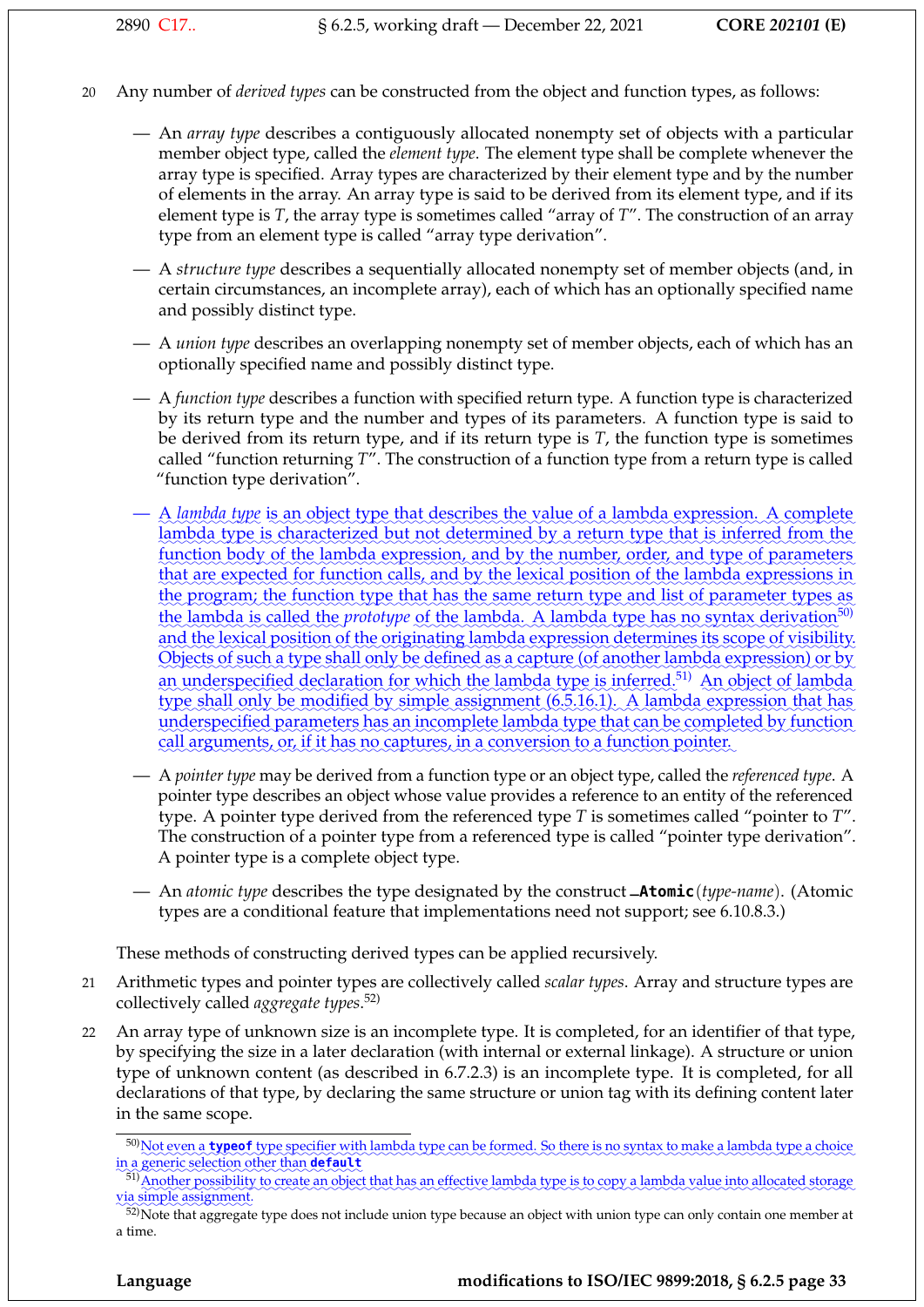20 Any number of *derived types* can be constructed from the object and function types, as follows:

— An *array type* describes a contiguously allocated nonempty set of objects with a particular member object type, called the *element type*. The element type shall be complete whenever the array type is specified. Array types are characterized by their element type and by the number of elements in the array. An array type is said to be derived from its element type, and if its element type is *T*, the array type is sometimes called "array of *T*". The construction of an array type from an element type is called "array type derivation".

— A *structure type* describes a sequentially allocated nonempty set of member objects (and, in certain circumstances, an incomplete array), each of which has an optionally specified name and possibly distinct type.

— A *union type* describes an overlapping nonempty set of member objects, each of which has an optionally specified name and possibly distinct type.

— A *function type* describes a function with specified return type. A function type is characterized by its return type and the number and types of its parameters. A function type is said to be derived from its return type, and if its return type is *T*, the function type is sometimes called "function returning *T*". The construction of a function type from a return type is called "function type derivation".

— A *lambda type* is an object type that describes the value of a lambda expression. A complete lambda type is characterized but not determined by a return type that is inferred from the function body of the lambda expression, and by the number, order, and type of parameters that are expected for function calls, and by the lexical position of the lambda expressions in the program; the function type that has the same return type and list of parameter types as the lambda is called the *prototype* of the lambda. A lambda type has no syntax derivation[50] and the lexical position of the originating lambda expression determines its scope of visibility. Objects of such a type shall only be defined as a capture (of another lambda expression) or by an underspecified declaration for which the lambda type is inferred.[51] An object of lambda type shall only be modified by simple assignment (6.5.16.1). A lambda expression that has underspecified parameters has an incomplete lambda type that can be completed by function call arguments, or, if it has no captures, in a conversion to a function pointer.

— A *pointer type* may be derived from a function type or an object type, called the *referenced type*. A pointer type describes an object whose value provides a reference to an entity of the referenced type. A pointer type derived from the referenced type *T* is sometimes called "pointer to *T*". The construction of a pointer type from a referenced type is called "pointer type derivation". A pointer type is a complete object type.

— An *atomic type* describes the type designated by the construct `_Atomic`(*type-name*). (Atomic types are a conditional feature that implementations need not support; see 6.10.8.3.)

These methods of constructing derived types can be applied recursively.

21 Arithmetic types and pointer types are collectively called *scalar types*. Array and structure types are collectively called *aggregate types*.[52]

22 An array type of unknown size is an incomplete type. It is completed, for an identifier of that type, by specifying the size in a later declaration (with internal or external linkage). A structure or union type of unknown content (as described in 6.7.2.3) is an incomplete type. It is completed, for all declarations of that type, by declaring the same structure or union tag with its defining content later in the same scope.

---

[50] Not even a **`typeof`** type specifier with lambda type can be formed. So there is no syntax to make a lambda type a choice in a generic selection other than **`default`**

[51] Another possibility to create an object that has an effective lambda type is to copy a lambda value into allocated storage via simple assignment.

[52] Note that aggregate type does not include union type because an object with union type can only contain one member at a time.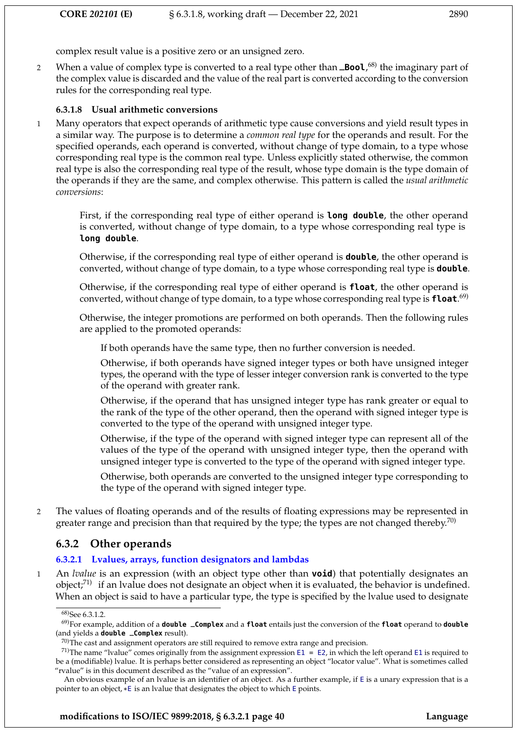complex result value is a positive zero or an unsigned zero.

2 When a value of complex type is converted to a real type other than **_Bool**,[68] the imaginary part of the complex value is discarded and the value of the real part is converted according to the conversion rules for the corresponding real type.

#### 6.3.1.8 Usual arithmetic conversions

1 Many operators that expect operands of arithmetic type cause conversions and yield result types in a similar way. The purpose is to determine a *common real type* for the operands and result. For the specified operands, each operand is converted, without change of type domain, to a type whose corresponding real type is the common real type. Unless explicitly stated otherwise, the common real type is also the corresponding real type of the result, whose type domain is the type domain of the operands if they are the same, and complex otherwise. This pattern is called the *usual arithmetic conversions*:

> First, if the corresponding real type of either operand is **long double**, the other operand is converted, without change of type domain, to a type whose corresponding real type is **long double**.
>
> Otherwise, if the corresponding real type of either operand is **double**, the other operand is converted, without change of type domain, to a type whose corresponding real type is **double**.
>
> Otherwise, if the corresponding real type of either operand is **float**, the other operand is converted, without change of type domain, to a type whose corresponding real type is **float**.[69]
>
> Otherwise, the integer promotions are performed on both operands. Then the following rules are applied to the promoted operands:
>
> > If both operands have the same type, then no further conversion is needed.
> >
> > Otherwise, if both operands have signed integer types or both have unsigned integer types, the operand with the type of lesser integer conversion rank is converted to the type of the operand with greater rank.
> >
> > Otherwise, if the operand that has unsigned integer type has rank greater or equal to the rank of the type of the other operand, then the operand with signed integer type is converted to the type of the operand with unsigned integer type.
> >
> > Otherwise, if the type of the operand with signed integer type can represent all of the values of the type of the operand with unsigned integer type, then the operand with unsigned integer type is converted to the type of the operand with signed integer type.
> >
> > Otherwise, both operands are converted to the unsigned integer type corresponding to the type of the operand with signed integer type.

2 The values of floating operands and of the results of floating expressions may be represented in greater range and precision than that required by the type; the types are not changed thereby.[70]

### 6.3.2 Other operands

#### 6.3.2.1 Lvalues, arrays, function designators and lambdas

1 An *lvalue* is an expression (with an object type other than **void**) that potentially designates an object;[71] if an lvalue does not designate an object when it is evaluated, the behavior is undefined. When an object is said to have a particular type, the type is specified by the lvalue used to designate

---

[68] See 6.3.1.2.

[69] For example, addition of a **double _Complex** and a **float** entails just the conversion of the **float** operand to **double** (and yields a **double _Complex** result).

[70] The cast and assignment operators are still required to remove extra range and precision.

[71] The name "lvalue" comes originally from the assignment expression `E1 = E2`, in which the left operand `E1` is required to be a (modifiable) lvalue. It is perhaps better considered as representing an object "locator value". What is sometimes called "rvalue" is in this document described as the "value of an expression".

An obvious example of an lvalue is an identifier of an object. As a further example, if `E` is a unary expression that is a pointer to an object, `*E` is an lvalue that designates the object to which `E` points.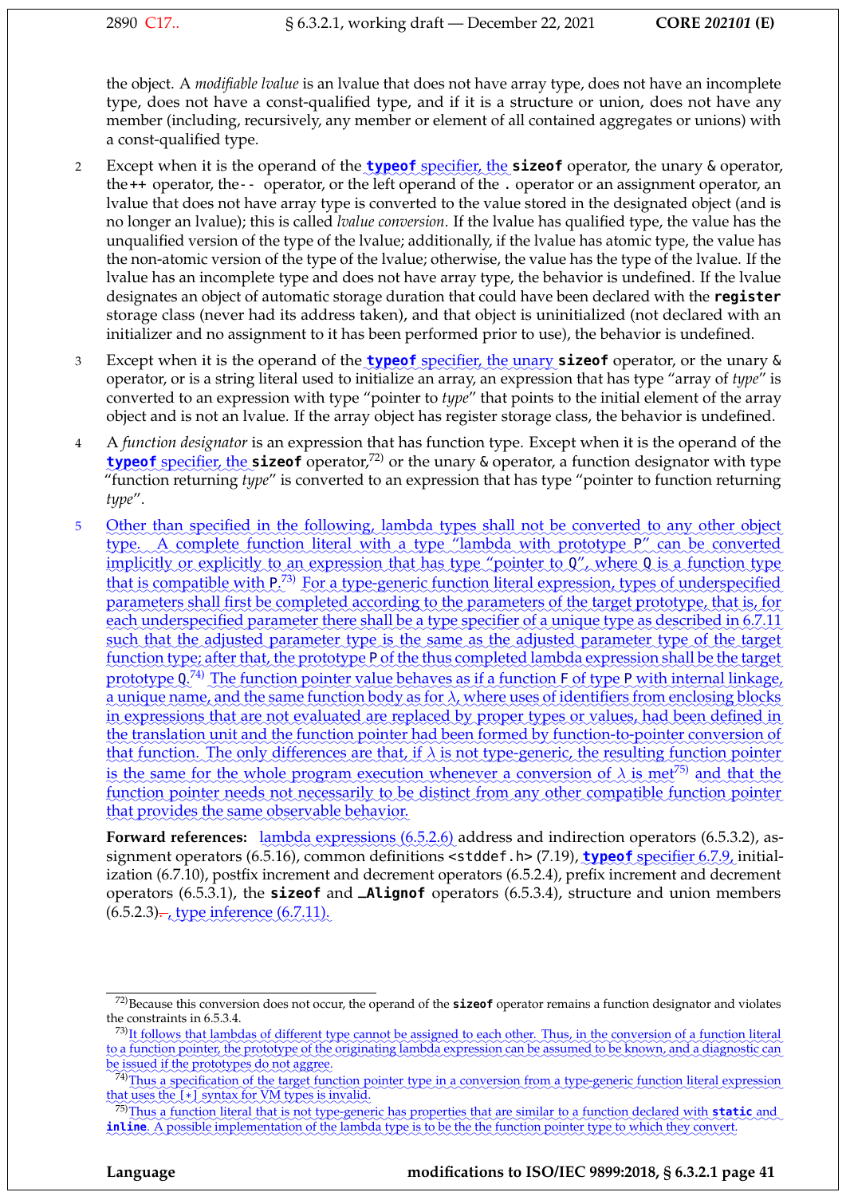the object. A *modifiable lvalue* is an lvalue that does not have array type, does not have an incomplete type, does not have a const-qualified type, and if it is a structure or union, does not have any member (including, recursively, any member or element of all contained aggregates or unions) with a const-qualified type.

2 Except when it is the operand of the **typeof** specifier, the **sizeof** operator, the unary & operator, the ++ operator, the -- operator, or the left operand of the . operator or an assignment operator, an lvalue that does not have array type is converted to the value stored in the designated object (and is no longer an lvalue); this is called *lvalue conversion*. If the lvalue has qualified type, the value has the unqualified version of the type of the lvalue; additionally, if the lvalue has atomic type, the value has the non-atomic version of the type of the lvalue; otherwise, the value has the type of the lvalue. If the lvalue has an incomplete type and does not have array type, the behavior is undefined. If the lvalue designates an object of automatic storage duration that could have been declared with the **register** storage class (never had its address taken), and that object is uninitialized (not declared with an initializer and no assignment to it has been performed prior to use), the behavior is undefined.

3 Except when it is the operand of the **typeof** specifier, the unary **sizeof** operator, or the unary & operator, or is a string literal used to initialize an array, an expression that has type "array of *type*" is converted to an expression with type "pointer to *type*" that points to the initial element of the array object and is not an lvalue. If the array object has register storage class, the behavior is undefined.

4 A *function designator* is an expression that has function type. Except when it is the operand of the **typeof** specifier, the **sizeof** operator,[72] or the unary & operator, a function designator with type "function returning *type*" is converted to an expression that has type "pointer to function returning *type*".

5 Other than specified in the following, lambda types shall not be converted to any other object type. A complete function literal with a type "lambda with prototype P" can be converted implicitly or explicitly to an expression that has type "pointer to Q", where Q is a function type that is compatible with P.[73] For a type-generic function literal expression, types of underspecified parameters shall first be completed according to the parameters of the target prototype, that is, for each underspecified parameter there shall be a type specifier of a unique type as described in 6.7.11 such that the adjusted parameter type is the same as the adjusted parameter type of the target function type; after that, the prototype P of the thus completed lambda expression shall be the target prototype Q.[74] The function pointer value behaves as if a function F of type P with internal linkage, a unique name, and the same function body as for $\lambda$, where uses of identifiers from enclosing blocks in expressions that are not evaluated are replaced by proper types or values, had been defined in the translation unit and the function pointer had been formed by function-to-pointer conversion of that function. The only differences are that, if $\lambda$ is not type-generic, the resulting function pointer is the same for the whole program execution whenever a conversion of $\lambda$ is met[75] and that the function pointer needs not necessarily to be distinct from any other compatible function pointer that provides the same observable behavior.

**Forward references:** lambda expressions (6.5.2.6) address and indirection operators (6.5.3.2), assignment operators (6.5.16), common definitions <stddef.h> (7.19), **typeof** specifier 6.7.9, initialization (6.7.10), postfix increment and decrement operators (6.5.2.4), prefix increment and decrement operators (6.5.3.1), the **sizeof** and **_Alignof** operators (6.5.3.4), structure and union members (6.5.2.3)., type inference (6.7.11).

---

[72] Because this conversion does not occur, the operand of the **sizeof** operator remains a function designator and violates the constraints in 6.5.3.4.

[73] It follows that lambdas of different type cannot be assigned to each other. Thus, in the conversion of a function literal to a function pointer, the prototype of the originating lambda expression can be assumed to be known, and a diagnostic can be issued if the prototypes do not aggree.

[74] Thus a specification of the target function pointer type in a conversion from a type-generic function literal expression that uses the [*] syntax for VM types is invalid.

[75] Thus a function literal that is not type-generic has properties that are similar to a function declared with **static** and **inline**. A possible implementation of the lambda type is to be the the function pointer type to which they convert.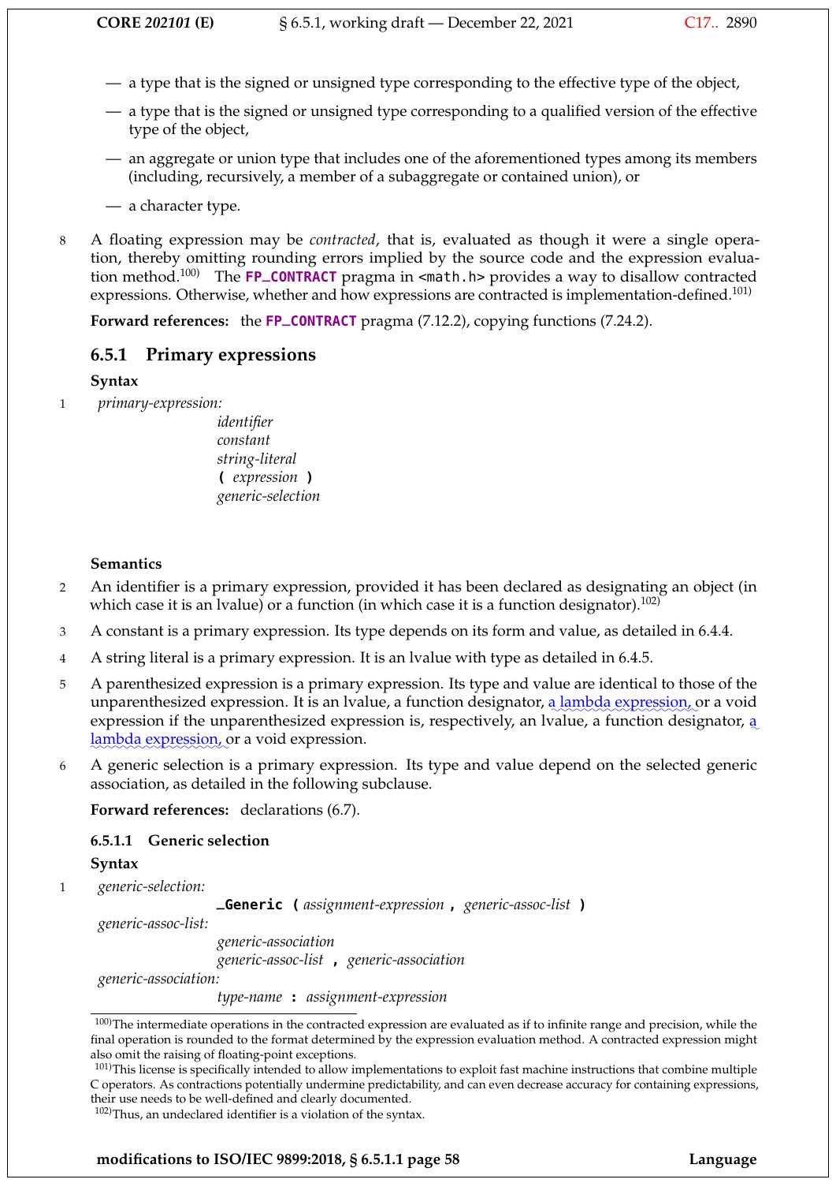— a type that is the signed or unsigned type corresponding to the effective type of the object,

— a type that is the signed or unsigned type corresponding to a qualified version of the effective type of the object,

— an aggregate or union type that includes one of the aforementioned types among its members (including, recursively, a member of a subaggregate or contained union), or

— a character type.

8 A floating expression may be *contracted*, that is, evaluated as though it were a single operation, thereby omitting rounding errors implied by the source code and the expression evaluation method.[100] The **FP_CONTRACT** pragma in `<math.h>` provides a way to disallow contracted expressions. Otherwise, whether and how expressions are contracted is implementation-defined.[101]

**Forward references:** the **FP_CONTRACT** pragma (7.12.2), copying functions (7.24.2).

## 6.5.1 Primary expressions

**Syntax**

1 *primary-expression:*
  *identifier*
  *constant*
  *string-literal*
  **(** *expression* **)**
  *generic-selection*

**Semantics**

2 An identifier is a primary expression, provided it has been declared as designating an object (in which case it is an lvalue) or a function (in which case it is a function designator).[102]

3 A constant is a primary expression. Its type depends on its form and value, as detailed in 6.4.4.

4 A string literal is a primary expression. It is an lvalue with type as detailed in 6.4.5.

5 A parenthesized expression is a primary expression. Its type and value are identical to those of the unparenthesized expression. It is an lvalue, a function designator, a lambda expression, or a void expression if the unparenthesized expression is, respectively, an lvalue, a function designator, a lambda expression, or a void expression.

6 A generic selection is a primary expression. Its type and value depend on the selected generic association, as detailed in the following subclause.

**Forward references:** declarations (6.7).

### 6.5.1.1 Generic selection

**Syntax**

1 *generic-selection:*
  **_Generic (** *assignment-expression* **,** *generic-assoc-list* **)**
*generic-assoc-list:*
  *generic-association*
  *generic-assoc-list* **,** *generic-association*
*generic-association:*
  *type-name* **:** *assignment-expression*

---

[100]The intermediate operations in the contracted expression are evaluated as if to infinite range and precision, while the final operation is rounded to the format determined by the expression evaluation method. A contracted expression might also omit the raising of floating-point exceptions.

[101]This license is specifically intended to allow implementations to exploit fast machine instructions that combine multiple C operators. As contractions potentially undermine predictability, and can even decrease accuracy for containing expressions, their use needs to be well-defined and clearly documented.

[102]Thus, an undeclared identifier is a violation of the syntax.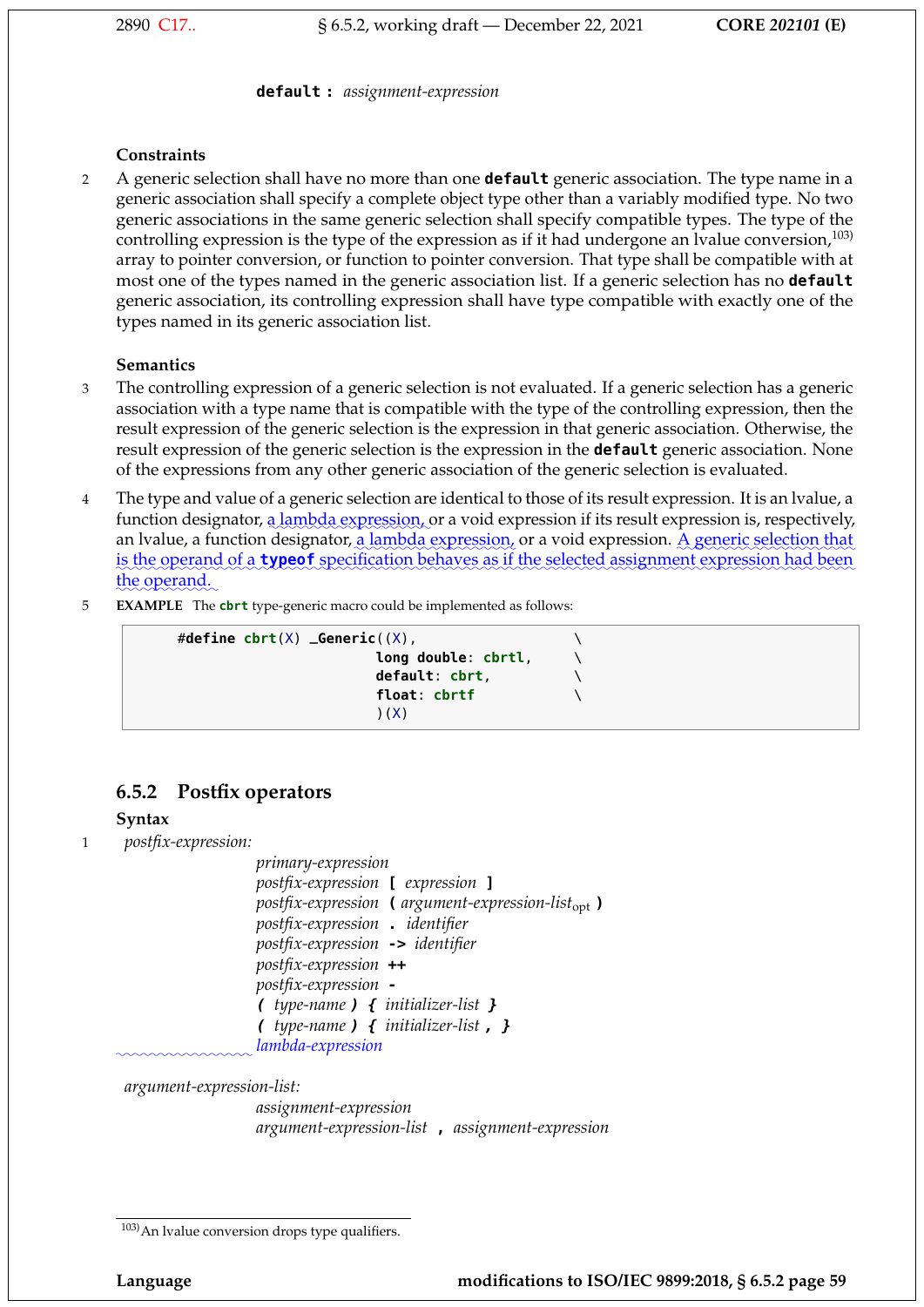**default :** *assignment-expression*

### Constraints

2 A generic selection shall have no more than one **default** generic association. The type name in a generic association shall specify a complete object type other than a variably modified type. No two generic associations in the same generic selection shall specify compatible types. The type of the controlling expression is the type of the expression as if it had undergone an lvalue conversion,[103] array to pointer conversion, or function to pointer conversion. That type shall be compatible with at most one of the types named in the generic association list. If a generic selection has no **default** generic association, its controlling expression shall have type compatible with exactly one of the types named in its generic association list.

### Semantics

3 The controlling expression of a generic selection is not evaluated. If a generic selection has a generic association with a type name that is compatible with the type of the controlling expression, then the result expression of the generic selection is the expression in that generic association. Otherwise, the result expression of the generic selection is the expression in the **default** generic association. None of the expressions from any other generic association of the generic selection is evaluated.

4 The type and value of a generic selection are identical to those of its result expression. It is an lvalue, a function designator, a lambda expression, or a void expression if its result expression is, respectively, an lvalue, a function designator, a lambda expression, or a void expression. A generic selection that is the operand of a **typeof** specification behaves as if the selected assignment expression had been the operand.

5 **EXAMPLE** The **cbrt** type-generic macro could be implemented as follows:

```
#define cbrt(X) _Generic((X),                    \
                        long double: cbrtl,      \
                        default: cbrt,           \
                        float: cbrtf             \
                        )(X)
```

## 6.5.2 Postfix operators

### Syntax

1 *postfix-expression:*
  *primary-expression*
  *postfix-expression* **[** *expression* **]**
  *postfix-expression* **(** *argument-expression-list*$_{opt}$ **)**
  *postfix-expression* **.** *identifier*
  *postfix-expression* **->** *identifier*
  *postfix-expression* **++**
  *postfix-expression* **-**
  **(** *type-name* **) {** *initializer-list* **}**
  **(** *type-name* **) {** *initializer-list* **, }**
  *lambda-expression*

*argument-expression-list:*
  *assignment-expression*
  *argument-expression-list* **,** *assignment-expression*

[103] An lvalue conversion drops type qualifiers.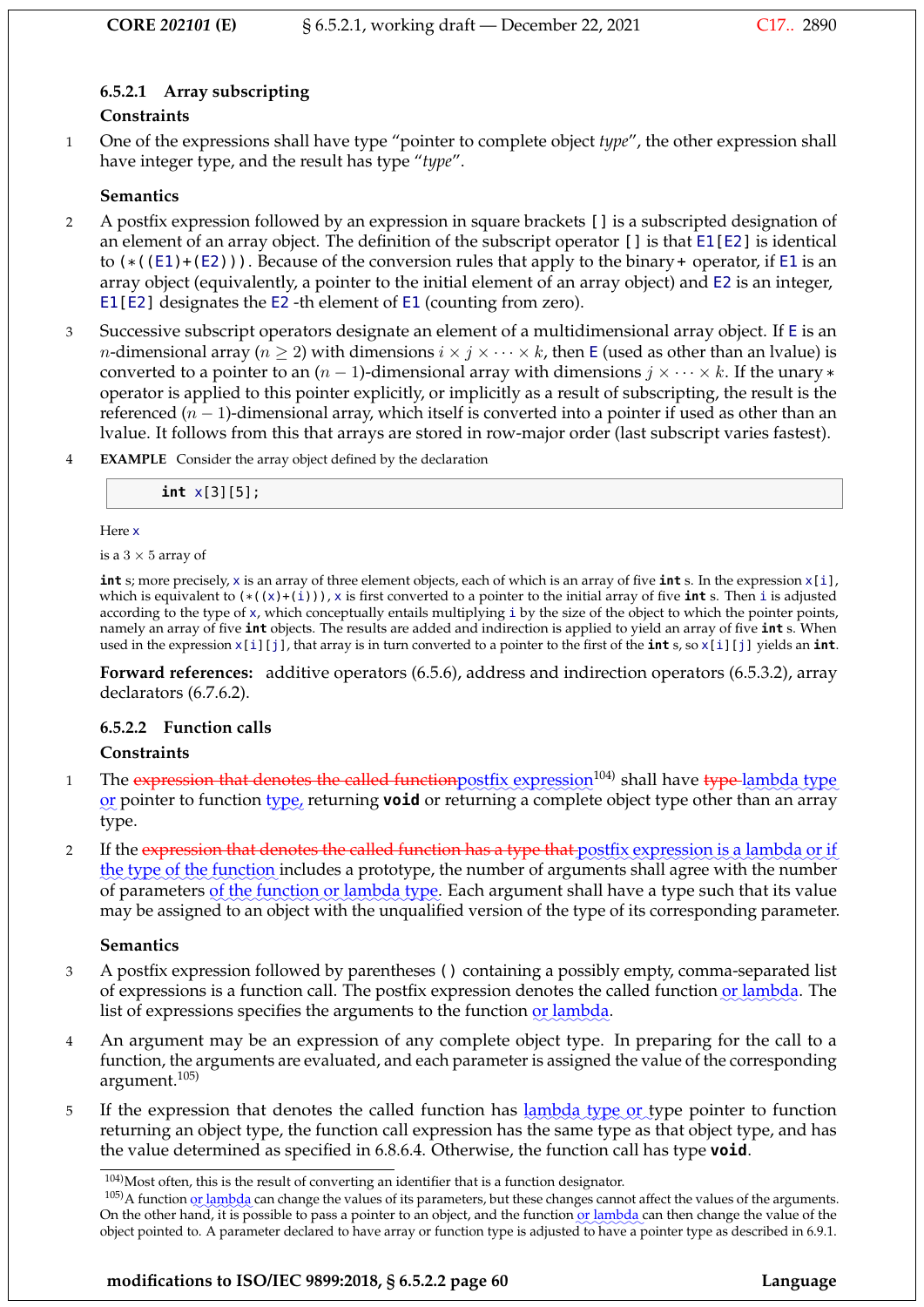### 6.5.2.1 Array subscripting

**Constraints**

1 One of the expressions shall have type "pointer to complete object *type*", the other expression shall have integer type, and the result has type "*type*".

**Semantics**

2 A postfix expression followed by an expression in square brackets `[]` is a subscripted designation of an element of an array object. The definition of the subscript operator `[]` is that `E1[E2]` is identical to `(*((E1)+(E2)))`. Because of the conversion rules that apply to the binary `+` operator, if `E1` is an array object (equivalently, a pointer to the initial element of an array object) and `E2` is an integer, `E1[E2]` designates the `E2` -th element of `E1` (counting from zero).

3 Successive subscript operators designate an element of a multidimensional array object. If `E` is an $n$-dimensional array ($n \geq 2$) with dimensions $i \times j \times \cdots \times k$, then `E` (used as other than an lvalue) is converted to a pointer to an $(n-1)$-dimensional array with dimensions $j \times \cdots \times k$. If the unary `*` operator is applied to this pointer explicitly, or implicitly as a result of subscripting, the result is the referenced $(n-1)$-dimensional array, which itself is converted into a pointer if used as other than an lvalue. It follows from this that arrays are stored in row-major order (last subscript varies fastest).

4 **EXAMPLE** Consider the array object defined by the declaration

```
int x[3][5];
```

Here `x`

is a $3 \times 5$ array of

**int** s; more precisely, `x` is an array of three element objects, each of which is an array of five **int** s. In the expression `x[i]`, which is equivalent to `(*((x)+(i)))`, `x` is first converted to a pointer to the initial array of five **int** s. Then `i` is adjusted according to the type of `x`, which conceptually entails multiplying `i` by the size of the object to which the pointer points, namely an array of five **int** objects. The results are added and indirection is applied to yield an array of five **int** s. When used in the expression `x[i][j]`, that array is in turn converted to a pointer to the first of the **int** s, so `x[i][j]` yields an **int**.

**Forward references:** additive operators (6.5.6), address and indirection operators (6.5.3.2), array declarators (6.7.6.2).

### 6.5.2.2 Function calls

**Constraints**

1 The ~~expression that denotes the called function~~postfix expression[104] shall have ~~type~~ lambda type or pointer to function type, returning **void** or returning a complete object type other than an array type.

2 If the ~~expression that denotes the called function has a type that~~ postfix expression is a lambda or if the type of the function includes a prototype, the number of arguments shall agree with the number of parameters of the function or lambda type. Each argument shall have a type such that its value may be assigned to an object with the unqualified version of the type of its corresponding parameter.

**Semantics**

3 A postfix expression followed by parentheses `()` containing a possibly empty, comma-separated list of expressions is a function call. The postfix expression denotes the called function or lambda. The list of expressions specifies the arguments to the function or lambda.

4 An argument may be an expression of any complete object type. In preparing for the call to a function, the arguments are evaluated, and each parameter is assigned the value of the corresponding argument.[105]

5 If the expression that denotes the called function has lambda type or type pointer to function returning an object type, the function call expression has the same type as that object type, and has the value determined as specified in 6.8.6.4. Otherwise, the function call has type **void**.

[104] Most often, this is the result of converting an identifier that is a function designator.

[105] A function or lambda can change the values of its parameters, but these changes cannot affect the values of the arguments. On the other hand, it is possible to pass a pointer to an object, and the function or lambda can then change the value of the object pointed to. A parameter declared to have array or function type is adjusted to have a pointer type as described in 6.9.1.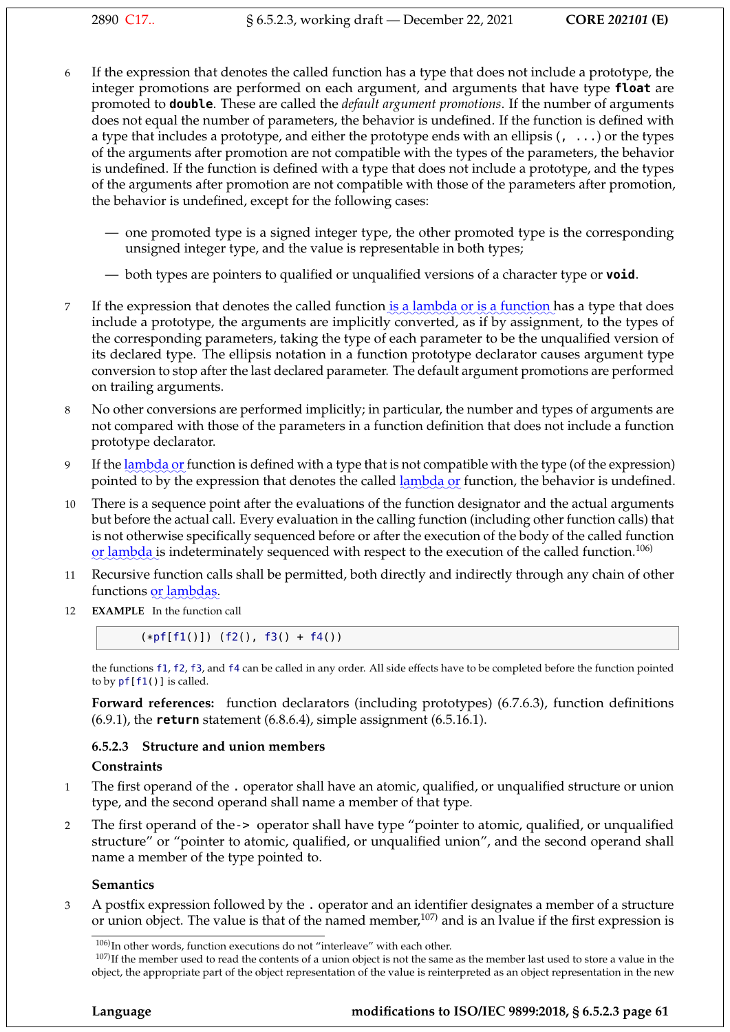6 If the expression that denotes the called function has a type that does not include a prototype, the integer promotions are performed on each argument, and arguments that have type **float** are promoted to **double**. These are called the *default argument promotions*. If the number of arguments does not equal the number of parameters, the behavior is undefined. If the function is defined with a type that includes a prototype, and either the prototype ends with an ellipsis (`, ...`) or the types of the arguments after promotion are not compatible with the types of the parameters, the behavior is undefined. If the function is defined with a type that does not include a prototype, and the types of the arguments after promotion are not compatible with those of the parameters after promotion, the behavior is undefined, except for the following cases:

— one promoted type is a signed integer type, the other promoted type is the corresponding unsigned integer type, and the value is representable in both types;

— both types are pointers to qualified or unqualified versions of a character type or **void**.

7 If the expression that denotes the called function is a lambda or is a function has a type that does include a prototype, the arguments are implicitly converted, as if by assignment, to the types of the corresponding parameters, taking the type of each parameter to be the unqualified version of its declared type. The ellipsis notation in a function prototype declarator causes argument type conversion to stop after the last declared parameter. The default argument promotions are performed on trailing arguments.

8 No other conversions are performed implicitly; in particular, the number and types of arguments are not compared with those of the parameters in a function definition that does not include a function prototype declarator.

9 If the lambda or function is defined with a type that is not compatible with the type (of the expression) pointed to by the expression that denotes the called lambda or function, the behavior is undefined.

10 There is a sequence point after the evaluations of the function designator and the actual arguments but before the actual call. Every evaluation in the calling function (including other function calls) that is not otherwise specifically sequenced before or after the execution of the body of the called function or lambda is indeterminately sequenced with respect to the execution of the called function.[106]

11 Recursive function calls shall be permitted, both directly and indirectly through any chain of other functions or lambdas.

12 **EXAMPLE** In the function call

```
(*pf[f1()]) (f2(), f3() + f4())
```

the functions `f1`, `f2`, `f3`, and `f4` can be called in any order. All side effects have to be completed before the function pointed to by `pf[f1()]` is called.

**Forward references:** function declarators (including prototypes) (6.7.6.3), function definitions (6.9.1), the **return** statement (6.8.6.4), simple assignment (6.5.16.1).

### 6.5.2.3 Structure and union members

**Constraints**

1 The first operand of the `.` operator shall have an atomic, qualified, or unqualified structure or union type, and the second operand shall name a member of that type.

2 The first operand of the `->` operator shall have type "pointer to atomic, qualified, or unqualified structure" or "pointer to atomic, qualified, or unqualified union", and the second operand shall name a member of the type pointed to.

**Semantics**

3 A postfix expression followed by the `.` operator and an identifier designates a member of a structure or union object. The value is that of the named member,[107] and is an lvalue if the first expression is

[106] In other words, function executions do not "interleave" with each other.

[107] If the member used to read the contents of a union object is not the same as the member last used to store a value in the object, the appropriate part of the object representation of the value is reinterpreted as an object representation in the new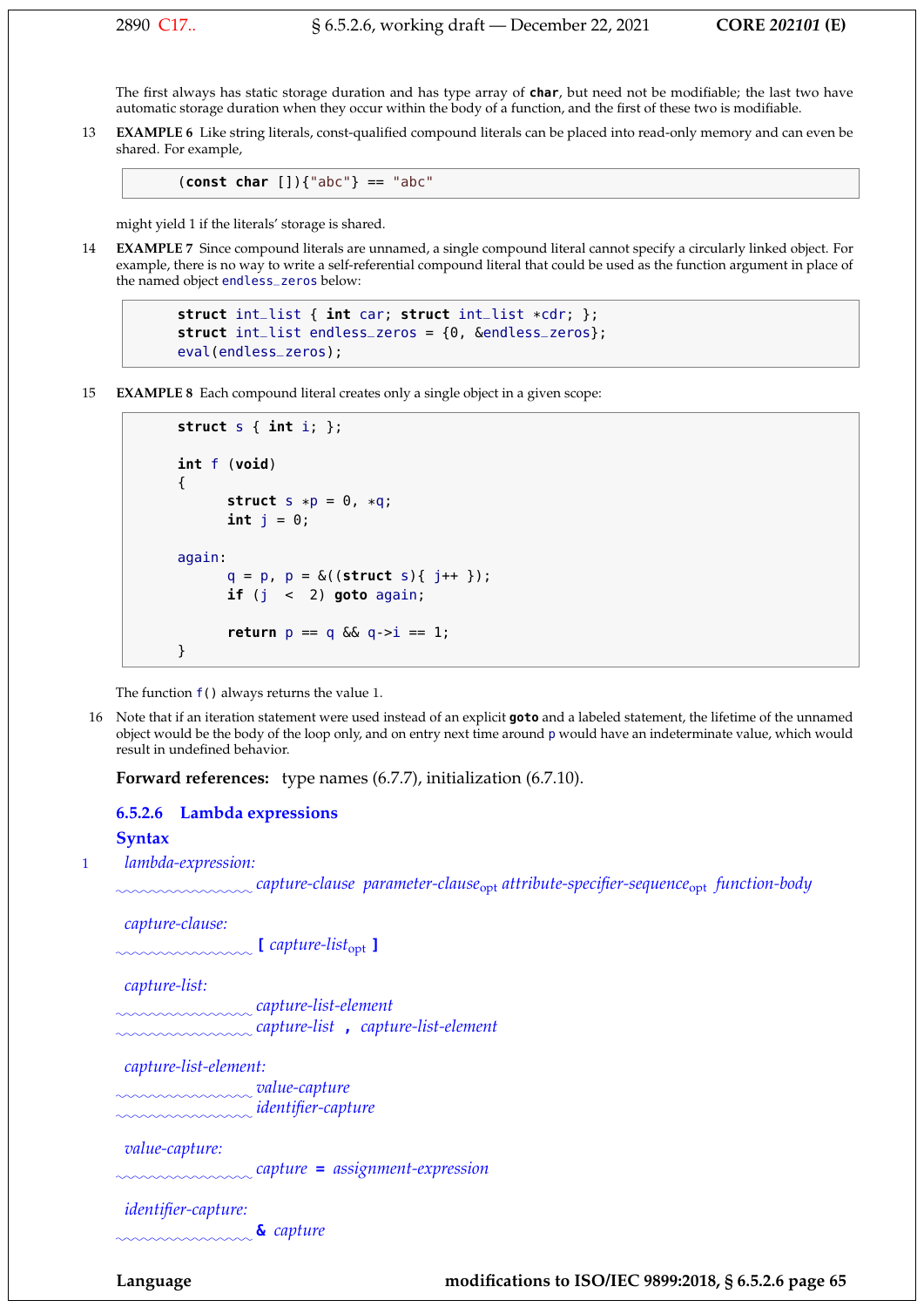The first always has static storage duration and has type array of **char**, but need not be modifiable; the last two have automatic storage duration when they occur within the body of a function, and the first of these two is modifiable.

13 **EXAMPLE 6** Like string literals, const-qualified compound literals can be placed into read-only memory and can even be shared. For example,

```
(const char []){"abc"} == "abc"
```

might yield 1 if the literals' storage is shared.

14 **EXAMPLE 7** Since compound literals are unnamed, a single compound literal cannot specify a circularly linked object. For example, there is no way to write a self-referential compound literal that could be used as the function argument in place of the named object `endless_zeros` below:

```
struct int_list { int car; struct int_list *cdr; };
struct int_list endless_zeros = {0, &endless_zeros};
eval(endless_zeros);
```

15 **EXAMPLE 8** Each compound literal creates only a single object in a given scope:

```
struct s { int i; };

int f (void)
{
      struct s *p = 0, *q;
      int j = 0;

again:
      q = p, p = &((struct s){ j++ });
      if (j  <  2) goto again;

      return p == q && q->i == 1;
}
```

The function `f()` always returns the value 1.

16 Note that if an iteration statement were used instead of an explicit **goto** and a labeled statement, the lifetime of the unnamed object would be the body of the loop only, and on entry next time around `p` would have an indeterminate value, which would result in undefined behavior.

**Forward references:** type names (6.7.7), initialization (6.7.10).

### 6.5.2.6 Lambda expressions

#### Syntax

1 *lambda-expression:*

  *capture-clause parameter-clause*$_{opt}$ *attribute-specifier-sequence*$_{opt}$ *function-body*

*capture-clause:*

  **[** *capture-list*$_{opt}$ **]**

*capture-list:*

  *capture-list-element*
  *capture-list* **,** *capture-list-element*

*capture-list-element:*

  *value-capture*
  *identifier-capture*

*value-capture:*

  *capture* **=** *assignment-expression*

*identifier-capture:*

  **&** *capture*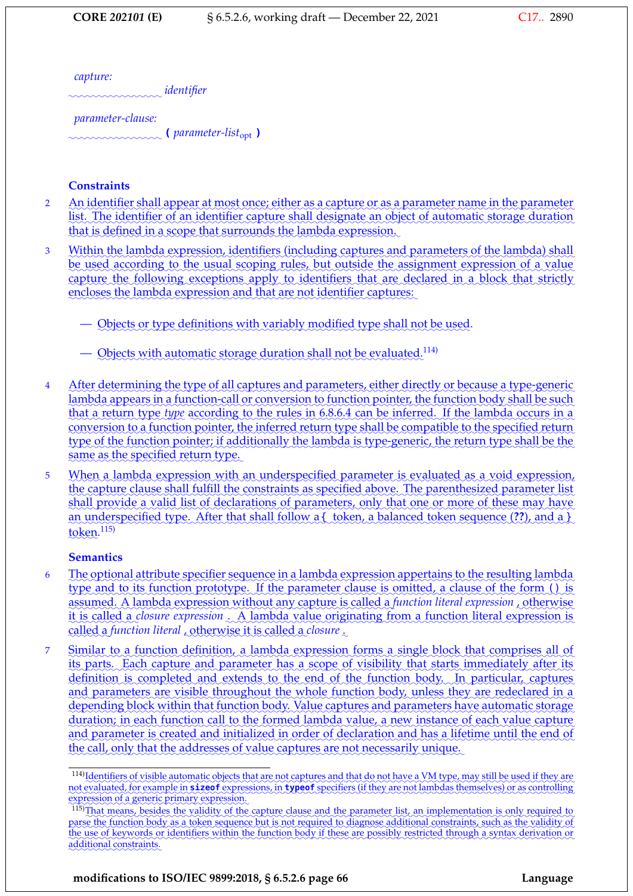*capture:*

  *identifier*

*parameter-clause:*

  **(** *parameter-list*$_{opt}$ **)**

**Constraints**

2 An identifier shall appear at most once; either as a capture or as a parameter name in the parameter list. The identifier of an identifier capture shall designate an object of automatic storage duration that is defined in a scope that surrounds the lambda expression.

3 Within the lambda expression, identifiers (including captures and parameters of the lambda) shall be used according to the usual scoping rules, but outside the assignment expression of a value capture the following exceptions apply to identifiers that are declared in a block that strictly encloses the lambda expression and that are not identifier captures:

— Objects or type definitions with variably modified type shall not be used.

— Objects with automatic storage duration shall not be evaluated.[114)]

4 After determining the type of all captures and parameters, either directly or because a type-generic lambda appears in a function-call or conversion to function pointer, the function body shall be such that a return type *type* according to the rules in 6.8.6.4 can be inferred. If the lambda occurs in a conversion to a function pointer, the inferred return type shall be compatible to the specified return type of the function pointer; if additionally the lambda is type-generic, the return type shall be the same as the specified return type.

5 When a lambda expression with an underspecified parameter is evaluated as a void expression, the capture clause shall fulfill the constraints as specified above. The parenthesized parameter list shall provide a valid list of declarations of parameters, only that one or more of these may have an underspecified type. After that shall follow a `{` token, a balanced token sequence (**??**), and a `}` token.[115)]

**Semantics**

6 The optional attribute specifier sequence in a lambda expression appertains to the resulting lambda type and to its function prototype. If the parameter clause is omitted, a clause of the form `()` is assumed. A lambda expression without any capture is called a *function literal expression* , otherwise it is called a *closure expression* . A lambda value originating from a function literal expression is called a *function literal* , otherwise it is called a *closure* .

7 Similar to a function definition, a lambda expression forms a single block that comprises all of its parts. Each capture and parameter has a scope of visibility that starts immediately after its definition is completed and extends to the end of the function body. In particular, captures and parameters are visible throughout the whole function body, unless they are redeclared in a depending block within that function body. Value captures and parameters have automatic storage duration; in each function call to the formed lambda value, a new instance of each value capture and parameter is created and initialized in order of declaration and has a lifetime until the end of the call, only that the addresses of value captures are not necessarily unique.

---

114)Identifiers of visible automatic objects that are not captures and that do not have a VM type, may still be used if they are not evaluated, for example in **`sizeof`** expressions, in **`typeof`** specifiers (if they are not lambdas themselves) or as controlling expression of a generic primary expression.

115)That means, besides the validity of the capture clause and the parameter list, an implementation is only required to parse the function body as a token sequence but is not required to diagnose additional constraints, such as the validity of the use of keywords or identifiers within the function body if these are possibly restricted through a syntax derivation or additional constraints.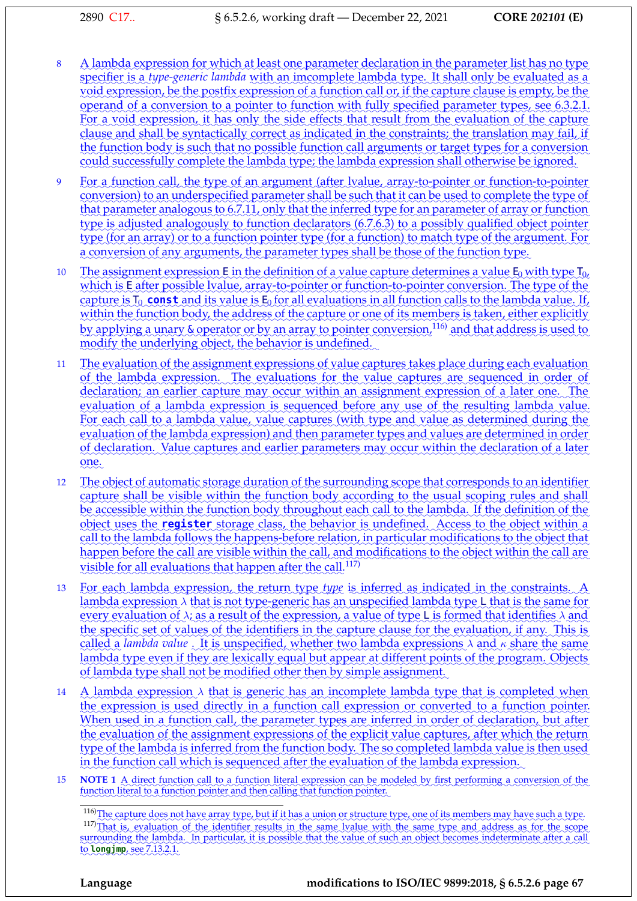8 A lambda expression for which at least one parameter declaration in the parameter list has no type specifier is a *type-generic lambda* with an imcomplete lambda type. It shall only be evaluated as a void expression, be the postfix expression of a function call or, if the capture clause is empty, be the operand of a conversion to a pointer to function with fully specified parameter types, see 6.3.2.1. For a void expression, it has only the side effects that result from the evaluation of the capture clause and shall be syntactically correct as indicated in the constraints; the translation may fail, if the function body is such that no possible function call arguments or target types for a conversion could successfully complete the lambda type; the lambda expression shall otherwise be ignored.

9 For a function call, the type of an argument (after lvalue, array-to-pointer or function-to-pointer conversion) to an underspecified parameter shall be such that it can be used to complete the type of that parameter analogous to 6.7.11, only that the inferred type for an parameter of array or function type is adjusted analogously to function declarators (6.7.6.3) to a possibly qualified object pointer type (for an array) or to a function pointer type (for a function) to match type of the argument. For a conversion of any arguments, the parameter types shall be those of the function type.

10 The assignment expression `E` in the definition of a value capture determines a value $E_0$ with type $T_0$, which is `E` after possible lvalue, array-to-pointer or function-to-pointer conversion. The type of the capture is $T_0$ **`const`** and its value is $E_0$ for all evaluations in all function calls to the lambda value. If, within the function body, the address of the capture or one of its members is taken, either explicitly by applying a unary `&` operator or by an array to pointer conversion,[116] and that address is used to modify the underlying object, the behavior is undefined.

11 The evaluation of the assignment expressions of value captures takes place during each evaluation of the lambda expression. The evaluations for the value captures are sequenced in order of declaration; an earlier capture may occur within an assignment expression of a later one. The evaluation of a lambda expression is sequenced before any use of the resulting lambda value. For each call to a lambda value, value captures (with type and value as determined during the evaluation of the lambda expression) and then parameter types and values are determined in order of declaration. Value captures and earlier parameters may occur within the declaration of a later one.

12 The object of automatic storage duration of the surrounding scope that corresponds to an identifier capture shall be visible within the function body according to the usual scoping rules and shall be accessible within the function body throughout each call to the lambda. If the definition of the object uses the **`register`** storage class, the behavior is undefined. Access to the object within a call to the lambda follows the happens-before relation, in particular modifications to the object that happen before the call are visible within the call, and modifications to the object within the call are visible for all evaluations that happen after the call.[117]

13 For each lambda expression, the return type *type* is inferred as indicated in the constraints. A lambda expression $\lambda$ that is not type-generic has an unspecified lambda type `L` that is the same for every evaluation of $\lambda$; as a result of the expression, a value of type `L` is formed that identifies $\lambda$ and the specific set of values of the identifiers in the capture clause for the evaluation, if any. This is called a *lambda value* . It is unspecified, whether two lambda expressions $\lambda$ and $\kappa$ share the same lambda type even if they are lexically equal but appear at different points of the program. Objects of lambda type shall not be modified other then by simple assignment.

14 A lambda expression $\lambda$ that is generic has an incomplete lambda type that is completed when the expression is used directly in a function call expression or converted to a function pointer. When used in a function call, the parameter types are inferred in order of declaration, but after the evaluation of the assignment expressions of the explicit value captures, after which the return type of the lambda is inferred from the function body. The so completed lambda value is then used in the function call which is sequenced after the evaluation of the lambda expression.

15 **NOTE 1** A direct function call to a function literal expression can be modeled by first performing a conversion of the function literal to a function pointer and then calling that function pointer.

---

[116] The capture does not have array type, but if it has a union or structure type, one of its members may have such a type.

[117] That is, evaluation of the identifier results in the same lvalue with the same type and address as for the scope surrounding the lambda. In particular, it is possible that the value of such an object becomes indeterminate after a call to **`longjmp`**, see 7.13.2.1.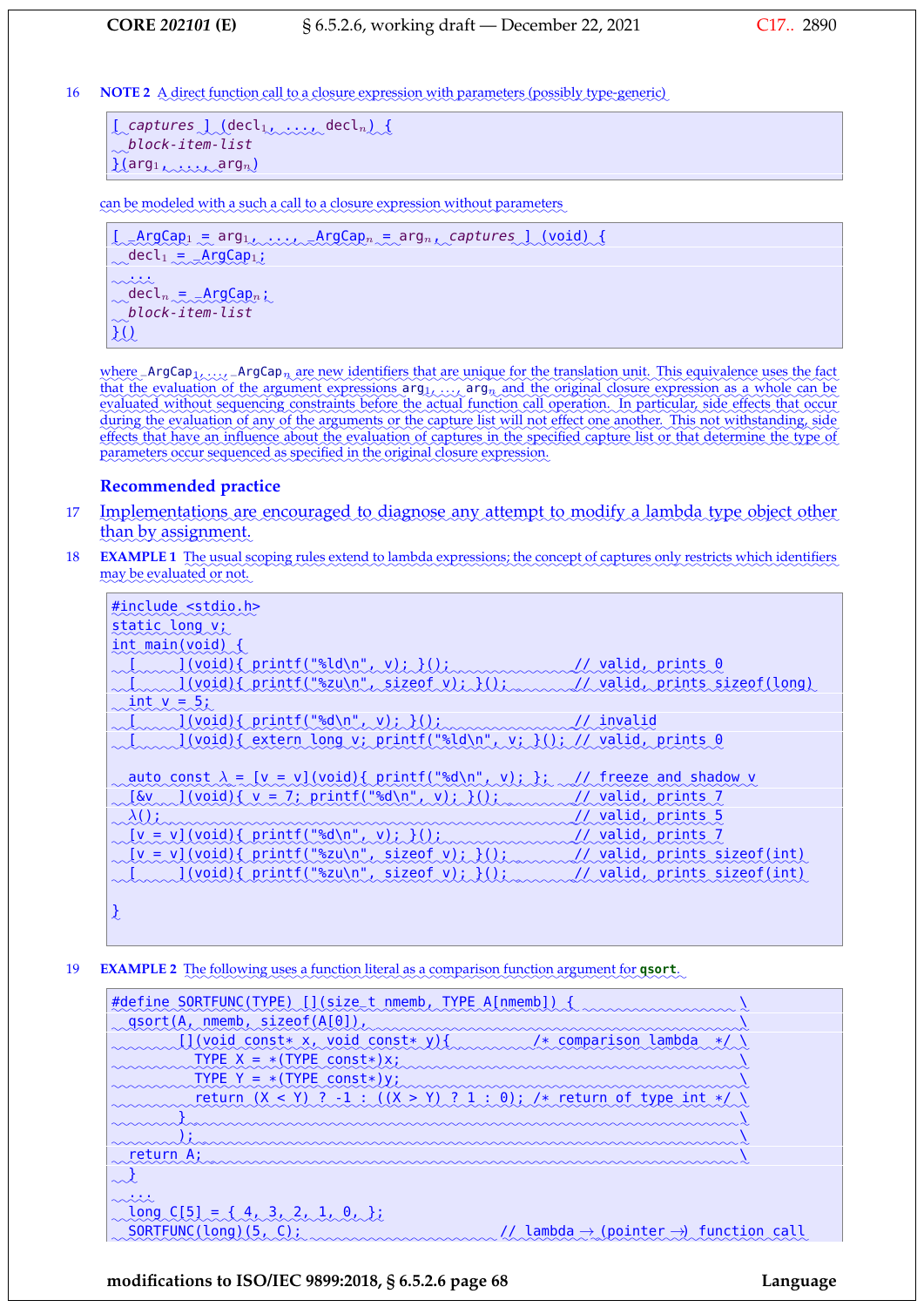16 **NOTE 2** A direct function call to a closure expression with parameters (possibly type-generic)

```
[ captures ] (decl₁, ..., declₙ) {
  block-item-list
}(arg₁, ..., argₙ)
```

can be modeled with a such a call to a closure expression without parameters

```
[ _ArgCap₁ = arg₁, ..., _ArgCapₙ = argₙ, captures ] (void) {
  decl₁ = _ArgCap₁;
  ...
  declₙ = _ArgCapₙ;
  block-item-list
}()
```

where $\_ArgCap_1, \ldots, \_ArgCap_n$ are new identifiers that are unique for the translation unit. This equivalence uses the fact that the evaluation of the argument expressions $arg_1, \ldots, arg_n$ and the original closure expression as a whole can be evaluated without sequencing constraints before the actual function call operation. In particular, side effects that occur during the evaluation of any of the arguments or the capture list will not effect one another. This not withstanding, side effects that have an influence about the evaluation of captures in the specified capture list or that determine the type of parameters occur sequenced as specified in the original closure expression.

### Recommended practice

17 Implementations are encouraged to diagnose any attempt to modify a lambda type object other than by assignment.

18 **EXAMPLE 1** The usual scoping rules extend to lambda expressions; the concept of captures only restricts which identifiers may be evaluated or not.

```
#include <stdio.h>
static long v;
int main(void) {
  [     ](void){ printf("%ld\n", v); }();                 // valid, prints 0
  [     ](void){ printf("%zu\n", sizeof v); }();          // valid, prints sizeof(long)
  int v = 5;
  [     ](void){ printf("%d\n", v); }();                  // invalid
  [     ](void){ extern long v; printf("%ld\n", v; }(); // valid, prints 0

  auto const λ = [v = v](void){ printf("%d\n", v); };   // freeze and shadow v
  [&v   ](void){ v = 7; printf("%d\n", v); }();          // valid, prints 7
  λ();                                                   // valid, prints 5
  [v = v](void){ printf("%d\n", v); }();                  // valid, prints 7
  [v = v](void){ printf("%zu\n", sizeof v); }();          // valid, prints sizeof(int)
  [     ](void){ printf("%zu\n", sizeof v); }();          // valid, prints sizeof(int)

}
```

19 **EXAMPLE 2** The following uses a function literal as a comparison function argument for **qsort**.

```
#define SORTFUNC(TYPE) [](size_t nmemb, TYPE A[nmemb]) {                \
  qsort(A, nmemb, sizeof(A[0]),                                          \
        [](void const* x, void const* y){           /* comparison lambda  */ \
          TYPE X = *(TYPE const*)x;                                      \
          TYPE Y = *(TYPE const*)y;                                      \
          return (X < Y) ? -1 : ((X > Y) ? 1 : 0); /* return of type int */ \
        }                                                                \
        );                                                               \
  return A;                                                              \
  }
  ...
  long C[5] = { 4, 3, 2, 1, 0, };
  SORTFUNC(long)(5, C);                         // lambda → (pointer →) function call
```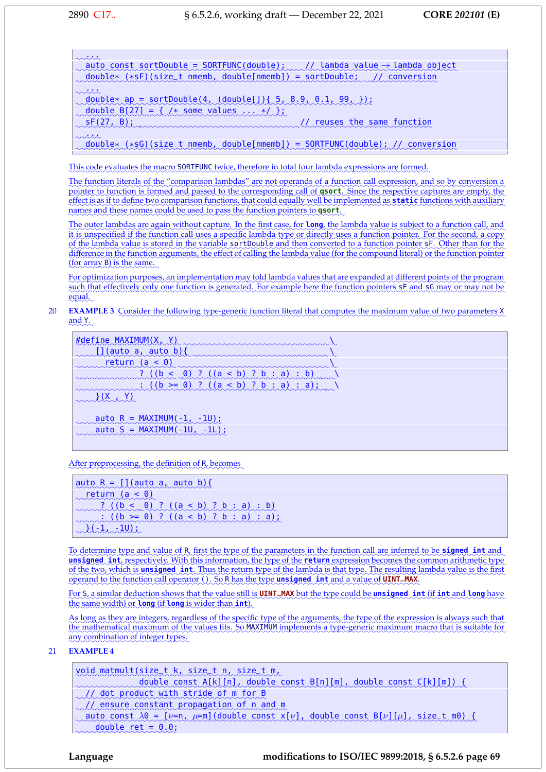```
...
auto const sortDouble = SORTFUNC(double);    // lambda value → lambda object
double* (*sF)(size_t nmemb, double[nmemb]) = sortDouble;   // conversion
...
double* ap = sortDouble(4, (double[]){ 5, 8.9, 0.1, 99, });
double B[27] = { /* some values ... */ };
sF(27, B);                                          // reuses the same function
...
double* (*sG)(size_t nmemb, double[nmemb]) = SORTFUNC(double); // conversion
```

This code evaluates the macro SORTFUNC twice, therefore in total four lambda expressions are formed.

The function literals of the "comparison lambdas" are not operands of a function call expression, and so by conversion a pointer to function is formed and passed to the corresponding call of **qsort**. Since the respective captures are empty, the effect is as if to define two comparison functions, that could equally well be implemented as **static** functions with auxiliary names and these names could be used to pass the function pointers to **qsort**.

The outer lambdas are again without capture. In the first case, for **long**, the lambda value is subject to a function call, and it is unspecified if the function call uses a specific lambda type or directly uses a function pointer. For the second, a copy of the lambda value is stored in the variable sortDouble and then converted to a function pointer sF. Other than for the difference in the function arguments, the effect of calling the lambda value (for the compound literal) or the function pointer (for array B) is the same.

For optimization purposes, an implementation may fold lambda values that are expanded at different points of the program such that effectively only one function is generated. For example here the function pointers sF and sG may or may not be equal.

20 **EXAMPLE 3** Consider the following type-generic function literal that computes the maximum value of two parameters X and Y.

```
#define MAXIMUM(X, Y)                              \
    [](auto a, auto b){                            \
      return (a < 0)                               \
             ? ((b <  0) ? ((a < b) ? b : a) : b)    \
             : ((b >= 0) ? ((a < b) ? b : a) : a);   \
    }(X , Y)

    auto R = MAXIMUM(-1, -1U);
    auto S = MAXIMUM(-1U, -1L);
```

After preprocessing, the definition of R, becomes

```
auto R = [](auto a, auto b){
  return (a < 0)
    ? ((b <  0) ? ((a < b) ? b : a) : b)
    : ((b >= 0) ? ((a < b) ? b : a) : a);
  }(-1, -1U);
```

To determine type and value of R, first the type of the parameters in the function call are inferred to be **signed int** and **unsigned int**, respectively. With this information, the type of the **return** expression becomes the common arithmetic type of the two, which is **unsigned int**. Thus the return type of the lambda is that type. The resulting lambda value is the first operand to the function call operator (). So R has the type **unsigned int** and a value of **UINT_MAX**.

For S, a similar deduction shows that the value still is **UINT_MAX** but the type could be **unsigned int** (if **int** and **long** have the same width) or **long** (if **long** is wider than **int**).

As long as they are integers, regardless of the specific type of the arguments, the type of the expression is always such that the mathematical maximum of the values fits. So MAXIMUM implements a type-generic maximum macro that is suitable for any combination of integer types.

21 **EXAMPLE 4**

```
void matmult(size_t k, size_t n, size_t m,
             double const A[k][n], double const B[n][m], double const C[k][m]) {
  // dot product with stride of m for B
  // ensure constant propagation of n and m
  auto const λ0 = [ν=n, μ=m](double const x[ν], double const B[ν][μ], size_t m0) {
    double ret = 0.0;
```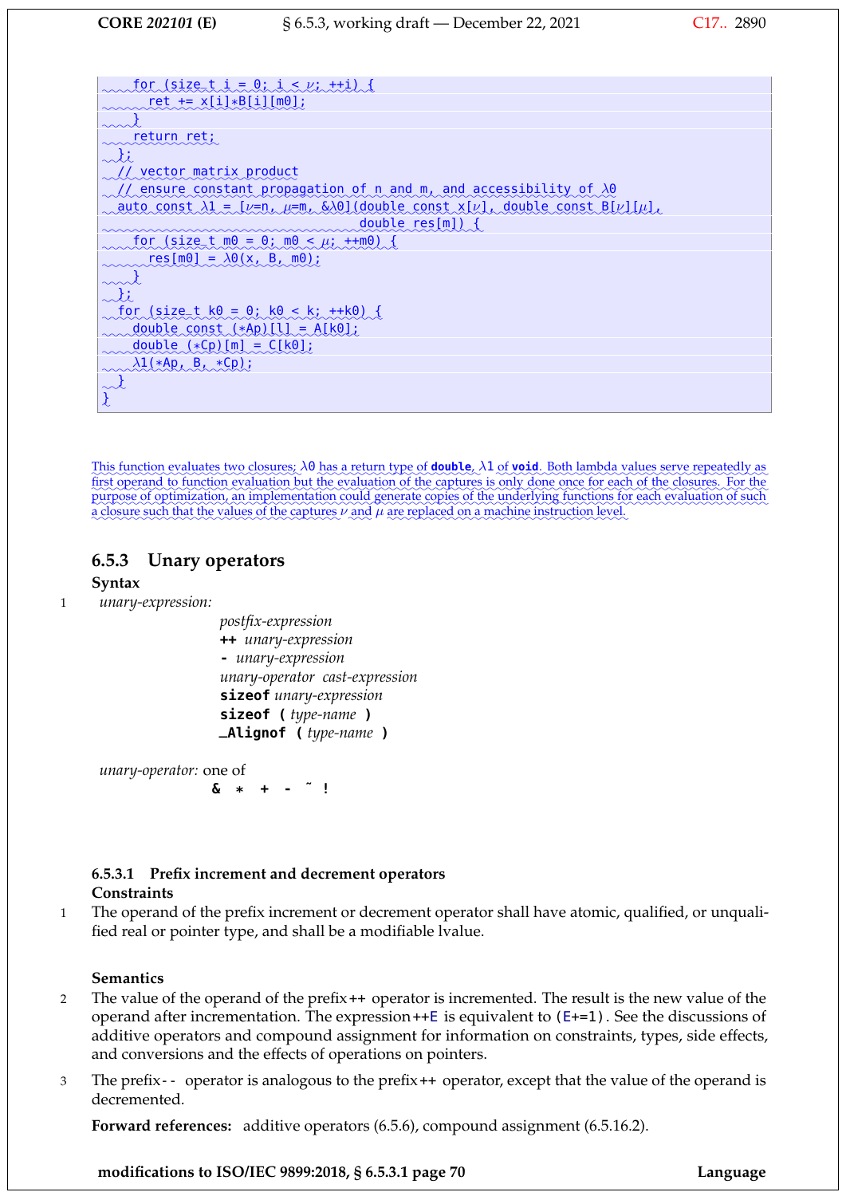```
    for (size_t i = 0; i < ν; ++i) {
      ret += x[i]*B[i][m0];
    }
    return ret;
  };
  // vector matrix product
  // ensure constant propagation of n and m, and accessibility of λ0
  auto const λ1 = [ν=n, μ=m, &λ0](double const x[ν], double const B[ν][μ],
                                double res[m]) {
    for (size_t m0 = 0; m0 < μ; ++m0) {
      res[m0] = λ0(x, B, m0);
    }
  };
  for (size_t k0 = 0; k0 < k; ++k0) {
    double const (*Ap)[l] = A[k0];
    double (*Cp)[m] = C[k0];
    λ1(*Ap, B, *Cp);
  }
}
```

This function evaluates two closures; `λ0` has a return type of **`double`**, `λ1` of **`void`**. Both lambda values serve repeatedly as first operand to function evaluation but the evaluation of the captures is only done once for each of the closures. For the purpose of optimization, an implementation could generate copies of the underlying functions for each evaluation of such a closure such that the values of the captures $\nu$ and $\mu$ are replaced on a machine instruction level.

### 6.5.3 Unary operators

**Syntax**

1 *unary-expression:*

> *postfix-expression*
> **++** *unary-expression*
> **-** *unary-expression*
> *unary-operator cast-expression*
> **sizeof** *unary-expression*
> **sizeof (** *type-name* **)**
> **_Alignof (** *type-name* **)**

*unary-operator:* one of

> **& * + - ˜ !**

#### 6.5.3.1 Prefix increment and decrement operators

**Constraints**

1 The operand of the prefix increment or decrement operator shall have atomic, qualified, or unqualified real or pointer type, and shall be a modifiable lvalue.

**Semantics**

2 The value of the operand of the prefix ++ operator is incremented. The result is the new value of the operand after incrementation. The expression ++E is equivalent to (E+=1). See the discussions of additive operators and compound assignment for information on constraints, types, side effects, and conversions and the effects of operations on pointers.

3 The prefix -- operator is analogous to the prefix ++ operator, except that the value of the operand is decremented.

**Forward references:** additive operators (6.5.6), compound assignment (6.5.16.2).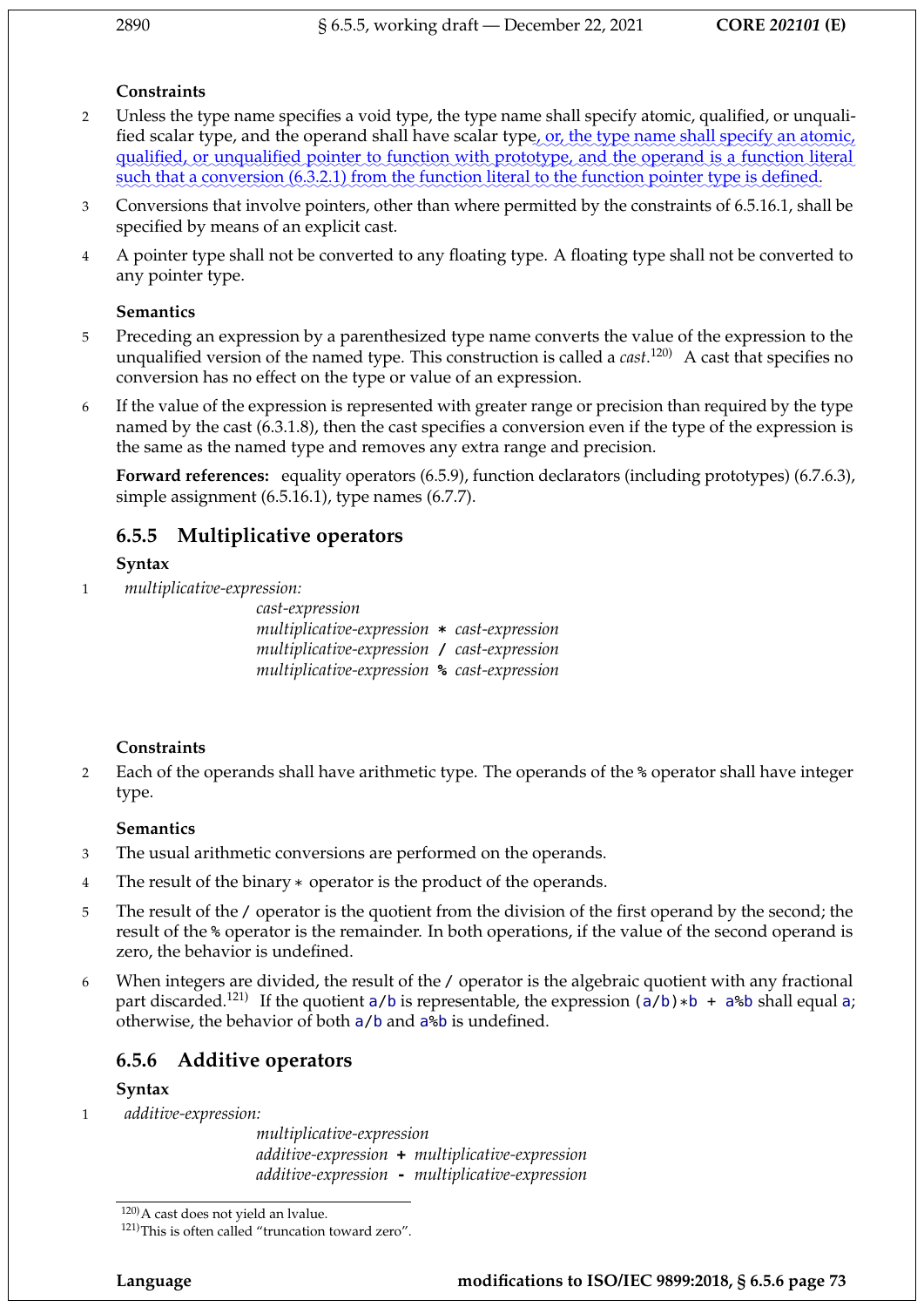**Constraints**

2 Unless the type name specifies a void type, the type name shall specify atomic, qualified, or unqualified scalar type, and the operand shall have scalar type, or, the type name shall specify an atomic, qualified, or unqualified pointer to function with prototype, and the operand is a function literal such that a conversion (6.3.2.1) from the function literal to the function pointer type is defined.

3 Conversions that involve pointers, other than where permitted by the constraints of 6.5.16.1, shall be specified by means of an explicit cast.

4 A pointer type shall not be converted to any floating type. A floating type shall not be converted to any pointer type.

**Semantics**

5 Preceding an expression by a parenthesized type name converts the value of the expression to the unqualified version of the named type. This construction is called a *cast*.[120] A cast that specifies no conversion has no effect on the type or value of an expression.

6 If the value of the expression is represented with greater range or precision than required by the type named by the cast (6.3.1.8), then the cast specifies a conversion even if the type of the expression is the same as the named type and removes any extra range and precision.

**Forward references:** equality operators (6.5.9), function declarators (including prototypes) (6.7.6.3), simple assignment (6.5.16.1), type names (6.7.7).

### 6.5.5 Multiplicative operators

**Syntax**

1 *multiplicative-expression:*
  *cast-expression*
  *multiplicative-expression* **\*** *cast-expression*
  *multiplicative-expression* **/** *cast-expression*
  *multiplicative-expression* **%** *cast-expression*

**Constraints**

2 Each of the operands shall have arithmetic type. The operands of the `%` operator shall have integer type.

**Semantics**

3 The usual arithmetic conversions are performed on the operands.

4 The result of the binary `*` operator is the product of the operands.

5 The result of the `/` operator is the quotient from the division of the first operand by the second; the result of the `%` operator is the remainder. In both operations, if the value of the second operand is zero, the behavior is undefined.

6 When integers are divided, the result of the `/` operator is the algebraic quotient with any fractional part discarded.[121] If the quotient `a/b` is representable, the expression `(a/b)*b + a%b` shall equal `a`; otherwise, the behavior of both `a/b` and `a%b` is undefined.

### 6.5.6 Additive operators

**Syntax**

1 *additive-expression:*
  *multiplicative-expression*
  *additive-expression* **+** *multiplicative-expression*
  *additive-expression* **-** *multiplicative-expression*

---

[120] A cast does not yield an lvalue.

[121] This is often called "truncation toward zero".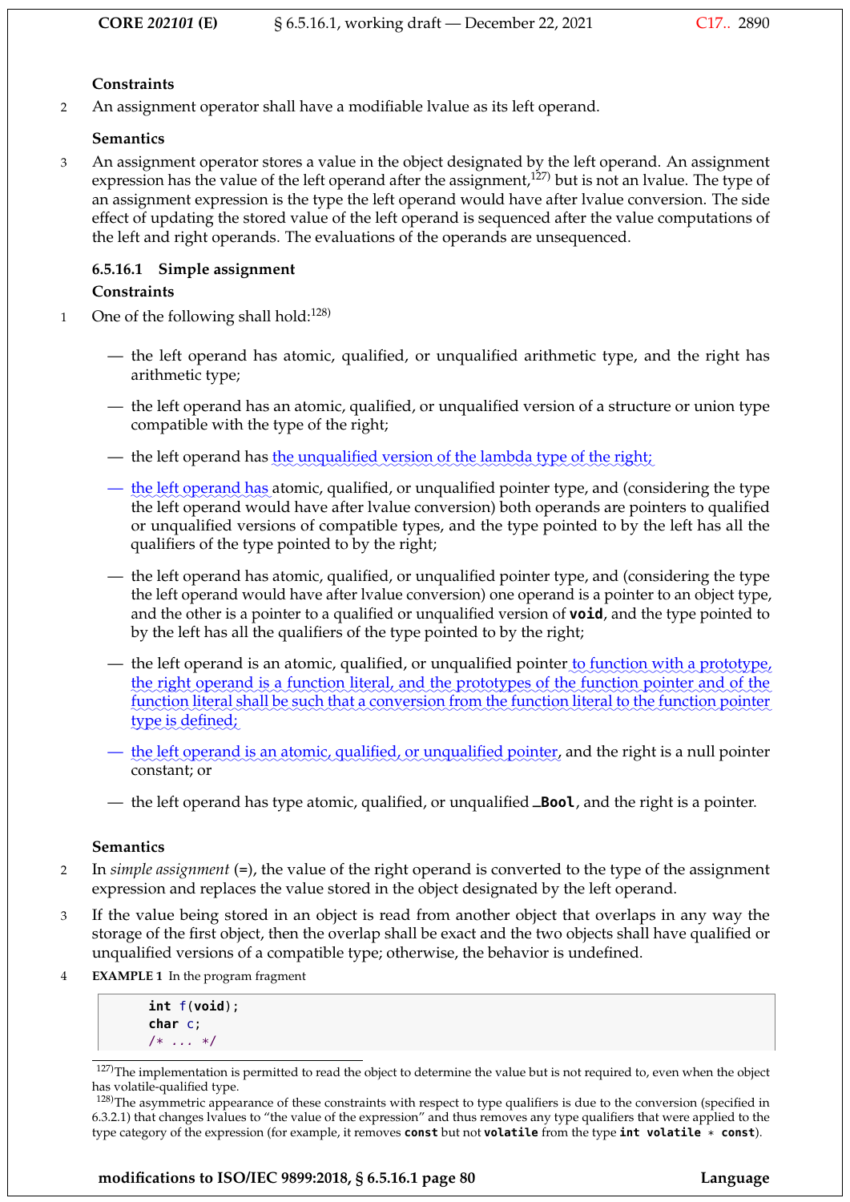**Constraints**

2 An assignment operator shall have a modifiable lvalue as its left operand.

**Semantics**

3 An assignment operator stores a value in the object designated by the left operand. An assignment expression has the value of the left operand after the assignment,[127] but is not an lvalue. The type of an assignment expression is the type the left operand would have after lvalue conversion. The side effect of updating the stored value of the left operand is sequenced after the value computations of the left and right operands. The evaluations of the operands are unsequenced.

### 6.5.16.1 Simple assignment

**Constraints**

1 One of the following shall hold:[128]

- the left operand has atomic, qualified, or unqualified arithmetic type, and the right has arithmetic type;
- the left operand has an atomic, qualified, or unqualified version of a structure or union type compatible with the type of the right;
- the left operand has the unqualified version of the lambda type of the right;
- the left operand has atomic, qualified, or unqualified pointer type, and (considering the type the left operand would have after lvalue conversion) both operands are pointers to qualified or unqualified versions of compatible types, and the type pointed to by the left has all the qualifiers of the type pointed to by the right;
- the left operand has atomic, qualified, or unqualified pointer type, and (considering the type the left operand would have after lvalue conversion) one operand is a pointer to an object type, and the other is a pointer to a qualified or unqualified version of `void`, and the type pointed to by the left has all the qualifiers of the type pointed to by the right;
- the left operand is an atomic, qualified, or unqualified pointer to function with a prototype, the right operand is a function literal, and the prototypes of the function pointer and of the function literal shall be such that a conversion from the function literal to the function pointer type is defined;
- the left operand is an atomic, qualified, or unqualified pointer, and the right is a null pointer constant; or
- the left operand has type atomic, qualified, or unqualified `_Bool`, and the right is a pointer.

**Semantics**

2 In *simple assignment* (`=`), the value of the right operand is converted to the type of the assignment expression and replaces the value stored in the object designated by the left operand.

3 If the value being stored in an object is read from another object that overlaps in any way the storage of the first object, then the overlap shall be exact and the two objects shall have qualified or unqualified versions of a compatible type; otherwise, the behavior is undefined.

4 **EXAMPLE 1** In the program fragment

```
int f(void);
char c;
/* ... */
```

[127]The implementation is permitted to read the object to determine the value but is not required to, even when the object has volatile-qualified type.

[128]The asymmetric appearance of these constraints with respect to type qualifiers is due to the conversion (specified in 6.3.2.1) that changes lvalues to "the value of the expression" and thus removes any type qualifiers that were applied to the type category of the expression (for example, it removes `const` but not `volatile` from the type `int volatile * const`).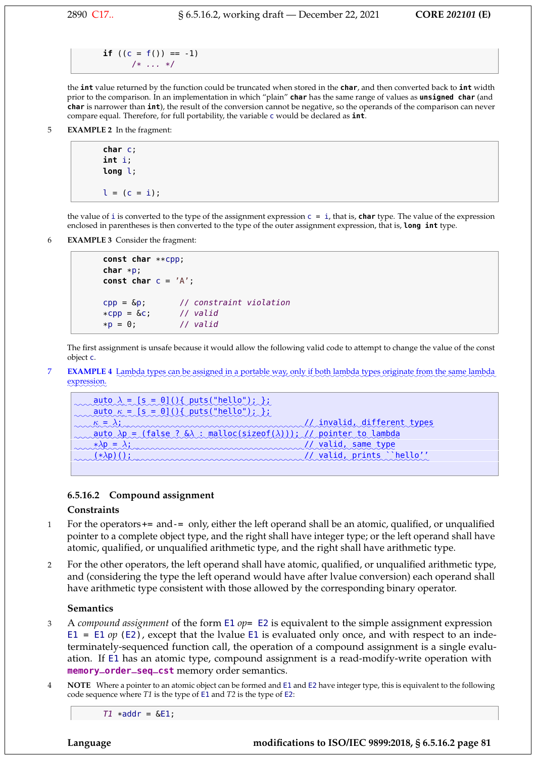```
    if ((c = f()) == -1)
          /* ... */
```

the **int** value returned by the function could be truncated when stored in the **char**, and then converted back to **int** width prior to the comparison. In an implementation in which "plain" **char** has the same range of values as **unsigned char** (and **char** is narrower than **int**), the result of the conversion cannot be negative, so the operands of the comparison can never compare equal. Therefore, for full portability, the variable c would be declared as **int**.

5 **EXAMPLE 2** In the fragment:

```
    char c;
    int i;
    long l;

    l = (c = i);
```

the value of i is converted to the type of the assignment expression c = i, that is, **char** type. The value of the expression enclosed in parentheses is then converted to the type of the outer assignment expression, that is, **long int** type.

6 **EXAMPLE 3** Consider the fragment:

```
    const char **cpp;
    char *p;
    const char c = 'A';

    cpp = &p;        // constraint violation
    *cpp = &c;       // valid
    *p = 0;          // valid
```

The first assignment is unsafe because it would allow the following valid code to attempt to change the value of the const object c.

7 **EXAMPLE 4** Lambda types can be assigned in a portable way, only if both lambda types originate from the same lambda expression.

```
    auto λ = [s = 0](){ puts("hello"); };
    auto κ = [s = 0](){ puts("hello"); };
    κ = λ;                                           // invalid, different types
    auto λp = (false ? &λ : malloc(sizeof(λ)));     // pointer to lambda
    *λp = λ;                                         // valid, same type
    (*λp)();                                         // valid, prints ``hello''
```

### 6.5.16.2 Compound assignment

#### Constraints

1 For the operators += and -= only, either the left operand shall be an atomic, qualified, or unqualified pointer to a complete object type, and the right shall have integer type; or the left operand shall have atomic, qualified, or unqualified arithmetic type, and the right shall have arithmetic type.

2 For the other operators, the left operand shall have atomic, qualified, or unqualified arithmetic type, and (considering the type the left operand would have after lvalue conversion) each operand shall have arithmetic type consistent with those allowed by the corresponding binary operator.

#### Semantics

3 A *compound assignment* of the form E1 *op*= E2 is equivalent to the simple assignment expression E1 = E1 *op* (E2), except that the lvalue E1 is evaluated only once, and with respect to an indeterminately-sequenced function call, the operation of a compound assignment is a single evaluation. If E1 has an atomic type, compound assignment is a read-modify-write operation with **memory_order_seq_cst** memory order semantics.

4 **NOTE** Where a pointer to an atomic object can be formed and E1 and E2 have integer type, this is equivalent to the following code sequence where *T1* is the type of E1 and *T2* is the type of E2:

```
    T1 *addr = &E1;
```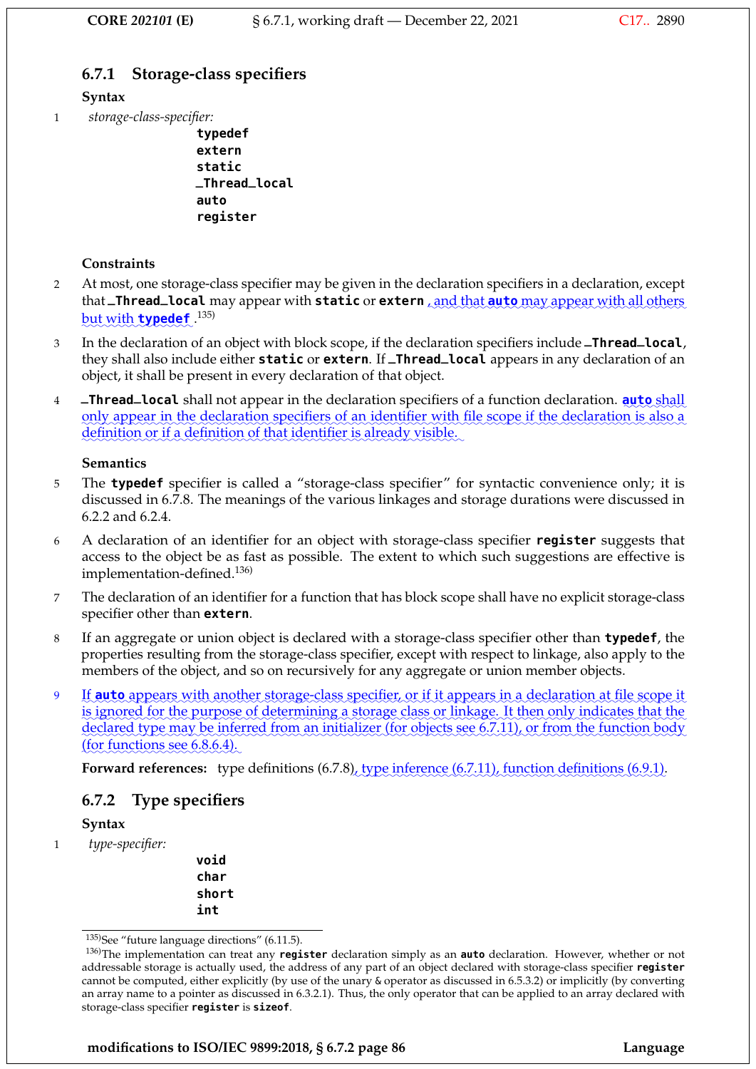### 6.7.1 Storage-class specifiers

**Syntax**

1 *storage-class-specifier:*

```
typedef
extern
static
_Thread_local
auto
register
```

**Constraints**

2 At most, one storage-class specifier may be given in the declaration specifiers in a declaration, except that **_Thread_local** may appear with **static** or **extern**, and that **auto** may appear with all others but with **typedef**.[135]

3 In the declaration of an object with block scope, if the declaration specifiers include **_Thread_local**, they shall also include either **static** or **extern**. If **_Thread_local** appears in any declaration of an object, it shall be present in every declaration of that object.

4 **_Thread_local** shall not appear in the declaration specifiers of a function declaration. **auto** shall only appear in the declaration specifiers of an identifier with file scope if the declaration is also a definition or if a definition of that identifier is already visible.

**Semantics**

5 The **typedef** specifier is called a "storage-class specifier" for syntactic convenience only; it is discussed in 6.7.8. The meanings of the various linkages and storage durations were discussed in 6.2.2 and 6.2.4.

6 A declaration of an identifier for an object with storage-class specifier **register** suggests that access to the object be as fast as possible. The extent to which such suggestions are effective is implementation-defined.[136]

7 The declaration of an identifier for a function that has block scope shall have no explicit storage-class specifier other than **extern**.

8 If an aggregate or union object is declared with a storage-class specifier other than **typedef**, the properties resulting from the storage-class specifier, except with respect to linkage, also apply to the members of the object, and so on recursively for any aggregate or union member objects.

9 If **auto** appears with another storage-class specifier, or if it appears in a declaration at file scope it is ignored for the purpose of determining a storage class or linkage. It then only indicates that the declared type may be inferred from an initializer (for objects see 6.7.11), or from the function body (for functions see 6.8.6.4).

**Forward references:** type definitions (6.7.8), type inference (6.7.11), function definitions (6.9.1).

### 6.7.2 Type specifiers

**Syntax**

1 *type-specifier:*

```
void
char
short
int
```

---

[135] See "future language directions" (6.11.5).

[136] The implementation can treat any **register** declaration simply as an **auto** declaration. However, whether or not addressable storage is actually used, the address of any part of an object declared with storage-class specifier **register** cannot be computed, either explicitly (by use of the unary & operator as discussed in 6.5.3.2) or implicitly (by converting an array name to a pointer as discussed in 6.3.2.1). Thus, the only operator that can be applied to an array declared with storage-class specifier **register** is **sizeof**.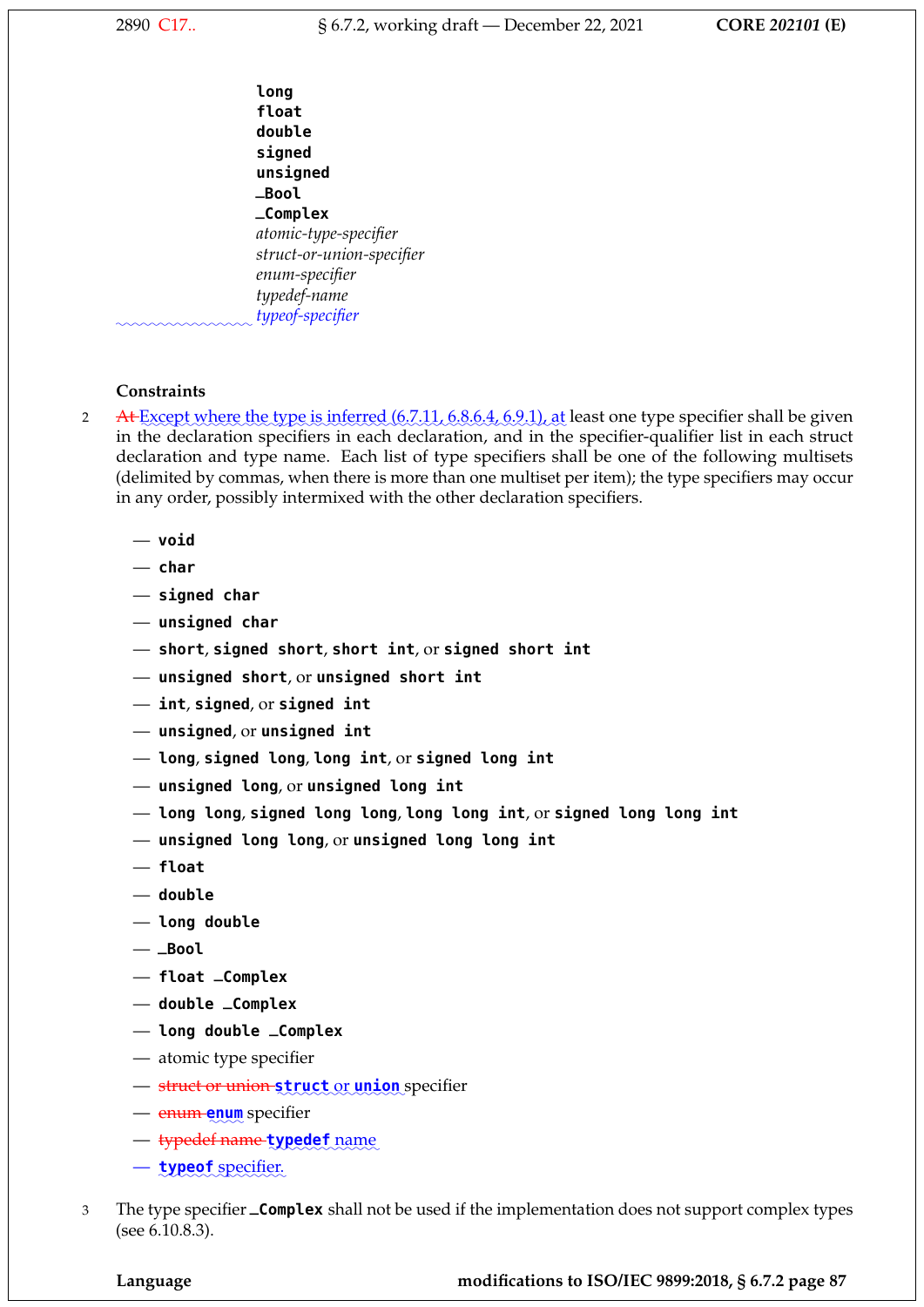**long**
**float**
**double**
**signed**
**unsigned**
**_Bool**
**_Complex**
*atomic-type-specifier*
*struct-or-union-specifier*
*enum-specifier*
*typedef-name*
*typeof-specifier*

**Constraints**

2 ~~At~~ Except where the type is inferred (6.7.11, 6.8.6.4, 6.9.1), at least one type specifier shall be given in the declaration specifiers in each declaration, and in the specifier-qualifier list in each struct declaration and type name. Each list of type specifiers shall be one of the following multisets (delimited by commas, when there is more than one multiset per item); the type specifiers may occur in any order, possibly intermixed with the other declaration specifiers.

— **void**

— **char**

— **signed char**

— **unsigned char**

— **short**, **signed short**, **short int**, or **signed short int**

— **unsigned short**, or **unsigned short int**

— **int**, **signed**, or **signed int**

— **unsigned**, or **unsigned int**

— **long**, **signed long**, **long int**, or **signed long int**

— **unsigned long**, or **unsigned long int**

— **long long**, **signed long long**, **long long int**, or **signed long long int**

— **unsigned long long**, or **unsigned long long int**

— **float**

— **double**

— **long double**

— **_Bool**

— **float _Complex**

— **double _Complex**

— **long double _Complex**

— atomic type specifier

— ~~struct or union~~ **struct** or **union** specifier

— ~~enum~~ **enum** specifier

— ~~typedef name~~ **typedef** name

— **typeof** specifier.

3 The type specifier **_Complex** shall not be used if the implementation does not support complex types (see 6.10.8.3).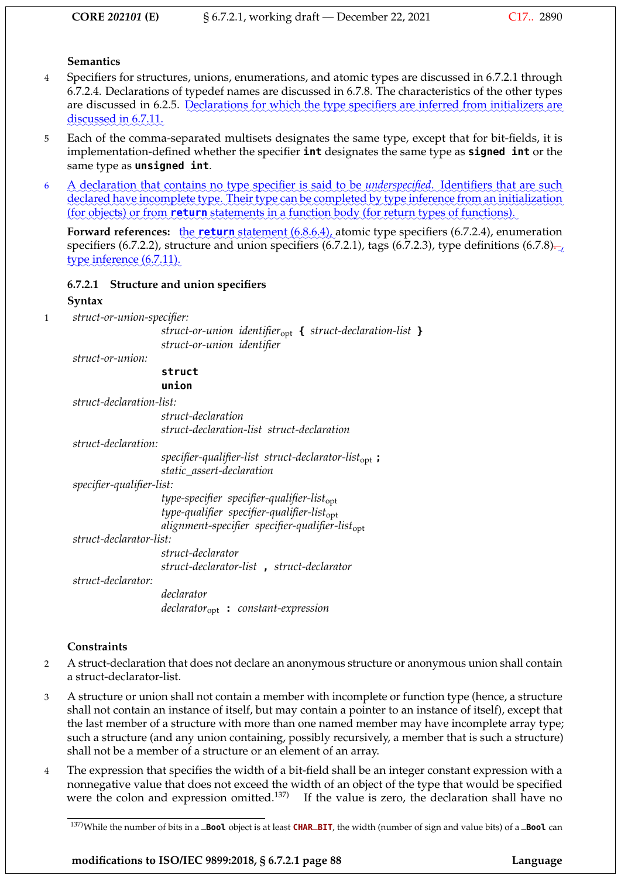**Semantics**

4 Specifiers for structures, unions, enumerations, and atomic types are discussed in 6.7.2.1 through 6.7.2.4. Declarations of typedef names are discussed in 6.7.8. The characteristics of the other types are discussed in 6.2.5. Declarations for which the type specifiers are inferred from initializers are discussed in 6.7.11.

5 Each of the comma-separated multisets designates the same type, except that for bit-fields, it is implementation-defined whether the specifier `int` designates the same type as `signed int` or the same type as `unsigned int`.

6 A declaration that contains no type specifier is said to be *underspecified*. Identifiers that are such declared have incomplete type. Their type can be completed by type inference from an initialization (for objects) or from `return` statements in a function body (for return types of functions).

**Forward references:** the `return` statement (6.8.6.4), atomic type specifiers (6.7.2.4), enumeration specifiers (6.7.2.2), structure and union specifiers (6.7.2.1), tags (6.7.2.3), type definitions (6.7.8), type inference (6.7.11).

### 6.7.2.1 Structure and union specifiers

**Syntax**

1
*struct-or-union-specifier:*
    *struct-or-union identifier*$_{opt}$ **{** *struct-declaration-list* **}**
    *struct-or-union identifier*

*struct-or-union:*
    **struct**
    **union**

*struct-declaration-list:*
    *struct-declaration*
    *struct-declaration-list struct-declaration*

*struct-declaration:*
    *specifier-qualifier-list struct-declarator-list*$_{opt}$ **;**
    *static_assert-declaration*

*specifier-qualifier-list:*
    *type-specifier specifier-qualifier-list*$_{opt}$
    *type-qualifier specifier-qualifier-list*$_{opt}$
    *alignment-specifier specifier-qualifier-list*$_{opt}$

*struct-declarator-list:*
    *struct-declarator*
    *struct-declarator-list* **,** *struct-declarator*

*struct-declarator:*
    *declarator*
    *declarator*$_{opt}$ **:** *constant-expression*

**Constraints**

2 A struct-declaration that does not declare an anonymous structure or anonymous union shall contain a struct-declarator-list.

3 A structure or union shall not contain a member with incomplete or function type (hence, a structure shall not contain an instance of itself, but may contain a pointer to an instance of itself), except that the last member of a structure with more than one named member may have incomplete array type; such a structure (and any union containing, possibly recursively, a member that is such a structure) shall not be a member of a structure or an element of an array.

4 The expression that specifies the width of a bit-field shall be an integer constant expression with a nonnegative value that does not exceed the width of an object of the type that would be specified were the colon and expression omitted.[137] If the value is zero, the declaration shall have no

[137] While the number of bits in a `_Bool` object is at least `CHAR_BIT`, the width (number of sign and value bits) of a `_Bool` can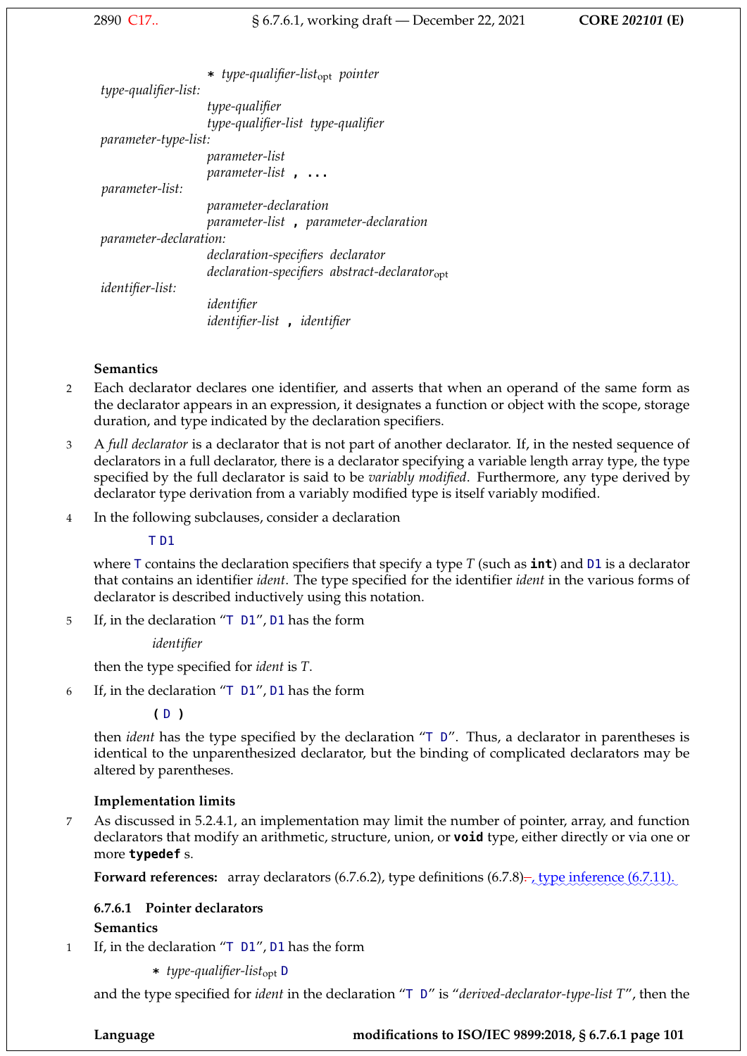* *type-qualifier-list*$_{opt}$ *pointer*

*type-qualifier-list:*

  *type-qualifier*
  *type-qualifier-list type-qualifier*

*parameter-type-list:*

  *parameter-list*
  *parameter-list* **, ...**

*parameter-list:*

  *parameter-declaration*
  *parameter-list* **,** *parameter-declaration*

*parameter-declaration:*

  *declaration-specifiers declarator*
  *declaration-specifiers abstract-declarator*$_{opt}$

*identifier-list:*

  *identifier*
  *identifier-list* **,** *identifier*

**Semantics**

2 Each declarator declares one identifier, and asserts that when an operand of the same form as the declarator appears in an expression, it designates a function or object with the scope, storage duration, and type indicated by the declaration specifiers.

3 A *full declarator* is a declarator that is not part of another declarator. If, in the nested sequence of declarators in a full declarator, there is a declarator specifying a variable length array type, the type specified by the full declarator is said to be *variably modified*. Furthermore, any type derived by declarator type derivation from a variably modified type is itself variably modified.

4 In the following subclauses, consider a declaration

```
T D1
```

where `T` contains the declaration specifiers that specify a type *T* (such as **int**) and `D1` is a declarator that contains an identifier *ident*. The type specified for the identifier *ident* in the various forms of declarator is described inductively using this notation.

5 If, in the declaration "`T D1`", `D1` has the form

  *identifier*

then the type specified for *ident* is *T*.

6 If, in the declaration "`T D1`", `D1` has the form

```
( D )
```

then *ident* has the type specified by the declaration "`T D`". Thus, a declarator in parentheses is identical to the unparenthesized declarator, but the binding of complicated declarators may be altered by parentheses.

**Implementation limits**

7 As discussed in 5.2.4.1, an implementation may limit the number of pointer, array, and function declarators that modify an arithmetic, structure, union, or **void** type, either directly or via one or more **typedef** s.

**Forward references:** array declarators (6.7.6.2), type definitions (6.7.8)~~.~~, type inference (6.7.11).

### 6.7.6.1 Pointer declarators

**Semantics**

1 If, in the declaration "`T D1`", `D1` has the form

  * *type-qualifier-list*$_{opt}$ `D`

and the type specified for *ident* in the declaration "`T D`" is "*derived-declarator-type-list T*", then the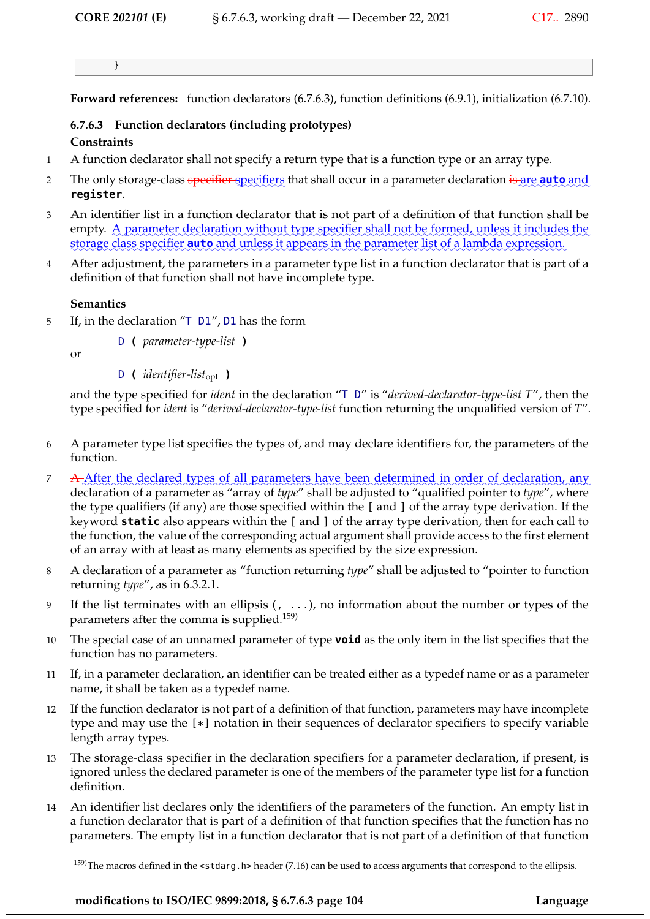```
    }
```

**Forward references:** function declarators (6.7.6.3), function definitions (6.9.1), initialization (6.7.10).

### 6.7.6.3 Function declarators (including prototypes)

**Constraints**

1 A function declarator shall not specify a return type that is a function type or an array type.

2 The only storage-class ~~specifier~~ specifiers that shall occur in a parameter declaration ~~is~~ are **auto** and **register**.

3 An identifier list in a function declarator that is not part of a definition of that function shall be empty. A parameter declaration without type specifier shall not be formed, unless it includes the storage class specifier **auto** and unless it appears in the parameter list of a lambda expression.

4 After adjustment, the parameters in a parameter type list in a function declarator that is part of a definition of that function shall not have incomplete type.

**Semantics**

5 If, in the declaration "`T D1`", `D1` has the form

> `D` **(** *parameter-type-list* **)**

or

> `D` **(** *identifier-list*$_{opt}$ **)**

and the type specified for *ident* in the declaration "`T D`" is "*derived-declarator-type-list T*", then the type specified for *ident* is "*derived-declarator-type-list* function returning the unqualified version of *T*".

6 A parameter type list specifies the types of, and may declare identifiers for, the parameters of the function.

7 ~~A~~ After the declared types of all parameters have been determined in order of declaration, any declaration of a parameter as "array of *type*" shall be adjusted to "qualified pointer to *type*", where the type qualifiers (if any) are those specified within the `[` and `]` of the array type derivation. If the keyword **static** also appears within the `[` and `]` of the array type derivation, then for each call to the function, the value of the corresponding actual argument shall provide access to the first element of an array with at least as many elements as specified by the size expression.

8 A declaration of a parameter as "function returning *type*" shall be adjusted to "pointer to function returning *type*", as in 6.3.2.1.

9 If the list terminates with an ellipsis (`, ...`), no information about the number or types of the parameters after the comma is supplied.[159)]

10 The special case of an unnamed parameter of type **void** as the only item in the list specifies that the function has no parameters.

11 If, in a parameter declaration, an identifier can be treated either as a typedef name or as a parameter name, it shall be taken as a typedef name.

12 If the function declarator is not part of a definition of that function, parameters may have incomplete type and may use the `[*]` notation in their sequences of declarator specifiers to specify variable length array types.

13 The storage-class specifier in the declaration specifiers for a parameter declaration, if present, is ignored unless the declared parameter is one of the members of the parameter type list for a function definition.

14 An identifier list declares only the identifiers of the parameters of the function. An empty list in a function declarator that is part of a definition of that function specifies that the function has no parameters. The empty list in a function declarator that is not part of a definition of that function

[159)] The macros defined in the `<stdarg.h>` header (7.16) can be used to access arguments that correspond to the ellipsis.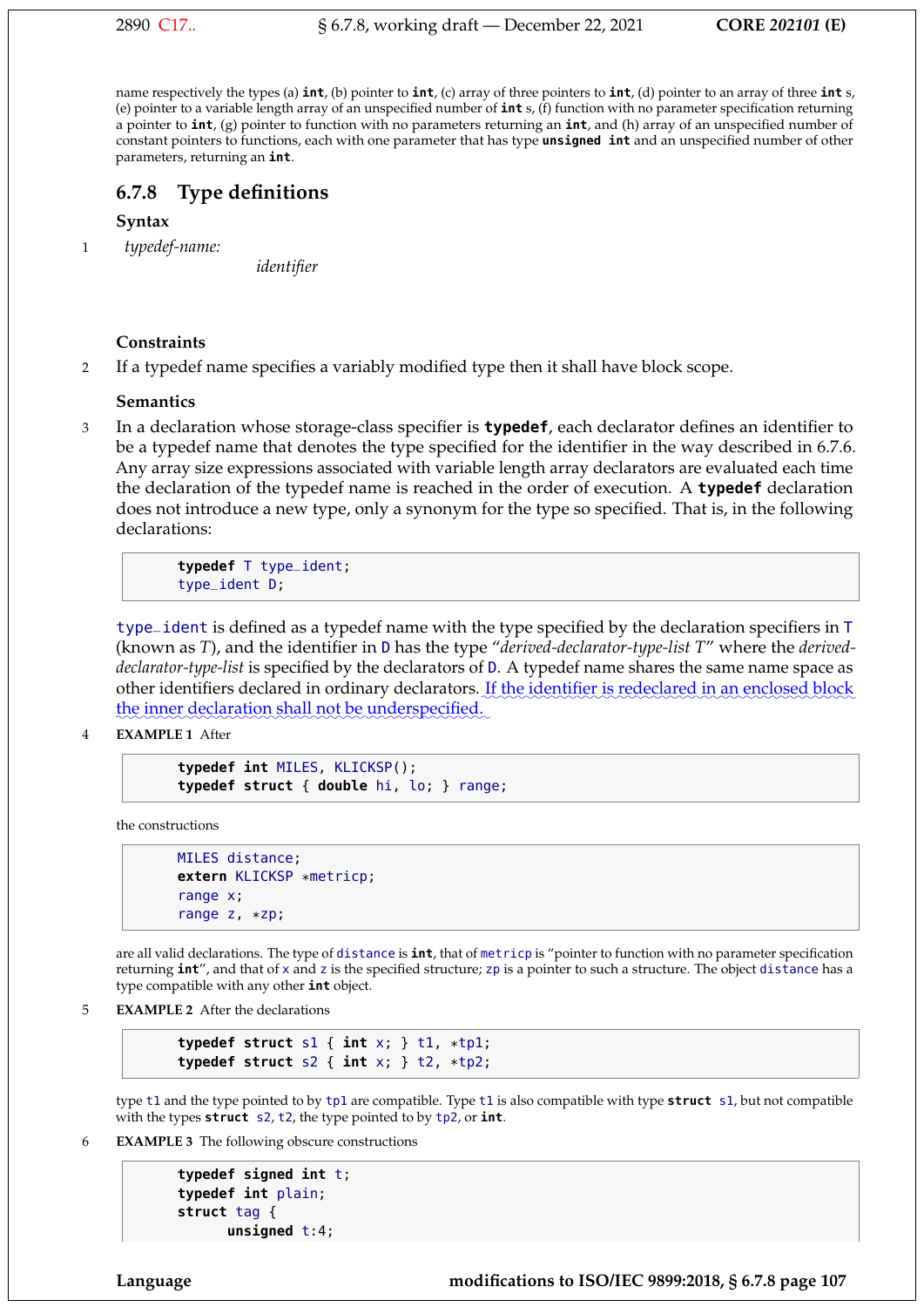name respectively the types (a) **int**, (b) pointer to **int**, (c) array of three pointers to **int**, (d) pointer to an array of three **int** s, (e) pointer to a variable length array of an unspecified number of **int** s, (f) function with no parameter specification returning a pointer to **int**, (g) pointer to function with no parameters returning an **int**, and (h) array of an unspecified number of constant pointers to functions, each with one parameter that has type **unsigned int** and an unspecified number of other parameters, returning an **int**.

## 6.7.8 Type definitions

### Syntax

1 *typedef-name:*

*identifier*

### Constraints

2 If a typedef name specifies a variably modified type then it shall have block scope.

### Semantics

3 In a declaration whose storage-class specifier is **typedef**, each declarator defines an identifier to be a typedef name that denotes the type specified for the identifier in the way described in 6.7.6. Any array size expressions associated with variable length array declarators are evaluated each time the declaration of the typedef name is reached in the order of execution. A **typedef** declaration does not introduce a new type, only a synonym for the type so specified. That is, in the following declarations:

```
typedef T type_ident;
type_ident D;
```

`type_ident` is defined as a typedef name with the type specified by the declaration specifiers in `T` (known as *T*), and the identifier in `D` has the type "*derived-declarator-type-list T*" where the *derived-declarator-type-list* is specified by the declarators of `D`. A typedef name shares the same name space as other identifiers declared in ordinary declarators. If the identifier is redeclared in an enclosed block the inner declaration shall not be underspecified.

4 **EXAMPLE 1** After

```
typedef int MILES, KLICKSP();
typedef struct { double hi, lo; } range;
```

the constructions

```
MILES distance;
extern KLICKSP *metricp;
range x;
range z, *zp;
```

are all valid declarations. The type of `distance` is **int**, that of `metricp` is "pointer to function with no parameter specification returning **int**", and that of `x` and `z` is the specified structure; `zp` is a pointer to such a structure. The object `distance` has a type compatible with any other **int** object.

5 **EXAMPLE 2** After the declarations

```
typedef struct s1 { int x; } t1, *tp1;
typedef struct s2 { int x; } t2, *tp2;
```

type `t1` and the type pointed to by `tp1` are compatible. Type `t1` is also compatible with type **struct** `s1`, but not compatible with the types **struct** `s2`, `t2`, the type pointed to by `tp2`, or **int**.

6 **EXAMPLE 3** The following obscure constructions

```
typedef signed int t;
typedef int plain;
struct tag {
      unsigned t:4;
```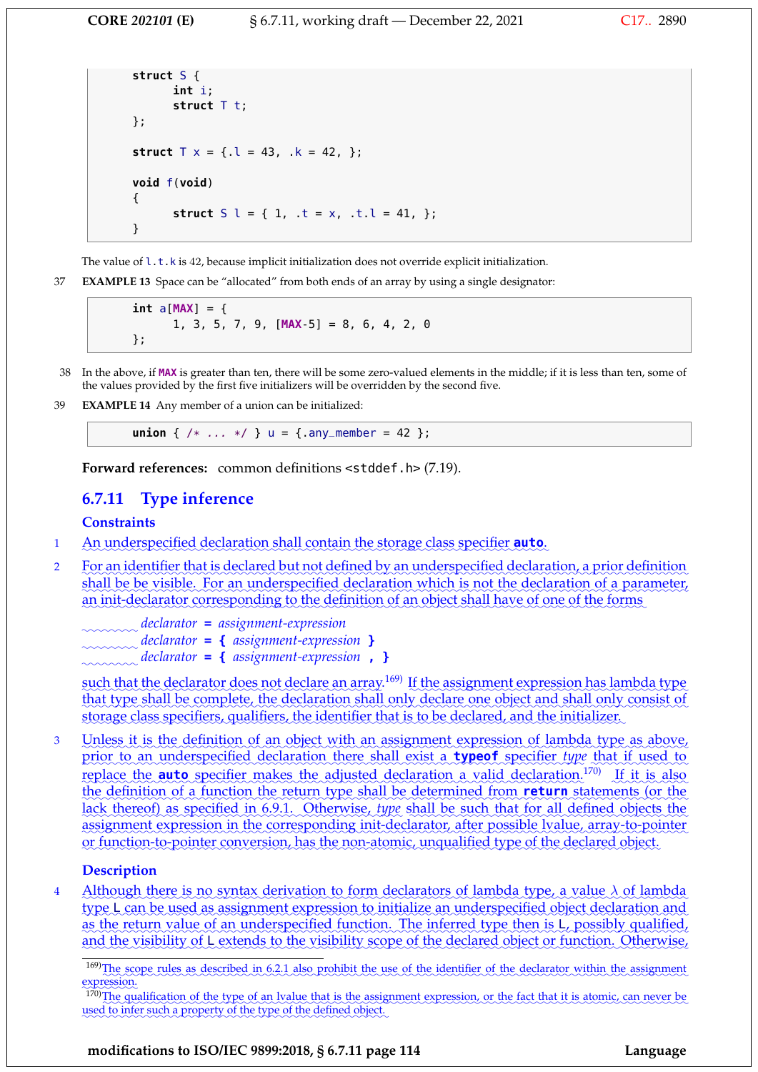```
struct S {
      int i;
      struct T t;
};

struct T x = {.l = 43, .k = 42, };

void f(void)
{
      struct S l = { 1, .t = x, .t.l = 41, };
}
```

The value of `l.t.k` is 42, because implicit initialization does not override explicit initialization.

37 **EXAMPLE 13** Space can be "allocated" from both ends of an array by using a single designator:

```
int a[MAX] = {
      1, 3, 5, 7, 9, [MAX-5] = 8, 6, 4, 2, 0
};
```

38 In the above, if `MAX` is greater than ten, there will be some zero-valued elements in the middle; if it is less than ten, some of the values provided by the first five initializers will be overridden by the second five.

39 **EXAMPLE 14** Any member of a union can be initialized:

```
union { /* ... */ } u = {.any_member = 42 };
```

**Forward references:** common definitions `<stddef.h>` (7.19).

## 6.7.11 Type inference

### Constraints

1 An underspecified declaration shall contain the storage class specifier **`auto`**.

2 For an identifier that is declared but not defined by an underspecified declaration, a prior definition shall be visible. For an underspecified declaration which is not the declaration of a parameter, an init-declarator corresponding to the definition of an object shall have of one of the forms

> *declarator* **=** *assignment-expression*
> *declarator* **= {** *assignment-expression* **}**
> *declarator* **= {** *assignment-expression* **, }**

such that the declarator does not declare an array.[169] If the assignment expression has lambda type that type shall be complete, the declaration shall only declare one object and shall only consist of storage class specifiers, qualifiers, the identifier that is to be declared, and the initializer.

3 Unless it is the definition of an object with an assignment expression of lambda type as above, prior to an underspecified declaration there shall exist a **`typeof`** specifier *type* that if used to replace the **`auto`** specifier makes the adjusted declaration a valid declaration.[170] If it is also the definition of a function the return type shall be determined from **`return`** statements (or the lack thereof) as specified in 6.9.1. Otherwise, *type* shall be such that for all defined objects the assignment expression in the corresponding init-declarator, after possible lvalue, array-to-pointer or function-to-pointer conversion, has the non-atomic, unqualified type of the declared object.

### Description

4 Although there is no syntax derivation to form declarators of lambda type, a value $\lambda$ of lambda type `L` can be used as assignment expression to initialize an underspecified object declaration and as the return value of an underspecified function. The inferred type then is `L`, possibly qualified, and the visibility of `L` extends to the visibility scope of the declared object or function. Otherwise,

---

[169] The scope rules as described in 6.2.1 also prohibit the use of the identifier of the declarator within the assignment expression.

[170] The qualification of the type of an lvalue that is the assignment expression, or the fact that it is atomic, can never be used to infer such a property of the type of the defined object.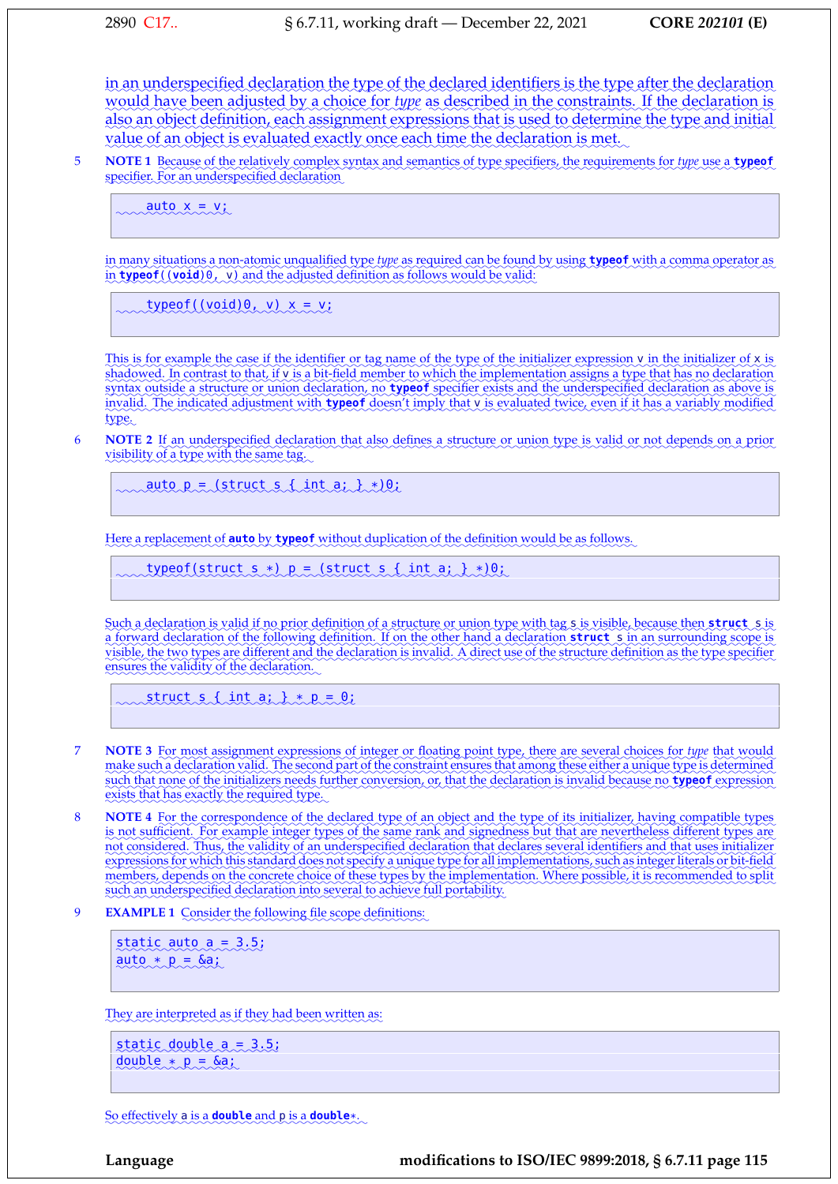in an underspecified declaration the type of the declared identifiers is the type after the declaration would have been adjusted by a choice for *type* as described in the constraints. If the declaration is also an object definition, each assignment expressions that is used to determine the type and initial value of an object is evaluated exactly once each time the declaration is met.

5 **NOTE 1** Because of the relatively complex syntax and semantics of type specifiers, the requirements for *type* use a **typeof** specifier. For an underspecified declaration

```
    auto x = v;
```

in many situations a non-atomic unqualified type *type* as required can be found by using **typeof** with a comma operator as in **typeof**((**void**)0, v) and the adjusted definition as follows would be valid:

```
    typeof((void)0, v) x = v;
```

This is for example the case if the identifier or tag name of the type of the initializer expression v in the initializer of x is shadowed. In contrast to that, if v is a bit-field member to which the implementation assigns a type that has no declaration syntax outside a structure or union declaration, no **typeof** specifier exists and the underspecified declaration as above is invalid. The indicated adjustment with **typeof** doesn't imply that v is evaluated twice, even if it has a variably modified type.

6 **NOTE 2** If an underspecified declaration that also defines a structure or union type is valid or not depends on a prior visibility of a type with the same tag.

```
    auto p = (struct s { int a; } *)0;
```

Here a replacement of **auto** by **typeof** without duplication of the definition would be as follows.

```
    typeof(struct s *) p = (struct s { int a; } *)0;
```

Such a declaration is valid if no prior definition of a structure or union type with tag s is visible, because then **struct** s is a forward declaration of the following definition. If on the other hand a declaration **struct** s in an surrounding scope is visible, the two types are different and the declaration is invalid. A direct use of the structure definition as the type specifier ensures the validity of the declaration.

```
    struct s { int a; } * p = 0;
```

7 **NOTE 3** For most assignment expressions of integer or floating point type, there are several choices for *type* that would make such a declaration valid. The second part of the constraint ensures that among these either a unique type is determined such that none of the initializers needs further conversion, or, that the declaration is invalid because no **typeof** expression exists that has exactly the required type.

8 **NOTE 4** For the correspondence of the declared type of an object and the type of its initializer, having compatible types is not sufficient. For example integer types of the same rank and signedness but that are nevertheless different types are not considered. Thus, the validity of an underspecified declaration that declares several identifiers and that uses initializer expressions for which this standard does not specify a unique type for all implementations, such as integer literals or bit-field members, depends on the concrete choice of these types by the implementation. Where possible, it is recommended to split such an underspecified declaration into several to achieve full portability.

9 **EXAMPLE 1** Consider the following file scope definitions:

```
static auto a = 3.5;
auto * p = &a;
```

They are interpreted as if they had been written as:

```
static double a = 3.5;
double * p = &a;
```

So effectively a is a **double** and p is a **double***.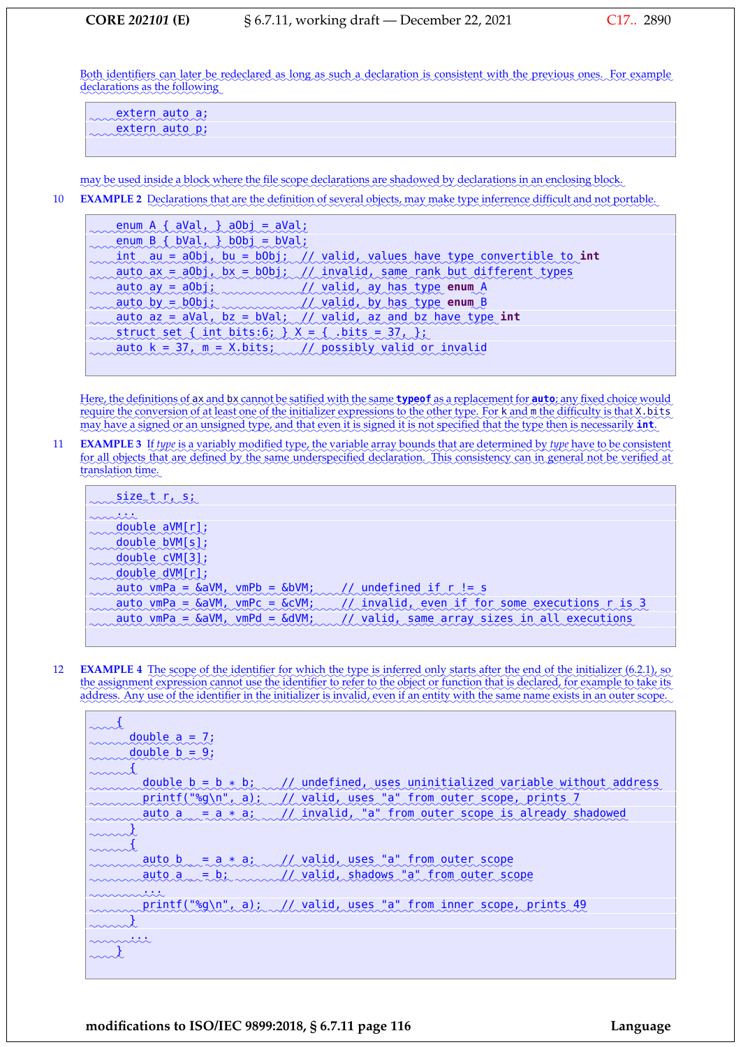Both identifiers can later be redeclared as long as such a declaration is consistent with the previous ones. For example declarations as the following

```
extern auto a;
extern auto p;
```

may be used inside a block where the file scope declarations are shadowed by declarations in an enclosing block.

10 **EXAMPLE 2** Declarations that are the definition of several objects, may make type inferrence difficult and not portable.

```
enum A { aVal, } aObj = aVal;
enum B { bVal, } bObj = bVal;
int  au = aObj, bu = bObj;  // valid, values have type convertible to int
auto ax = aObj, bx = bObj;  // invalid, same rank but different types
auto ay = aObj;             // valid, ay has type enum A
auto by = bObj;             // valid, by has type enum B
auto az = aVal, bz = bVal;  // valid, az and bz have type int
struct set { int bits:6; } X = { .bits = 37, };
auto k = 37, m = X.bits;    // possibly valid or invalid
```

Here, the definitions of `ax` and `bx` cannot be satified with the same **`typeof`** as a replacement for **`auto`**; any fixed choice would require the conversion of at least one of the initializer expressions to the other type. For `k` and `m` the difficulty is that `X.bits` may have a signed or an unsigned type, and that even it is signed it is not specified that the type then is necessarily **`int`**.

11 **EXAMPLE 3** If *type* is a variably modified type, the variable array bounds that are determined by *type* have to be consistent for all objects that are defined by the same underspecified declaration. This consistency can in general not be verified at translation time.

```
size_t r, s;
...
double aVM[r];
double bVM[s];
double cVM[3];
double dVM[r];
auto vmPa = &aVM, vmPb = &bVM;    // undefined if r != s
auto vmPa = &aVM, vmPc = &cVM;    // invalid, even if for some executions r is 3
auto vmPa = &aVM, vmPd = &dVM;    // valid, same array sizes in all executions
```

12 **EXAMPLE 4** The scope of the identifier for which the type is inferred only starts after the end of the initializer (6.2.1), so the assignment expression cannot use the identifier to refer to the object or function that is declared, for example to take its address. Any use of the identifier in the initializer is invalid, even if an entity with the same name exists in an outer scope.

```
{
  double a = 7;
  double b = 9;
  {
    double b = b * b;    // undefined, uses uninitialized variable without address
    printf("%g\n", a);   // valid, uses "a" from outer scope, prints 7
    auto a   = a * a;    // invalid, "a" from outer scope is already shadowed
  }
  {
    auto b   = a * a;    // valid, uses "a" from outer scope
    auto a   = b;        // valid, shadows "a" from outer scope
    ...
    printf("%g\n", a);   // valid, uses "a" from inner scope, prints 49
  }
  ...
}
```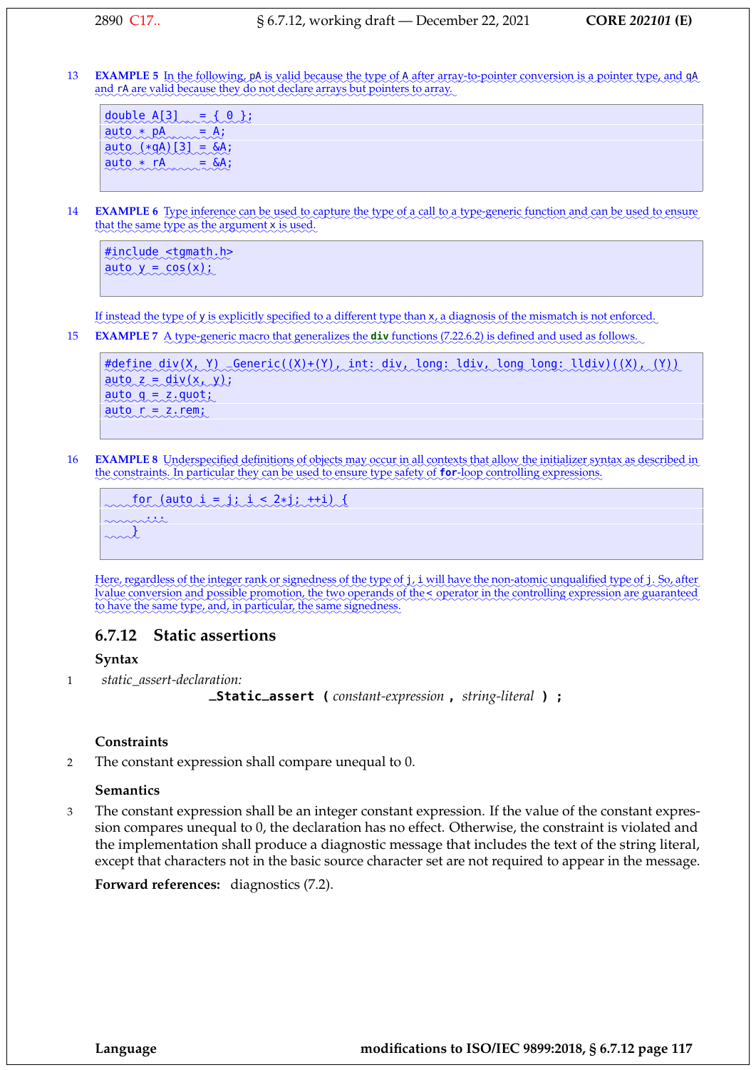13 **EXAMPLE 5** In the following, pA is valid because the type of A after array-to-pointer conversion is a pointer type, and qA and rA are valid because they do not declare arrays but pointers to array.

```
double A[3]   = { 0 };
auto * pA     = A;
auto (*qA)[3] = &A;
auto * rA     = &A;
```

14 **EXAMPLE 6** Type inference can be used to capture the type of a call to a type-generic function and can be used to ensure that the same type as the argument x is used.

```
#include <tgmath.h>
auto y = cos(x);
```

If instead the type of y is explicitly specified to a different type than x, a diagnosis of the mismatch is not enforced.

15 **EXAMPLE 7** A type-generic macro that generalizes the **div** functions (7.22.6.2) is defined and used as follows.

```
#define div(X, Y) _Generic((X)+(Y), int: div, long: ldiv, long long: lldiv)((X), (Y))
auto z = div(x, y);
auto q = z.quot;
auto r = z.rem;
```

16 **EXAMPLE 8** Underspecified definitions of objects may occur in all contexts that allow the initializer syntax as described in the constraints. In particular they can be used to ensure type safety of **for**-loop controlling expressions.

```
    for (auto i = j; i < 2*j; ++i) {
        ...
    }
```

Here, regardless of the integer rank or signedness of the type of j, i will have the non-atomic unqualified type of j. So, after lvalue conversion and possible promotion, the two operands of the < operator in the controlling expression are guaranteed to have the same type, and, in particular, the same signedness.

## 6.7.12 Static assertions

### Syntax

1 *static_assert-declaration:*
    **_Static_assert (** *constant-expression* **,** *string-literal* **) ;**

### Constraints

2 The constant expression shall compare unequal to 0.

### Semantics

3 The constant expression shall be an integer constant expression. If the value of the constant expression compares unequal to 0, the declaration has no effect. Otherwise, the constraint is violated and the implementation shall produce a diagnostic message that includes the text of the string literal, except that characters not in the basic source character set are not required to appear in the message.

**Forward references:** diagnostics (7.2).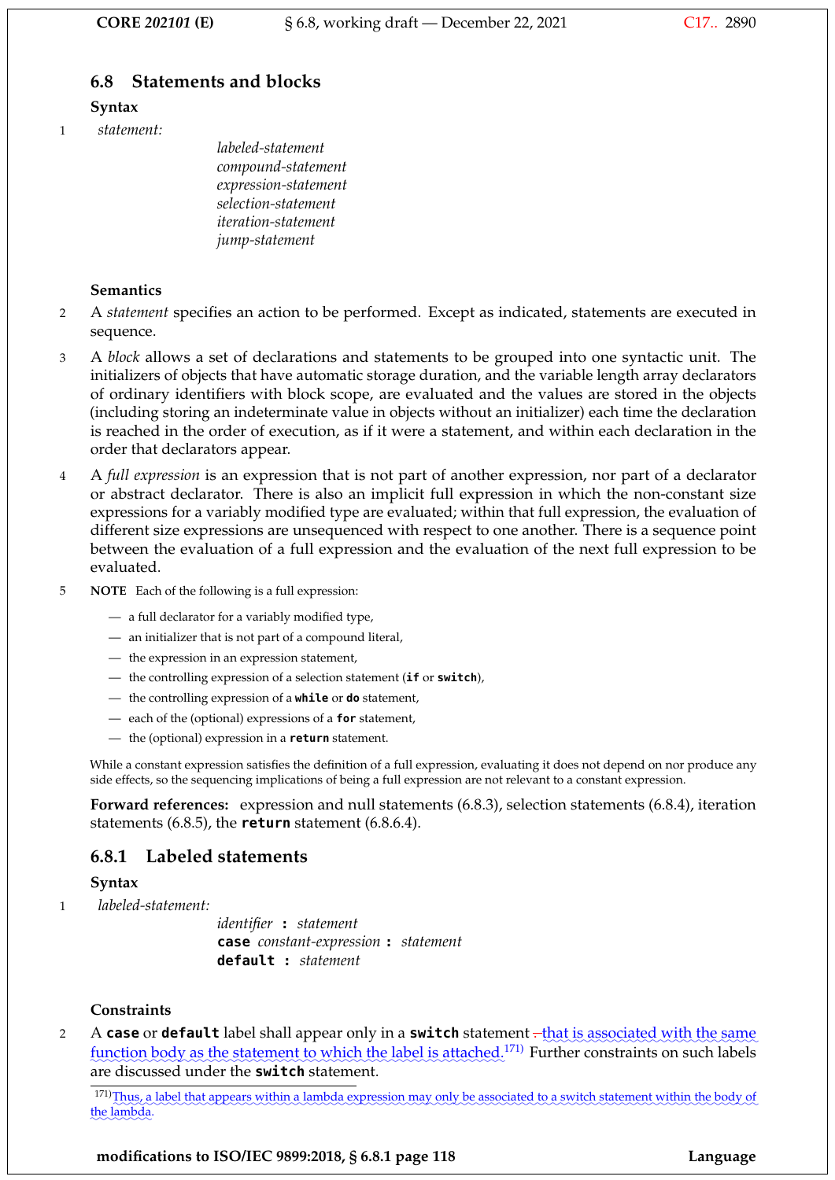## 6.8 Statements and blocks

**Syntax**

1 *statement:*

> *labeled-statement*
> *compound-statement*
> *expression-statement*
> *selection-statement*
> *iteration-statement*
> *jump-statement*

**Semantics**

2 A *statement* specifies an action to be performed. Except as indicated, statements are executed in sequence.

3 A *block* allows a set of declarations and statements to be grouped into one syntactic unit. The initializers of objects that have automatic storage duration, and the variable length array declarators of ordinary identifiers with block scope, are evaluated and the values are stored in the objects (including storing an indeterminate value in objects without an initializer) each time the declaration is reached in the order of execution, as if it were a statement, and within each declaration in the order that declarators appear.

4 A *full expression* is an expression that is not part of another expression, nor part of a declarator or abstract declarator. There is also an implicit full expression in which the non-constant size expressions for a variably modified type are evaluated; within that full expression, the evaluation of different size expressions are unsequenced with respect to one another. There is a sequence point between the evaluation of a full expression and the evaluation of the next full expression to be evaluated.

5 **NOTE** Each of the following is a full expression:

- a full declarator for a variably modified type,
- an initializer that is not part of a compound literal,
- the expression in an expression statement,
- the controlling expression of a selection statement (**`if`** or **`switch`**),
- the controlling expression of a **`while`** or **`do`** statement,
- each of the (optional) expressions of a **`for`** statement,
- the (optional) expression in a **`return`** statement.

While a constant expression satisfies the definition of a full expression, evaluating it does not depend on nor produce any side effects, so the sequencing implications of being a full expression are not relevant to a constant expression.

**Forward references:** expression and null statements (6.8.3), selection statements (6.8.4), iteration statements (6.8.5), the **`return`** statement (6.8.6.4).

### 6.8.1 Labeled statements

**Syntax**

1 *labeled-statement:*

> *identifier* **:** *statement*
> **`case`** *constant-expression* **:** *statement*
> **`default`** **:** *statement*

**Constraints**

2 A **`case`** or **`default`** label shall appear only in a **`switch`** statement ~~.~~ that is associated with the same function body as the statement to which the label is attached.[171] Further constraints on such labels are discussed under the **`switch`** statement.

[171] Thus, a label that appears within a lambda expression may only be associated to a switch statement within the body of the lambda.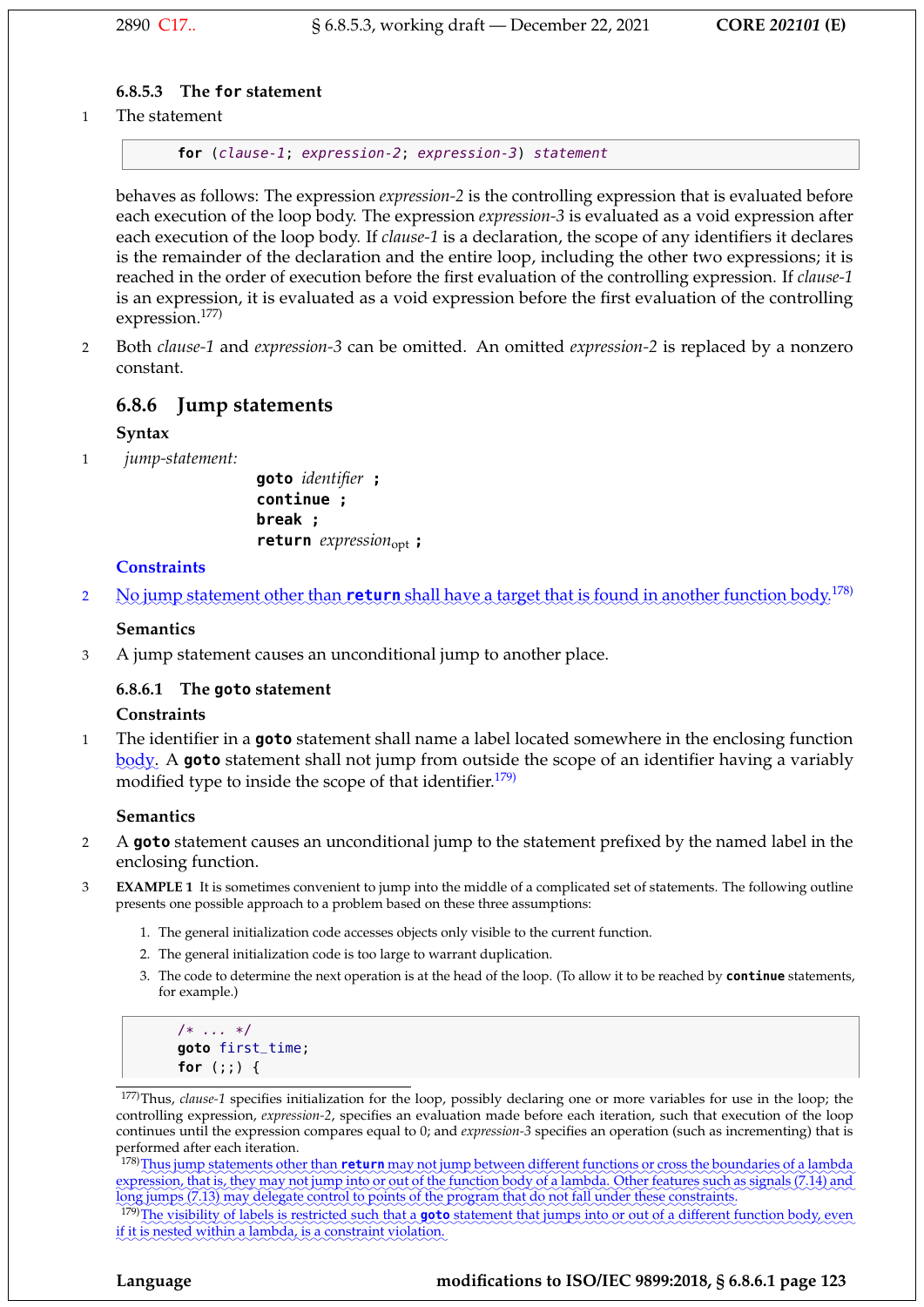#### 6.8.5.3 The `for` statement

1 The statement

```
for (clause-1; expression-2; expression-3) statement
```

behaves as follows: The expression *expression-2* is the controlling expression that is evaluated before each execution of the loop body. The expression *expression-3* is evaluated as a void expression after each execution of the loop body. If *clause-1* is a declaration, the scope of any identifiers it declares is the remainder of the declaration and the entire loop, including the other two expressions; it is reached in the order of execution before the first evaluation of the controlling expression. If *clause-1* is an expression, it is evaluated as a void expression before the first evaluation of the controlling expression.[177]

2 Both *clause-1* and *expression-3* can be omitted. An omitted *expression-2* is replaced by a nonzero constant.

### 6.8.6 Jump statements

**Syntax**

1 *jump-statement:*

```
goto identifier ;
continue ;
break ;
return expression_opt ;
```

**Constraints**

2 No jump statement other than **`return`** shall have a target that is found in another function body.[178]

**Semantics**

3 A jump statement causes an unconditional jump to another place.

#### 6.8.6.1 The `goto` statement

**Constraints**

1 The identifier in a **`goto`** statement shall name a label located somewhere in the enclosing function body. A **`goto`** statement shall not jump from outside the scope of an identifier having a variably modified type to inside the scope of that identifier.[179]

**Semantics**

2 A **`goto`** statement causes an unconditional jump to the statement prefixed by the named label in the enclosing function.

3 **EXAMPLE 1** It is sometimes convenient to jump into the middle of a complicated set of statements. The following outline presents one possible approach to a problem based on these three assumptions:

1. The general initialization code accesses objects only visible to the current function.
2. The general initialization code is too large to warrant duplication.
3. The code to determine the next operation is at the head of the loop. (To allow it to be reached by **`continue`** statements, for example.)

```
/* ... */
goto first_time;
for (;;) {
```

---

[177] Thus, *clause-1* specifies initialization for the loop, possibly declaring one or more variables for use in the loop; the controlling expression, *expression-2*, specifies an evaluation made before each iteration, such that execution of the loop continues until the expression compares equal to 0; and *expression-3* specifies an operation (such as incrementing) that is performed after each iteration.

[178] Thus jump statements other than **`return`** may not jump between different functions or cross the boundaries of a lambda expression, that is, they may not jump into or out of the function body of a lambda. Other features such as signals (7.14) and long jumps (7.13) may delegate control to points of the program that do not fall under these constraints.

[179] The visibility of labels is restricted such that a **`goto`** statement that jumps into or out of a different function body, even if it is nested within a lambda, is a constraint violation.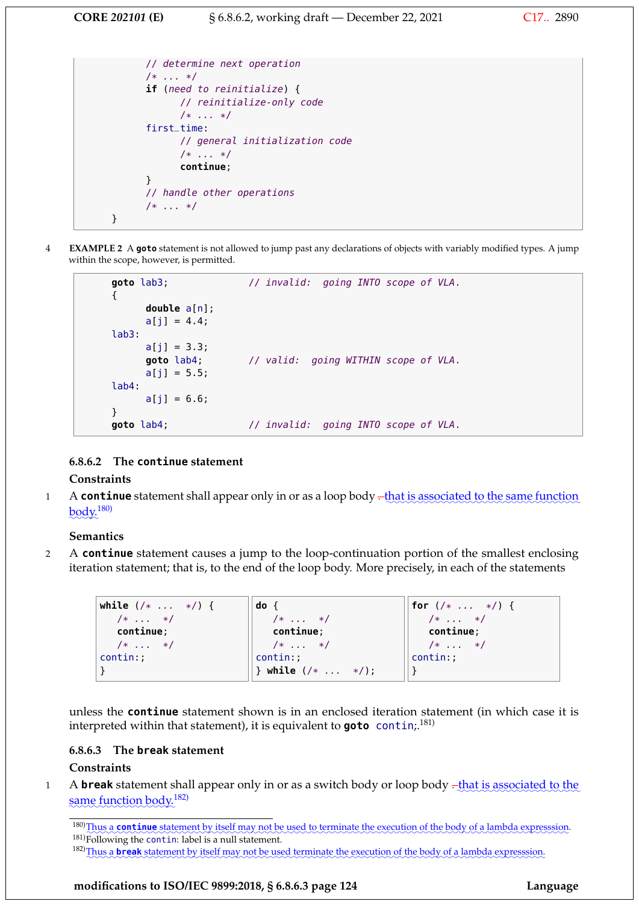```
            // determine next operation
            /* ... */
            if (need to reinitialize) {
                  // reinitialize-only code
                  /* ... */
            first_time:
                  // general initialization code
                  /* ... */
                  continue;
            }
            // handle other operations
            /* ... */
      }
```

4 **EXAMPLE 2** A **goto** statement is not allowed to jump past any declarations of objects with variably modified types. A jump within the scope, however, is permitted.

```
      goto lab3;              // invalid:  going INTO scope of VLA.
      {
            double a[n];
            a[j] = 4.4;
      lab3:
            a[j] = 3.3;
            goto lab4;        // valid:  going WITHIN scope of VLA.
            a[j] = 5.5;
      lab4:
            a[j] = 6.6;
      }
      goto lab4;              // invalid:  going INTO scope of VLA.
```

### 6.8.6.2 The `continue` statement

**Constraints**

1 A **continue** statement shall appear only in or as a loop body ~~.~~ that is associated to the same function body.[180]

**Semantics**

2 A **continue** statement causes a jump to the loop-continuation portion of the smallest enclosing iteration statement; that is, to the end of the loop body. More precisely, in each of the statements

```
while (/* ...  */) {
   /* ...  */
   continue;
   /* ...  */
contin:;
}
```

```
do {
   /* ...  */
   continue;
   /* ...  */
contin:;
} while (/* ...  */);
```

```
for (/* ...  */) {
   /* ...  */
   continue;
   /* ...  */
contin:;
}
```

unless the **continue** statement shown is in an enclosed iteration statement (in which case it is interpreted within that statement), it is equivalent to **goto** `contin;`.[181]

### 6.8.6.3 The `break` statement

**Constraints**

1 A **break** statement shall appear only in or as a switch body or loop body ~~.~~ that is associated to the same function body.[182]

---

[180] Thus a **continue** statement by itself may not be used to terminate the execution of the body of a lambda expresssion.

[181] Following the `contin`: label is a null statement.

[182] Thus a **break** statement by itself may not be used terminate the execution of the body of a lambda expresssion.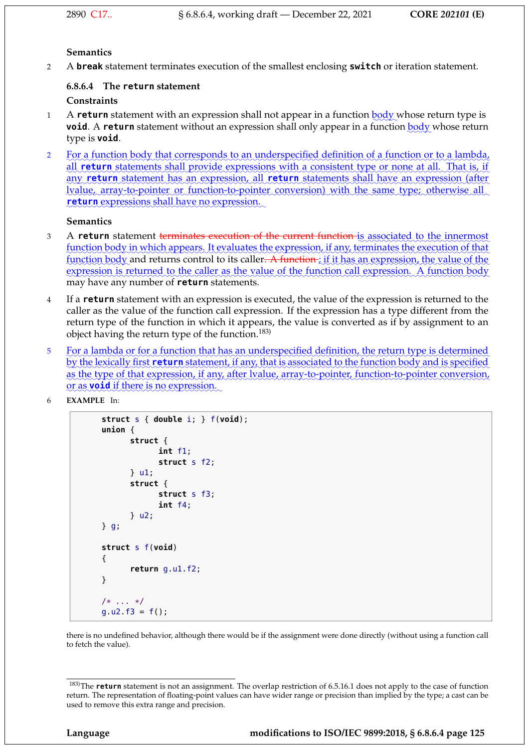**Semantics**

2 A **break** statement terminates execution of the smallest enclosing **switch** or iteration statement.

### 6.8.6.4 The return statement

**Constraints**

1 A **return** statement with an expression shall not appear in a function body whose return type is **void**. A **return** statement without an expression shall only appear in a function body whose return type is **void**.

2 For a function body that corresponds to an underspecified definition of a function or to a lambda, all **return** statements shall provide expressions with a consistent type or none at all. That is, if any **return** statement has an expression, all **return** statements shall have an expression (after lvalue, array-to-pointer or function-to-pointer conversion) with the same type; otherwise all **return** expressions shall have no expression.

**Semantics**

3 A **return** statement ~~terminates execution of the current function~~ is associated to the innermost function body in which appears. It evaluates the expression, if any, terminates the execution of that function body and returns control to its caller~~. A function~~; if it has an expression, the value of the expression is returned to the caller as the value of the function call expression. A function body may have any number of **return** statements.

4 If a **return** statement with an expression is executed, the value of the expression is returned to the caller as the value of the function call expression. If the expression has a type different from the return type of the function in which it appears, the value is converted as if by assignment to an object having the return type of the function.[183)]

5 For a lambda or for a function that has an underspecified definition, the return type is determined by the lexically first **return** statement, if any, that is associated to the function body and is specified as the type of that expression, if any, after lvalue, array-to-pointer, function-to-pointer conversion, or as **void** if there is no expression.

6 **EXAMPLE** In:

```
struct s { double i; } f(void);
union {
      struct {
            int f1;
            struct s f2;
      } u1;
      struct {
            struct s f3;
            int f4;
      } u2;
} g;

struct s f(void)
{
      return g.u1.f2;
}

/* ... */
g.u2.f3 = f();
```

there is no undefined behavior, although there would be if the assignment were done directly (without using a function call to fetch the value).

---

183) The **return** statement is not an assignment. The overlap restriction of 6.5.16.1 does not apply to the case of function return. The representation of floating-point values can have wider range or precision than implied by the type; a cast can be used to remove this extra range and precision.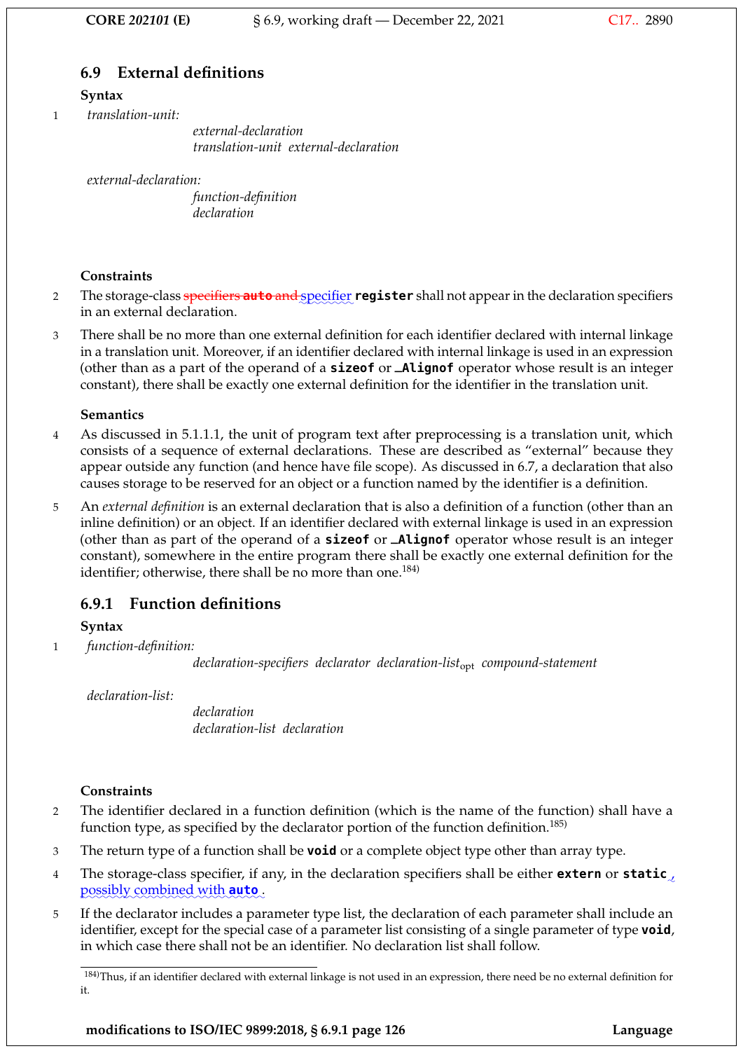## 6.9 External definitions

**Syntax**

1 *translation-unit:*
  *external-declaration*
  *translation-unit external-declaration*

*external-declaration:*
  *function-definition*
  *declaration*

**Constraints**

2 The storage-class ~~specifiers **auto** and~~ specifier **register** shall not appear in the declaration specifiers in an external declaration.

3 There shall be no more than one external definition for each identifier declared with internal linkage in a translation unit. Moreover, if an identifier declared with internal linkage is used in an expression (other than as a part of the operand of a **sizeof** or **_Alignof** operator whose result is an integer constant), there shall be exactly one external definition for the identifier in the translation unit.

**Semantics**

4 As discussed in 5.1.1.1, the unit of program text after preprocessing is a translation unit, which consists of a sequence of external declarations. These are described as "external" because they appear outside any function (and hence have file scope). As discussed in 6.7, a declaration that also causes storage to be reserved for an object or a function named by the identifier is a definition.

5 An *external definition* is an external declaration that is also a definition of a function (other than an inline definition) or an object. If an identifier declared with external linkage is used in an expression (other than as part of the operand of a **sizeof** or **_Alignof** operator whose result is an integer constant), somewhere in the entire program there shall be exactly one external definition for the identifier; otherwise, there shall be no more than one.[184]

### 6.9.1 Function definitions

**Syntax**

1 *function-definition:*
  *declaration-specifiers declarator declaration-list*$_{opt}$ *compound-statement*

*declaration-list:*
  *declaration*
  *declaration-list declaration*

**Constraints**

2 The identifier declared in a function definition (which is the name of the function) shall have a function type, as specified by the declarator portion of the function definition.[185]

3 The return type of a function shall be **void** or a complete object type other than array type.

4 The storage-class specifier, if any, in the declaration specifiers shall be either **extern** or **static**, possibly combined with **auto**.

5 If the declarator includes a parameter type list, the declaration of each parameter shall include an identifier, except for the special case of a parameter list consisting of a single parameter of type **void**, in which case there shall not be an identifier. No declaration list shall follow.

---

[184] Thus, if an identifier declared with external linkage is not used in an expression, there need be no external definition for it.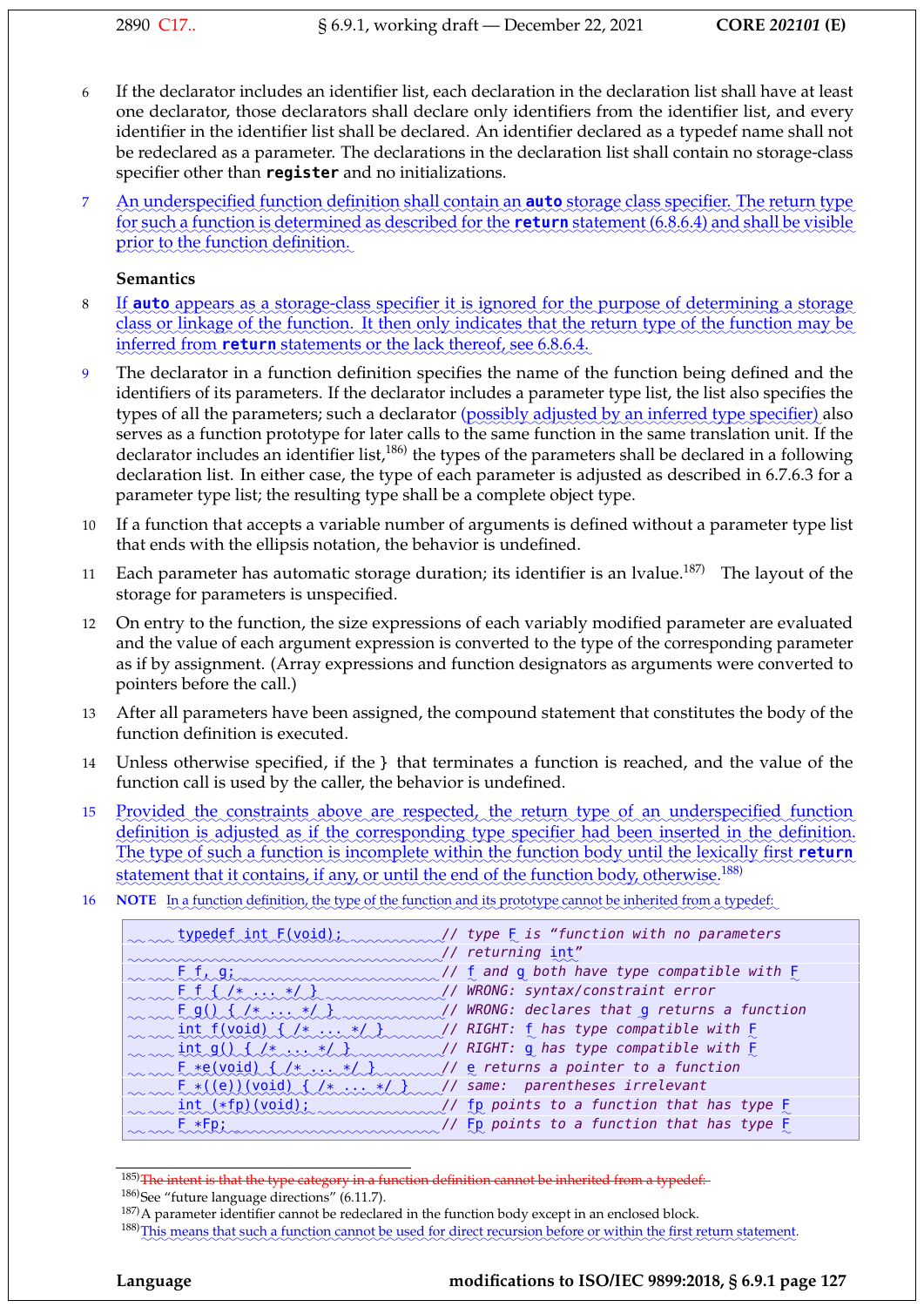6 If the declarator includes an identifier list, each declaration in the declaration list shall have at least one declarator, those declarators shall declare only identifiers from the identifier list, and every identifier in the identifier list shall be declared. An identifier declared as a typedef name shall not be redeclared as a parameter. The declarations in the declaration list shall contain no storage-class specifier other than **register** and no initializations.

7 An underspecified function definition shall contain an **auto** storage class specifier. The return type for such a function is determined as described for the **return** statement (6.8.6.4) and shall be visible prior to the function definition.

**Semantics**

8 If **auto** appears as a storage-class specifier it is ignored for the purpose of determining a storage class or linkage of the function. It then only indicates that the return type of the function may be inferred from **return** statements or the lack thereof, see 6.8.6.4.

9 The declarator in a function definition specifies the name of the function being defined and the identifiers of its parameters. If the declarator includes a parameter type list, the list also specifies the types of all the parameters; such a declarator (possibly adjusted by an inferred type specifier) also serves as a function prototype for later calls to the same function in the same translation unit. If the declarator includes an identifier list,[186] the types of the parameters shall be declared in a following declaration list. In either case, the type of each parameter is adjusted as described in 6.7.6.3 for a parameter type list; the resulting type shall be a complete object type.

10 If a function that accepts a variable number of arguments is defined without a parameter type list that ends with the ellipsis notation, the behavior is undefined.

11 Each parameter has automatic storage duration; its identifier is an lvalue.[187] The layout of the storage for parameters is unspecified.

12 On entry to the function, the size expressions of each variably modified parameter are evaluated and the value of each argument expression is converted to the type of the corresponding parameter as if by assignment. (Array expressions and function designators as arguments were converted to pointers before the call.)

13 After all parameters have been assigned, the compound statement that constitutes the body of the function definition is executed.

14 Unless otherwise specified, if the } that terminates a function is reached, and the value of the function call is used by the caller, the behavior is undefined.

15 Provided the constraints above are respected, the return type of an underspecified function definition is adjusted as if the corresponding type specifier had been inserted in the definition. The type of such a function is incomplete within the function body until the lexically first **return** statement that it contains, if any, or until the end of the function body, otherwise.[188]

16 **NOTE** In a function definition, the type of the function and its prototype cannot be inherited from a typedef:

```
typedef int F(void);            // type F is "function with no parameters
                                // returning int"
F f, g;                         // f and g both have type compatible with F
F f { /* ... */ }               // WRONG: syntax/constraint error
F g() { /* ... */ }             // WRONG: declares that g returns a function
int f(void) { /* ... */ }       // RIGHT: f has type compatible with F
int g() { /* ... */ }           // RIGHT: g has type compatible with F
F *e(void) { /* ... */ }        // e returns a pointer to a function
F *((e))(void) { /* ... */ }    // same:  parentheses irrelevant
int (*fp)(void);                // fp points to a function that has type F
F *Fp;                          // Fp points to a function that has type F
```

---

[185] ~~The intent is that the type category in a function definition cannot be inherited from a typedef.~~

[186] See "future language directions" (6.11.7).

[187] A parameter identifier cannot be redeclared in the function body except in an enclosed block.

[188] This means that such a function cannot be used for direct recursion before or within the first return statement.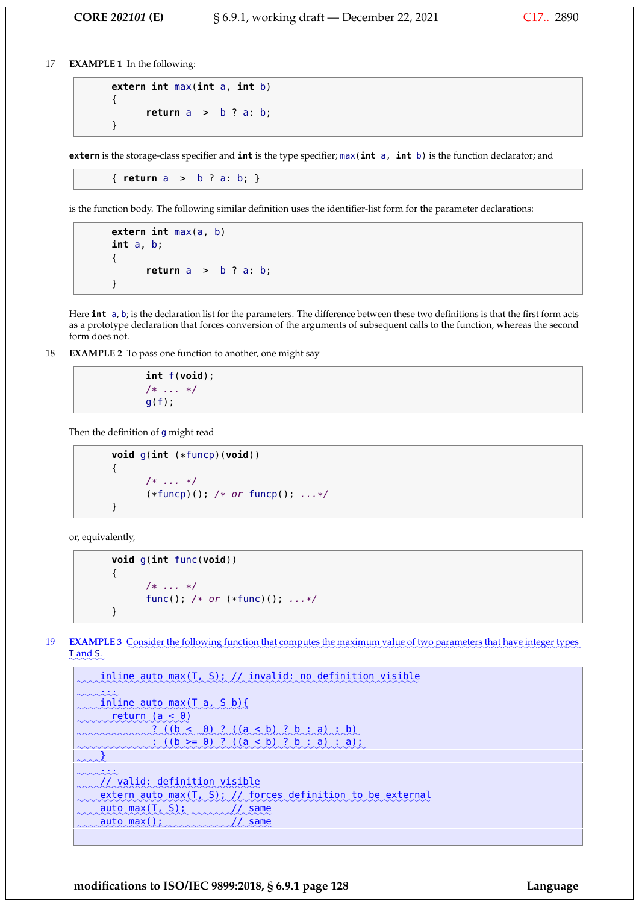17 **EXAMPLE 1** In the following:

```
extern int max(int a, int b)
{
      return a  >  b ? a: b;
}
```

`extern` is the storage-class specifier and `int` is the type specifier; `max(int a, int b)` is the function declarator; and

```
{ return a  >  b ? a: b; }
```

is the function body. The following similar definition uses the identifier-list form for the parameter declarations:

```
extern int max(a, b)
int a, b;
{
      return a  >  b ? a: b;
}
```

Here `int a, b;` is the declaration list for the parameters. The difference between these two definitions is that the first form acts as a prototype declaration that forces conversion of the arguments of subsequent calls to the function, whereas the second form does not.

18 **EXAMPLE 2** To pass one function to another, one might say

```
      int f(void);
      /* ... */
      g(f);
```

Then the definition of `g` might read

```
void g(int (*funcp)(void))
{
      /* ... */
      (*funcp)(); /* or funcp(); ...*/
}
```

or, equivalently,

```
void g(int func(void))
{
      /* ... */
      func(); /* or (*func)(); ...*/
}
```

19 **EXAMPLE 3** Consider the following function that computes the maximum value of two parameters that have integer types T and S.

```
inline auto max(T, S); // invalid: no definition visible
...
inline auto max(T a, S b){
   return (a < 0)
          ? ((b <  0) ? ((a < b) ? b : a) : b)
          : ((b >= 0) ? ((a < b) ? b : a) : a);
}
...
// valid: definition visible
extern auto max(T, S); // forces definition to be external
auto max(T, S);        // same
auto max();            // same
```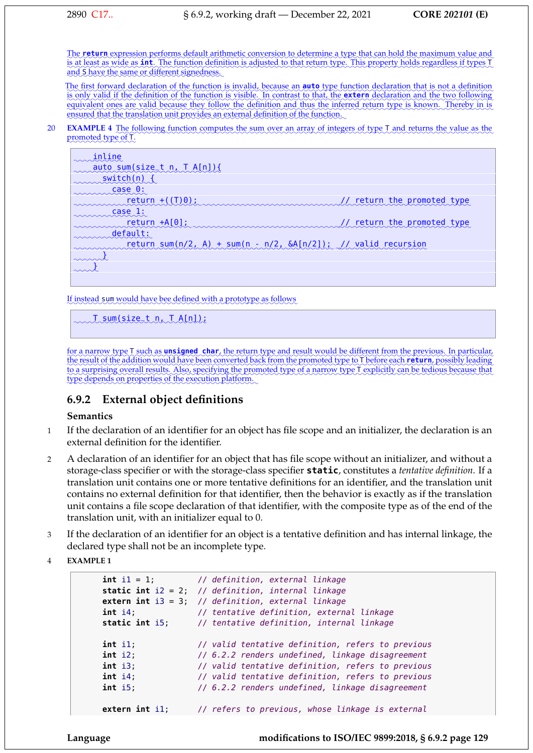The **return** expression performs default arithmetic conversion to determine a type that can hold the maximum value and is at least as wide as **int**. The function definition is adjusted to that return type. This property holds regardless if types T and S have the same or different signedness.

The first forward declaration of the function is invalid, because an **auto** type function declaration that is not a definition is only valid if the definition of the function is visible. In contrast to that, the **extern** declaration and the two following equivalent ones are valid because they follow the definition and thus the inferred return type is known. Thereby in is ensured that the translation unit provides an external definition of the function.

20 **EXAMPLE 4** The following function computes the sum over an array of integers of type T and returns the value as the promoted type of T.

```
    inline
    auto sum(size_t n, T A[n]){
      switch(n) {
        case 0:
           return +((T)0);                              // return the promoted type
        case 1:
           return +A[0];                                // return the promoted type
        default:
           return sum(n/2, A) + sum(n - n/2, &A[n/2]);  // valid recursion
      }
    }
```

If instead sum would have bee defined with a prototype as follows

```
    T sum(size_t n, T A[n]);
```

for a narrow type T such as **unsigned char**, the return type and result would be different from the previous. In particular, the result of the addition would have been converted back from the promoted type to T before each **return**, possibly leading to a surprising overall results. Also, specifying the promoted type of a narrow type T explicitly can be tedious because that type depends on properties of the execution platform.

### 6.9.2 External object definitions

**Semantics**

1 If the declaration of an identifier for an object has file scope and an initializer, the declaration is an external definition for the identifier.

2 A declaration of an identifier for an object that has file scope without an initializer, and without a storage-class specifier or with the storage-class specifier **static**, constitutes a *tentative definition*. If a translation unit contains one or more tentative definitions for an identifier, and the translation unit contains no external definition for that identifier, then the behavior is exactly as if the translation unit contains a file scope declaration of that identifier, with the composite type as of the end of the translation unit, with an initializer equal to 0.

3 If the declaration of an identifier for an object is a tentative definition and has internal linkage, the declared type shall not be an incomplete type.

4 **EXAMPLE 1**

```
    int i1 = 1;         // definition, external linkage
    static int i2 = 2;  // definition, internal linkage
    extern int i3 = 3;  // definition, external linkage
    int i4;             // tentative definition, external linkage
    static int i5;      // tentative definition, internal linkage

    int i1;             // valid tentative definition, refers to previous
    int i2;             // 6.2.2 renders undefined, linkage disagreement
    int i3;             // valid tentative definition, refers to previous
    int i4;             // valid tentative definition, refers to previous
    int i5;             // 6.2.2 renders undefined, linkage disagreement

    extern int i1;      // refers to previous, whose linkage is external
```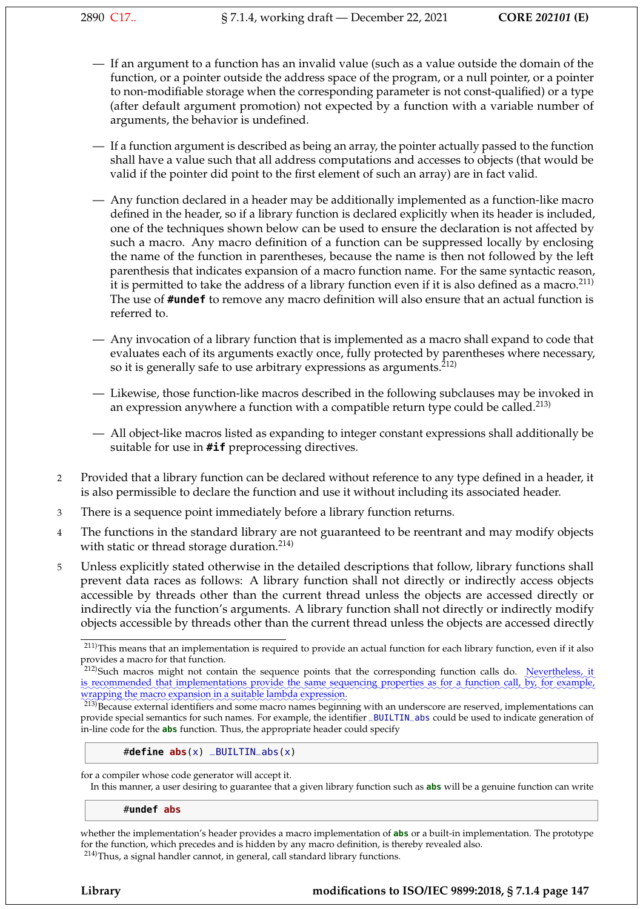— If an argument to a function has an invalid value (such as a value outside the domain of the function, or a pointer outside the address space of the program, or a null pointer, or a pointer to non-modifiable storage when the corresponding parameter is not const-qualified) or a type (after default argument promotion) not expected by a function with a variable number of arguments, the behavior is undefined.

— If a function argument is described as being an array, the pointer actually passed to the function shall have a value such that all address computations and accesses to objects (that would be valid if the pointer did point to the first element of such an array) are in fact valid.

— Any function declared in a header may be additionally implemented as a function-like macro defined in the header, so if a library function is declared explicitly when its header is included, one of the techniques shown below can be used to ensure the declaration is not affected by such a macro. Any macro definition of a function can be suppressed locally by enclosing the name of the function in parentheses, because the name is then not followed by the left parenthesis that indicates expansion of a macro function name. For the same syntactic reason, it is permitted to take the address of a library function even if it is also defined as a macro.[211] The use of **#undef** to remove any macro definition will also ensure that an actual function is referred to.

— Any invocation of a library function that is implemented as a macro shall expand to code that evaluates each of its arguments exactly once, fully protected by parentheses where necessary, so it is generally safe to use arbitrary expressions as arguments.[212]

— Likewise, those function-like macros described in the following subclauses may be invoked in an expression anywhere a function with a compatible return type could be called.[213]

— All object-like macros listed as expanding to integer constant expressions shall additionally be suitable for use in **#if** preprocessing directives.

2 Provided that a library function can be declared without reference to any type defined in a header, it is also permissible to declare the function and use it without including its associated header.

3 There is a sequence point immediately before a library function returns.

4 The functions in the standard library are not guaranteed to be reentrant and may modify objects with static or thread storage duration.[214]

5 Unless explicitly stated otherwise in the detailed descriptions that follow, library functions shall prevent data races as follows: A library function shall not directly or indirectly access objects accessible by threads other than the current thread unless the objects are accessed directly or indirectly via the function's arguments. A library function shall not directly or indirectly modify objects accessible by threads other than the current thread unless the objects are accessed directly

---

[211] This means that an implementation is required to provide an actual function for each library function, even if it also provides a macro for that function.

[212] Such macros might not contain the sequence points that the corresponding function calls do. Nevertheless, it is recommended that implementations provide the same sequencing properties as for a function call, by, for example, wrapping the macro expansion in a suitable lambda expression.

[213] Because external identifiers and some macro names beginning with an underscore are reserved, implementations can provide special semantics for such names. For example, the identifier `_BUILTIN_abs` could be used to indicate generation of in-line code for the **abs** function. Thus, the appropriate header could specify

```
#define abs(x) _BUILTIN_abs(x)
```

for a compiler whose code generator will accept it.

In this manner, a user desiring to guarantee that a given library function such as **abs** will be a genuine function can write

```
#undef abs
```

whether the implementation's header provides a macro implementation of **abs** or a built-in implementation. The prototype for the function, which precedes and is hidden by any macro definition, is thereby revealed also.

[214] Thus, a signal handler cannot, in general, call standard library functions.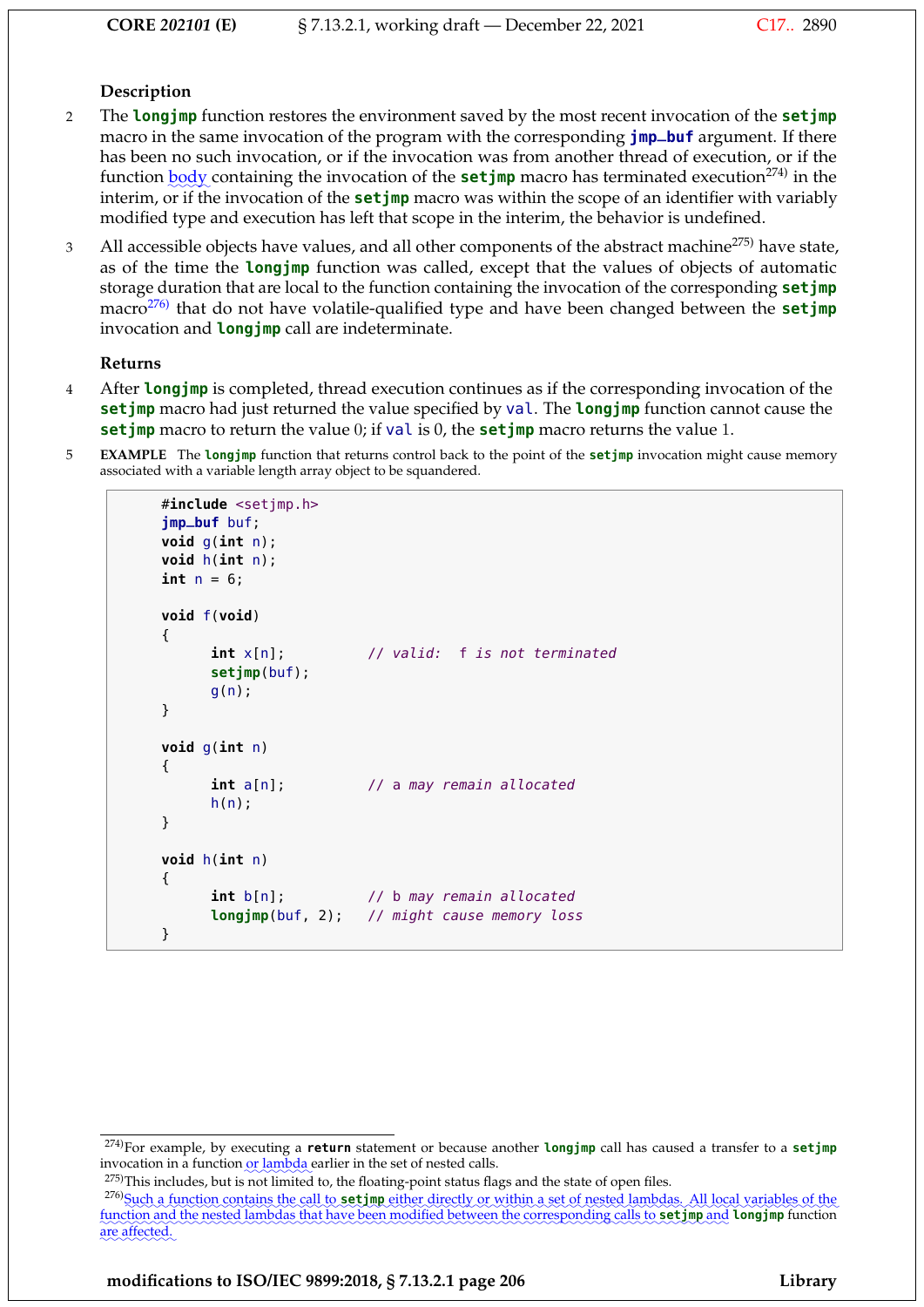### Description

2 The **longjmp** function restores the environment saved by the most recent invocation of the **setjmp** macro in the same invocation of the program with the corresponding **jmp_buf** argument. If there has been no such invocation, or if the invocation was from another thread of execution, or if the function body containing the invocation of the **setjmp** macro has terminated execution[274] in the interim, or if the invocation of the **setjmp** macro was within the scope of an identifier with variably modified type and execution has left that scope in the interim, the behavior is undefined.

3 All accessible objects have values, and all other components of the abstract machine[275] have state, as of the time the **longjmp** function was called, except that the values of objects of automatic storage duration that are local to the function containing the invocation of the corresponding **setjmp** macro[276] that do not have volatile-qualified type and have been changed between the **setjmp** invocation and **longjmp** call are indeterminate.

### Returns

4 After **longjmp** is completed, thread execution continues as if the corresponding invocation of the **setjmp** macro had just returned the value specified by `val`. The **longjmp** function cannot cause the **setjmp** macro to return the value 0; if `val` is 0, the **setjmp** macro returns the value 1.

5 **EXAMPLE** The **longjmp** function that returns control back to the point of the **setjmp** invocation might cause memory associated with a variable length array object to be squandered.

```
#include <setjmp.h>
jmp_buf buf;
void g(int n);
void h(int n);
int n = 6;

void f(void)
{
      int x[n];          // valid:  f is not terminated
      setjmp(buf);
      g(n);
}

void g(int n)
{
      int a[n];          // a may remain allocated
      h(n);
}

void h(int n)
{
      int b[n];          // b may remain allocated
      longjmp(buf, 2);   // might cause memory loss
}
```

---

[274] For example, by executing a **return** statement or because another **longjmp** call has caused a transfer to a **setjmp** invocation in a function or lambda earlier in the set of nested calls.

[275] This includes, but is not limited to, the floating-point status flags and the state of open files.

[276] Such a function contains the call to **setjmp** either directly or within a set of nested lambdas. All local variables of the function and the nested lambdas that have been modified between the corresponding calls to **setjmp** and **longjmp** function are affected.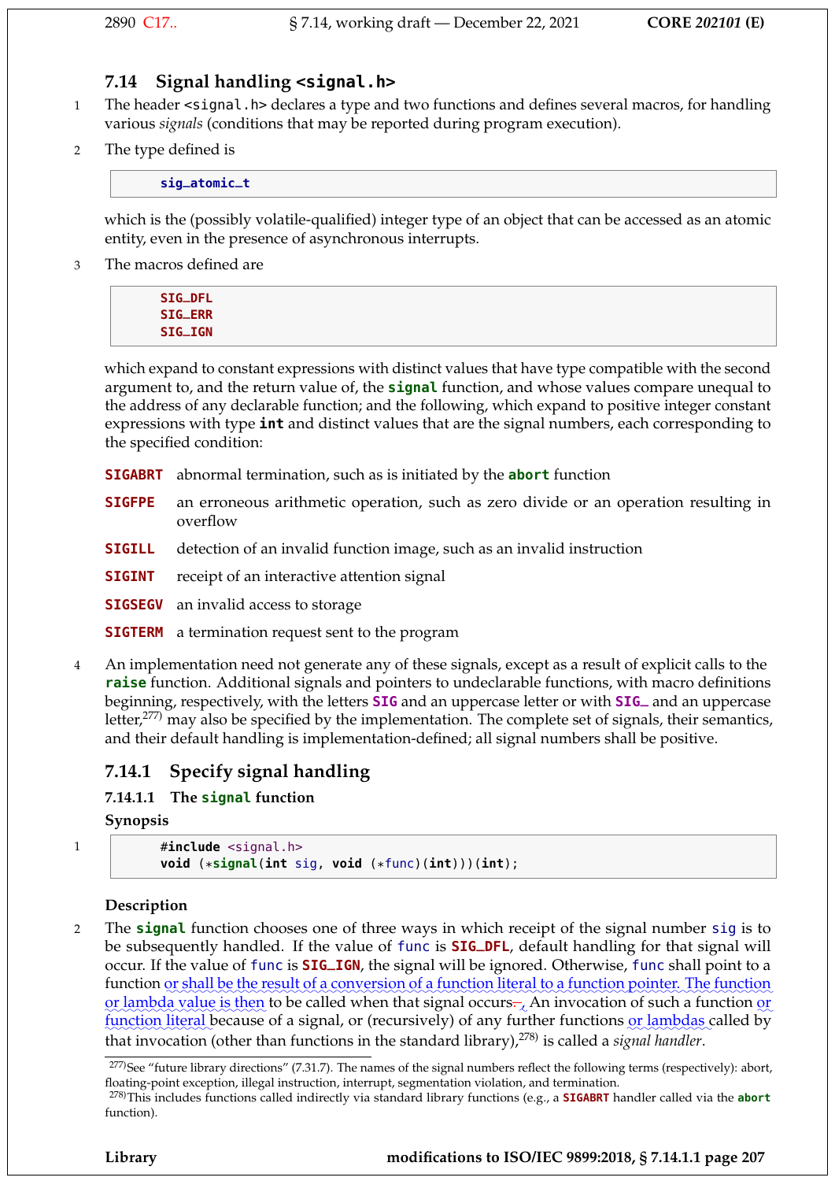## 7.14 Signal handling `<signal.h>`

1 The header `<signal.h>` declares a type and two functions and defines several macros, for handling various *signals* (conditions that may be reported during program execution).

2 The type defined is

```
sig_atomic_t
```

which is the (possibly volatile-qualified) integer type of an object that can be accessed as an atomic entity, even in the presence of asynchronous interrupts.

3 The macros defined are

```
SIG_DFL
SIG_ERR
SIG_IGN
```

which expand to constant expressions with distinct values that have type compatible with the second argument to, and the return value of, the **signal** function, and whose values compare unequal to the address of any declarable function; and the following, which expand to positive integer constant expressions with type **int** and distinct values that are the signal numbers, each corresponding to the specified condition:

**SIGABRT** abnormal termination, such as is initiated by the **abort** function

**SIGFPE** an erroneous arithmetic operation, such as zero divide or an operation resulting in overflow

**SIGILL** detection of an invalid function image, such as an invalid instruction

**SIGINT** receipt of an interactive attention signal

**SIGSEGV** an invalid access to storage

**SIGTERM** a termination request sent to the program

4 An implementation need not generate any of these signals, except as a result of explicit calls to the **raise** function. Additional signals and pointers to undeclarable functions, with macro definitions beginning, respectively, with the letters **SIG** and an uppercase letter or with **SIG_** and an uppercase letter,[277] may also be specified by the implementation. The complete set of signals, their semantics, and their default handling is implementation-defined; all signal numbers shall be positive.

### 7.14.1 Specify signal handling

#### 7.14.1.1 The signal function

**Synopsis**

1
```
#include <signal.h>
void (*signal(int sig, void (*func)(int)))(int);
```

**Description**

2 The **signal** function chooses one of three ways in which receipt of the signal number `sig` is to be subsequently handled. If the value of `func` is **SIG_DFL**, default handling for that signal will occur. If the value of `func` is **SIG_IGN**, the signal will be ignored. Otherwise, `func` shall point to a function or shall be the result of a conversion of a function literal to a function pointer. The function or lambda value is then to be called when that signal occurs~~.~~, An invocation of such a function or function literal because of a signal, or (recursively) of any further functions or lambdas called by that invocation (other than functions in the standard library),[278] is called a *signal handler*.

---

[277] See "future library directions" (7.31.7). The names of the signal numbers reflect the following terms (respectively): abort, floating-point exception, illegal instruction, interrupt, segmentation violation, and termination.

[278] This includes functions called indirectly via standard library functions (e.g., a **SIGABRT** handler called via the **abort** function).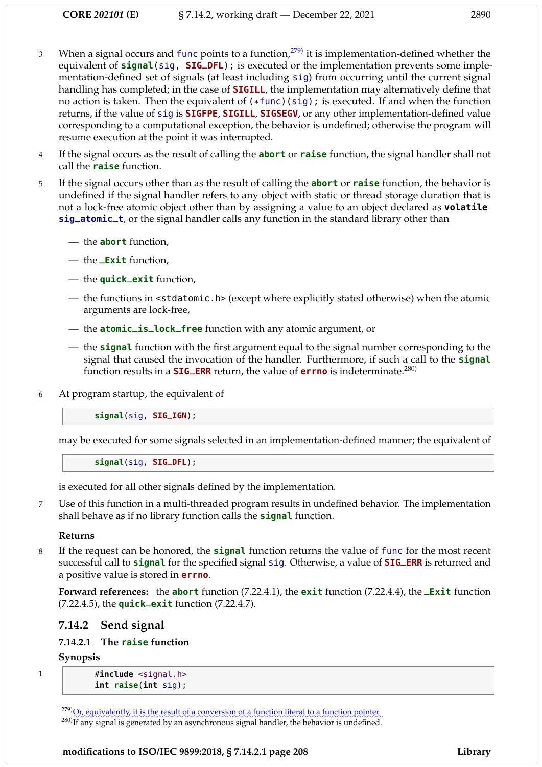3 When a signal occurs and `func` points to a function,[279] it is implementation-defined whether the equivalent of `signal(sig, SIG_DFL);` is executed or the implementation prevents some implementation-defined set of signals (at least including `sig`) from occurring until the current signal handling has completed; in the case of `SIGILL`, the implementation may alternatively define that no action is taken. Then the equivalent of `(*func)(sig);` is executed. If and when the function returns, if the value of `sig` is `SIGFPE`, `SIGILL`, `SIGSEGV`, or any other implementation-defined value corresponding to a computational exception, the behavior is undefined; otherwise the program will resume execution at the point it was interrupted.

4 If the signal occurs as the result of calling the `abort` or `raise` function, the signal handler shall not call the `raise` function.

5 If the signal occurs other than as the result of calling the `abort` or `raise` function, the behavior is undefined if the signal handler refers to any object with static or thread storage duration that is not a lock-free atomic object other than by assigning a value to an object declared as `volatile sig_atomic_t`, or the signal handler calls any function in the standard library other than

- — the `abort` function,
- — the `_Exit` function,
- — the `quick_exit` function,
- — the functions in `<stdatomic.h>` (except where explicitly stated otherwise) when the atomic arguments are lock-free,
- — the `atomic_is_lock_free` function with any atomic argument, or
- — the `signal` function with the first argument equal to the signal number corresponding to the signal that caused the invocation of the handler. Furthermore, if such a call to the `signal` function results in a `SIG_ERR` return, the value of `errno` is indeterminate.[280]

6 At program startup, the equivalent of

```
signal(sig, SIG_IGN);
```

may be executed for some signals selected in an implementation-defined manner; the equivalent of

```
signal(sig, SIG_DFL);
```

is executed for all other signals defined by the implementation.

7 Use of this function in a multi-threaded program results in undefined behavior. The implementation shall behave as if no library function calls the `signal` function.

**Returns**

8 If the request can be honored, the `signal` function returns the value of `func` for the most recent successful call to `signal` for the specified signal `sig`. Otherwise, a value of `SIG_ERR` is returned and a positive value is stored in `errno`.

**Forward references:** the `abort` function (7.22.4.1), the `exit` function (7.22.4.4), the `_Exit` function (7.22.4.5), the `quick_exit` function (7.22.4.7).

## 7.14.2 Send signal

### 7.14.2.1 The `raise` function

**Synopsis**

1
```
#include <signal.h>
int raise(int sig);
```

[279] Or, equivalently, it is the result of a conversion of a function literal to a function pointer.

[280] If any signal is generated by an asynchronous signal handler, the behavior is undefined.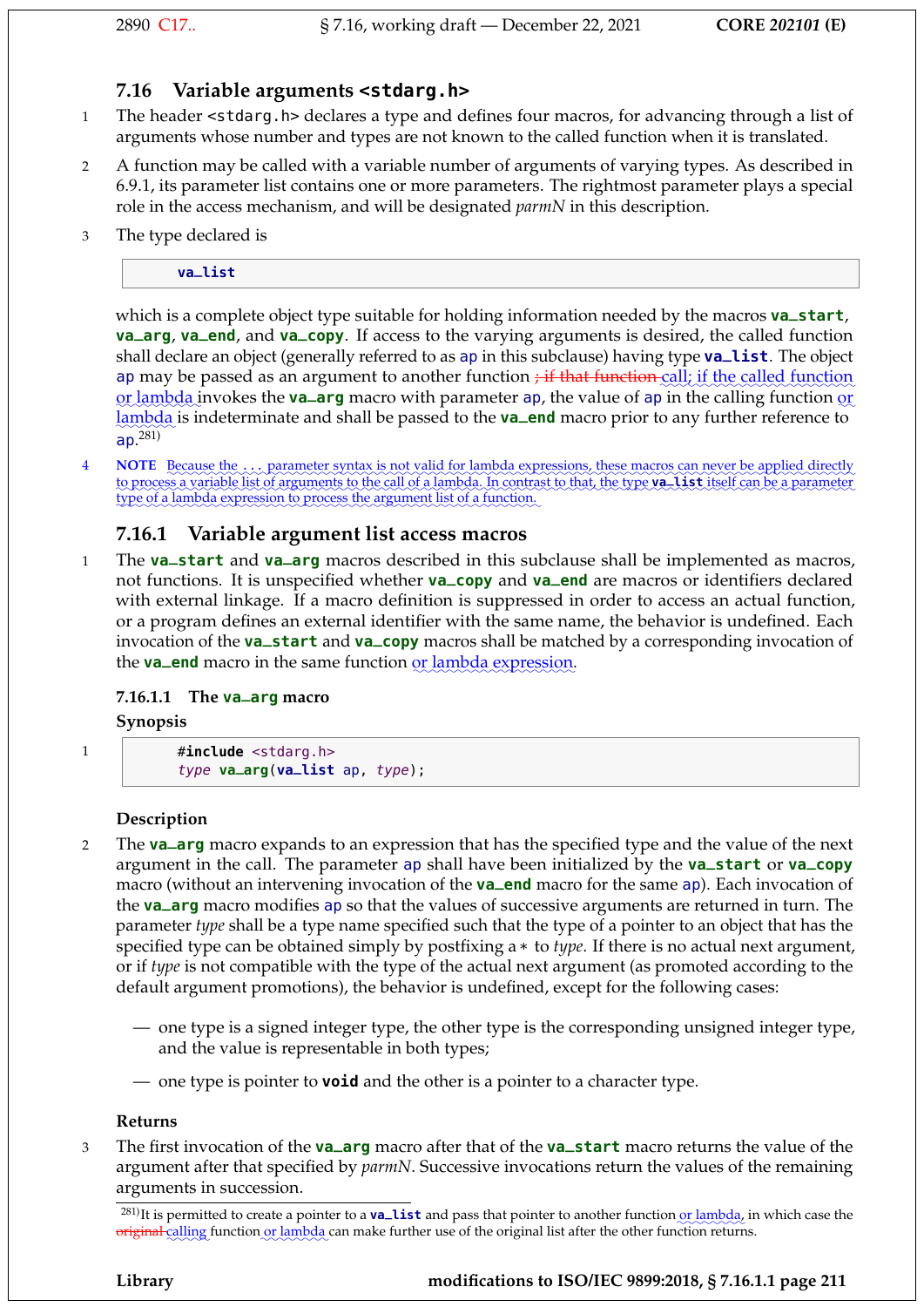## 7.16 Variable arguments `<stdarg.h>`

1 The header `<stdarg.h>` declares a type and defines four macros, for advancing through a list of arguments whose number and types are not known to the called function when it is translated.

2 A function may be called with a variable number of arguments of varying types. As described in 6.9.1, its parameter list contains one or more parameters. The rightmost parameter plays a special role in the access mechanism, and will be designated *parmN* in this description.

3 The type declared is

```
va_list
```

which is a complete object type suitable for holding information needed by the macros **va_start**, **va_arg**, **va_end**, and **va_copy**. If access to the varying arguments is desired, the called function shall declare an object (generally referred to as `ap` in this subclause) having type **va_list**. The object `ap` may be passed as an argument to another function ~~; if that function~~ call; if the called function or lambda invokes the **va_arg** macro with parameter `ap`, the value of `ap` in the calling function or lambda is indeterminate and shall be passed to the **va_end** macro prior to any further reference to `ap`.[281)]

4 **NOTE** Because the `...` parameter syntax is not valid for lambda expressions, these macros can never be applied directly to process a variable list of arguments to the call of a lambda. In contrast to that, the type **va_list** itself can be a parameter type of a lambda expression to process the argument list of a function.

### 7.16.1 Variable argument list access macros

1 The **va_start** and **va_arg** macros described in this subclause shall be implemented as macros, not functions. It is unspecified whether **va_copy** and **va_end** are macros or identifiers declared with external linkage. If a macro definition is suppressed in order to access an actual function, or a program defines an external identifier with the same name, the behavior is undefined. Each invocation of the **va_start** and **va_copy** macros shall be matched by a corresponding invocation of the **va_end** macro in the same function or lambda expression.

#### 7.16.1.1 The `va_arg` macro

**Synopsis**

1
```
#include <stdarg.h>
type va_arg(va_list ap, type);
```

**Description**

2 The **va_arg** macro expands to an expression that has the specified type and the value of the next argument in the call. The parameter `ap` shall have been initialized by the **va_start** or **va_copy** macro (without an intervening invocation of the **va_end** macro for the same `ap`). Each invocation of the **va_arg** macro modifies `ap` so that the values of successive arguments are returned in turn. The parameter *type* shall be a type name specified such that the type of a pointer to an object that has the specified type can be obtained simply by postfixing a * to *type*. If there is no actual next argument, or if *type* is not compatible with the type of the actual next argument (as promoted according to the default argument promotions), the behavior is undefined, except for the following cases:

— one type is a signed integer type, the other type is the corresponding unsigned integer type, and the value is representable in both types;

— one type is pointer to **void** and the other is a pointer to a character type.

**Returns**

3 The first invocation of the **va_arg** macro after that of the **va_start** macro returns the value of the argument after that specified by *parmN*. Successive invocations return the values of the remaining arguments in succession.

[281)] It is permitted to create a pointer to a **va_list** and pass that pointer to another function or lambda, in which case the ~~original~~ calling function or lambda can make further use of the original list after the other function returns.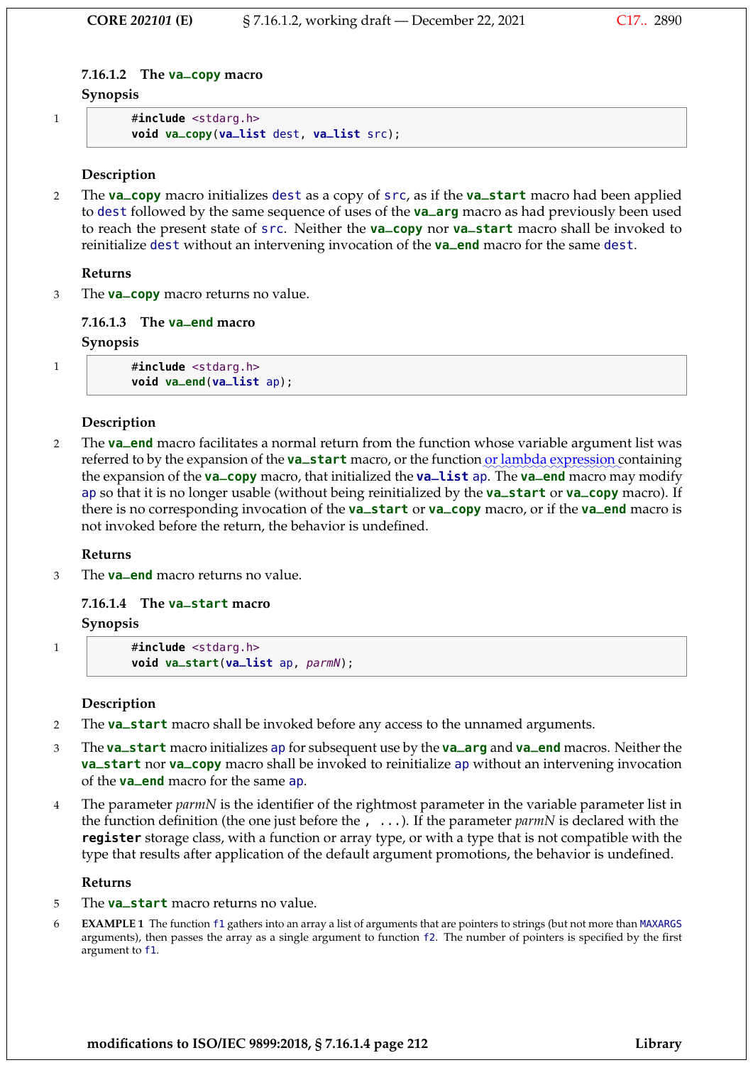#### 7.16.1.2 The va_copy macro

**Synopsis**

1
```
#include <stdarg.h>
void va_copy(va_list dest, va_list src);
```

**Description**

2 The **va_copy** macro initializes dest as a copy of src, as if the **va_start** macro had been applied to dest followed by the same sequence of uses of the **va_arg** macro as had previously been used to reach the present state of src. Neither the **va_copy** nor **va_start** macro shall be invoked to reinitialize dest without an intervening invocation of the **va_end** macro for the same dest.

**Returns**

3 The **va_copy** macro returns no value.

#### 7.16.1.3 The va_end macro

**Synopsis**

1
```
#include <stdarg.h>
void va_end(va_list ap);
```

**Description**

2 The **va_end** macro facilitates a normal return from the function whose variable argument list was referred to by the expansion of the **va_start** macro, or the function or lambda expression containing the expansion of the **va_copy** macro, that initialized the **va_list** ap. The **va_end** macro may modify ap so that it is no longer usable (without being reinitialized by the **va_start** or **va_copy** macro). If there is no corresponding invocation of the **va_start** or **va_copy** macro, or if the **va_end** macro is not invoked before the return, the behavior is undefined.

**Returns**

3 The **va_end** macro returns no value.

#### 7.16.1.4 The va_start macro

**Synopsis**

1
```
#include <stdarg.h>
void va_start(va_list ap, parmN);
```

**Description**

2 The **va_start** macro shall be invoked before any access to the unnamed arguments.

3 The **va_start** macro initializes ap for subsequent use by the **va_arg** and **va_end** macros. Neither the **va_start** nor **va_copy** macro shall be invoked to reinitialize ap without an intervening invocation of the **va_end** macro for the same ap.

4 The parameter *parmN* is the identifier of the rightmost parameter in the variable parameter list in the function definition (the one just before the `, ...`). If the parameter *parmN* is declared with the **register** storage class, with a function or array type, or with a type that is not compatible with the type that results after application of the default argument promotions, the behavior is undefined.

**Returns**

5 The **va_start** macro returns no value.

6 **EXAMPLE 1** The function f1 gathers into an array a list of arguments that are pointers to strings (but not more than MAXARGS arguments), then passes the array as a single argument to function f2. The number of pointers is specified by the first argument to f1.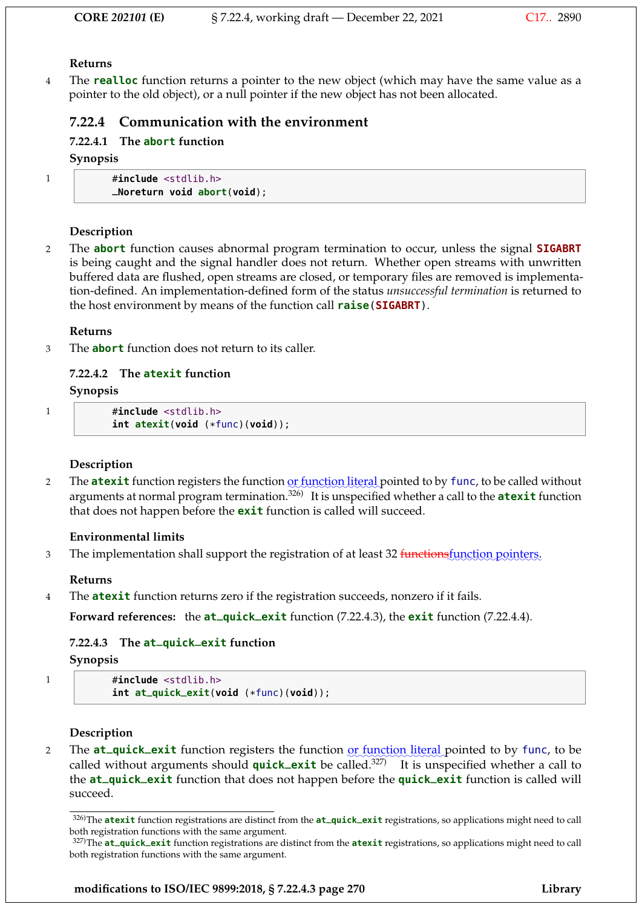**Returns**

4 The **realloc** function returns a pointer to the new object (which may have the same value as a pointer to the old object), or a null pointer if the new object has not been allocated.

## 7.22.4 Communication with the environment

### 7.22.4.1 The abort function

**Synopsis**

1
```
#include <stdlib.h>
_Noreturn void abort(void);
```

**Description**

2 The **abort** function causes abnormal program termination to occur, unless the signal **SIGABRT** is being caught and the signal handler does not return. Whether open streams with unwritten buffered data are flushed, open streams are closed, or temporary files are removed is implementation-defined. An implementation-defined form of the status *unsuccessful termination* is returned to the host environment by means of the function call **raise(SIGABRT)**.

**Returns**

3 The **abort** function does not return to its caller.

### 7.22.4.2 The atexit function

**Synopsis**

1
```
#include <stdlib.h>
int atexit(void (*func)(void));
```

**Description**

2 The **atexit** function registers the function or function literal pointed to by **func**, to be called without arguments at normal program termination.[326] It is unspecified whether a call to the **atexit** function that does not happen before the **exit** function is called will succeed.

**Environmental limits**

3 The implementation shall support the registration of at least 32 ~~functions~~function pointers.

**Returns**

4 The **atexit** function returns zero if the registration succeeds, nonzero if it fails.

**Forward references:** the **at_quick_exit** function (7.22.4.3), the **exit** function (7.22.4.4).

### 7.22.4.3 The at_quick_exit function

**Synopsis**

1
```
#include <stdlib.h>
int at_quick_exit(void (*func)(void));
```

**Description**

2 The **at_quick_exit** function registers the function or function literal pointed to by **func**, to be called without arguments should **quick_exit** be called.[327] It is unspecified whether a call to the **at_quick_exit** function that does not happen before the **quick_exit** function is called will succeed.

---

[326] The **atexit** function registrations are distinct from the **at_quick_exit** registrations, so applications might need to call both registration functions with the same argument.

[327] The **at_quick_exit** function registrations are distinct from the **atexit** registrations, so applications might need to call both registration functions with the same argument.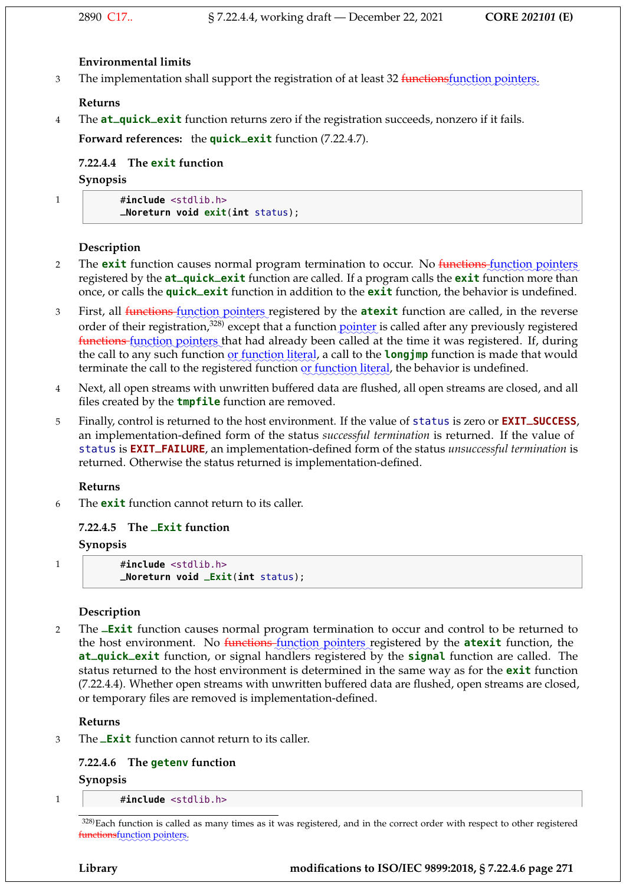**Environmental limits**

3 The implementation shall support the registration of at least 32 ~~functions~~function pointers.

**Returns**

4 The **at_quick_exit** function returns zero if the registration succeeds, nonzero if it fails.

**Forward references:** the **quick_exit** function (7.22.4.7).

### 7.22.4.4 The exit function

**Synopsis**

1
```
#include <stdlib.h>
_Noreturn void exit(int status);
```

**Description**

2 The **exit** function causes normal program termination to occur. No ~~functions~~ function pointers registered by the **at_quick_exit** function are called. If a program calls the **exit** function more than once, or calls the **quick_exit** function in addition to the **exit** function, the behavior is undefined.

3 First, all ~~functions~~ function pointers registered by the **atexit** function are called, in the reverse order of their registration,[328] except that a function pointer is called after any previously registered ~~functions~~ function pointers that had already been called at the time it was registered. If, during the call to any such function or function literal, a call to the **longjmp** function is made that would terminate the call to the registered function or function literal, the behavior is undefined.

4 Next, all open streams with unwritten buffered data are flushed, all open streams are closed, and all files created by the **tmpfile** function are removed.

5 Finally, control is returned to the host environment. If the value of status is zero or **EXIT_SUCCESS**, an implementation-defined form of the status *successful termination* is returned. If the value of status is **EXIT_FAILURE**, an implementation-defined form of the status *unsuccessful termination* is returned. Otherwise the status returned is implementation-defined.

**Returns**

6 The **exit** function cannot return to its caller.

### 7.22.4.5 The _Exit function

**Synopsis**

1
```
#include <stdlib.h>
_Noreturn void _Exit(int status);
```

**Description**

2 The **_Exit** function causes normal program termination to occur and control to be returned to the host environment. No ~~functions~~ function pointers registered by the **atexit** function, the **at_quick_exit** function, or signal handlers registered by the **signal** function are called. The status returned to the host environment is determined in the same way as for the **exit** function (7.22.4.4). Whether open streams with unwritten buffered data are flushed, open streams are closed, or temporary files are removed is implementation-defined.

**Returns**

3 The **_Exit** function cannot return to its caller.

### 7.22.4.6 The getenv function

**Synopsis**

1
```
#include <stdlib.h>
```

[328] Each function is called as many times as it was registered, and in the correct order with respect to other registered ~~functions~~function pointers.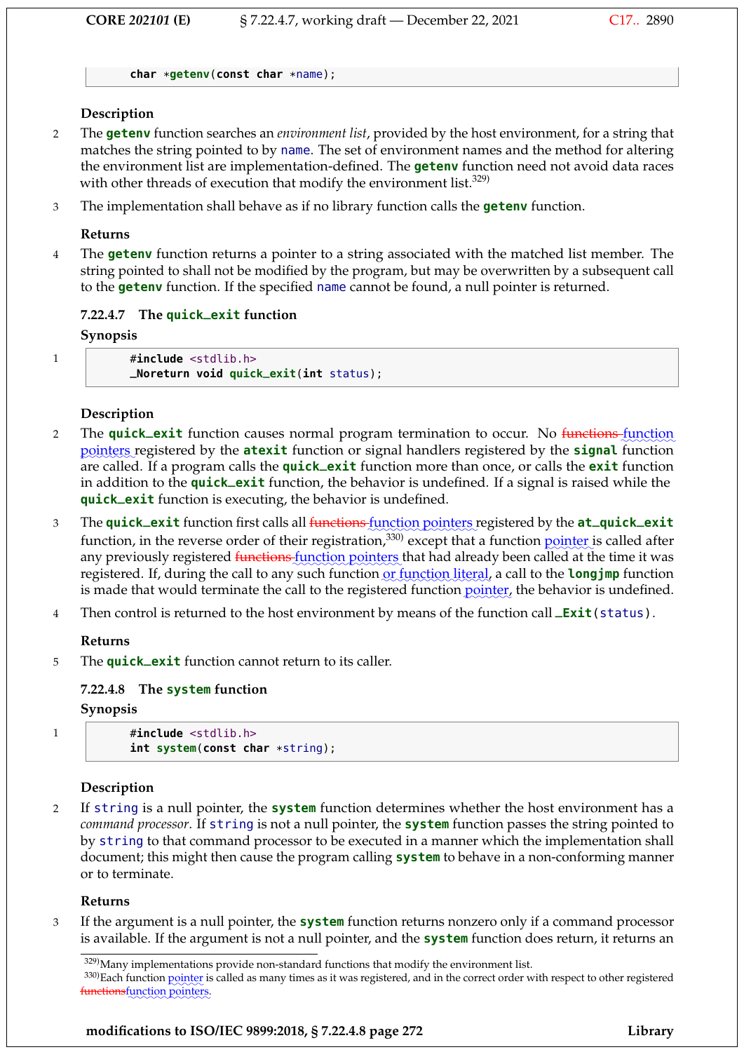```
char *getenv(const char *name);
```

**Description**

2 The **getenv** function searches an *environment list*, provided by the host environment, for a string that matches the string pointed to by name. The set of environment names and the method for altering the environment list are implementation-defined. The **getenv** function need not avoid data races with other threads of execution that modify the environment list.[329)]

3 The implementation shall behave as if no library function calls the **getenv** function.

**Returns**

4 The **getenv** function returns a pointer to a string associated with the matched list member. The string pointed to shall not be modified by the program, but may be overwritten by a subsequent call to the **getenv** function. If the specified name cannot be found, a null pointer is returned.

### 7.22.4.7 The quick_exit function

**Synopsis**

1
```
#include <stdlib.h>
_Noreturn void quick_exit(int status);
```

**Description**

2 The **quick_exit** function causes normal program termination to occur. No ~~functions~~ function pointers registered by the **atexit** function or signal handlers registered by the **signal** function are called. If a program calls the **quick_exit** function more than once, or calls the **exit** function in addition to the **quick_exit** function, the behavior is undefined. If a signal is raised while the **quick_exit** function is executing, the behavior is undefined.

3 The **quick_exit** function first calls all ~~functions~~ function pointers registered by the **at_quick_exit** function, in the reverse order of their registration,[330)] except that a function pointer is called after any previously registered ~~functions~~ function pointers that had already been called at the time it was registered. If, during the call to any such function or function literal, a call to the **longjmp** function is made that would terminate the call to the registered function pointer, the behavior is undefined.

4 Then control is returned to the host environment by means of the function call **_Exit**(status).

**Returns**

5 The **quick_exit** function cannot return to its caller.

### 7.22.4.8 The system function

**Synopsis**

1
```
#include <stdlib.h>
int system(const char *string);
```

**Description**

2 If string is a null pointer, the **system** function determines whether the host environment has a *command processor*. If string is not a null pointer, the **system** function passes the string pointed to by string to that command processor to be executed in a manner which the implementation shall document; this might then cause the program calling **system** to behave in a non-conforming manner or to terminate.

**Returns**

3 If the argument is a null pointer, the **system** function returns nonzero only if a command processor is available. If the argument is not a null pointer, and the **system** function does return, it returns an

[329)]Many implementations provide non-standard functions that modify the environment list.

[330)]Each function pointer is called as many times as it was registered, and in the correct order with respect to other registered ~~functions~~function pointers.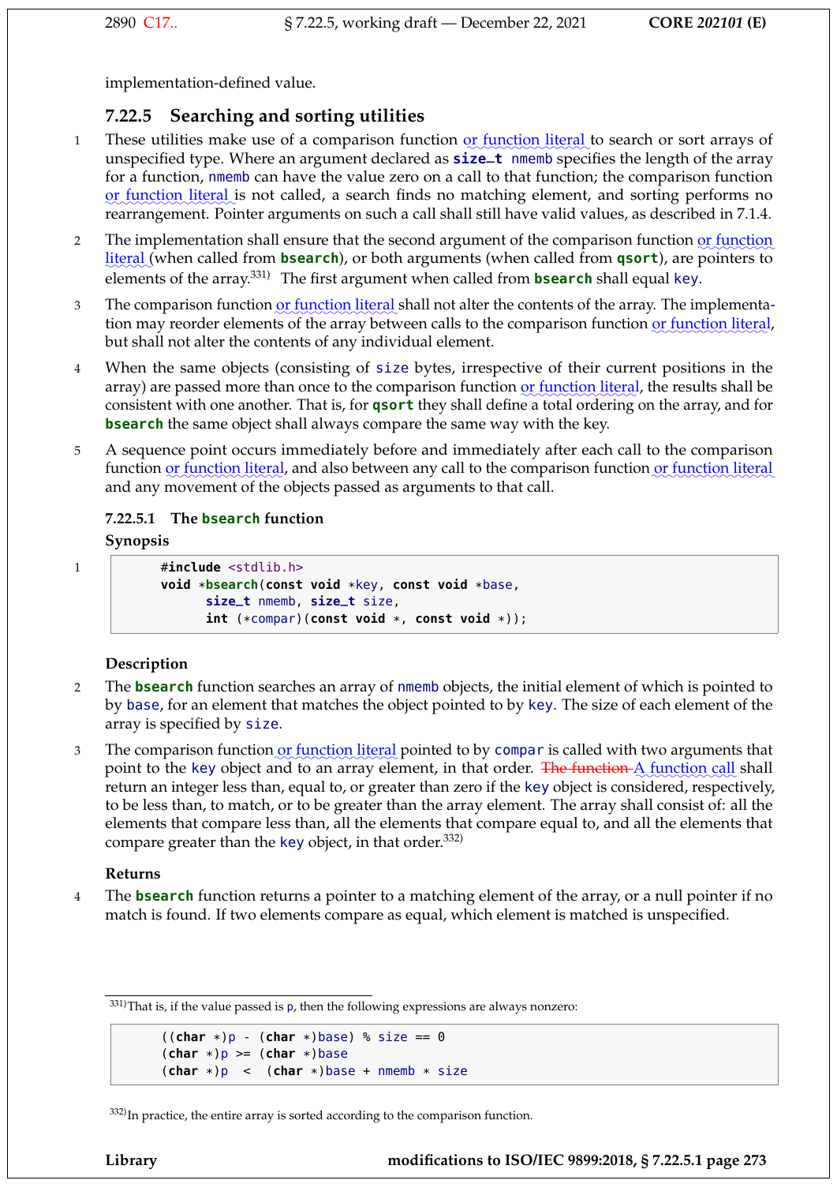implementation-defined value.

### 7.22.5 Searching and sorting utilities

1 These utilities make use of a comparison function or function literal to search or sort arrays of unspecified type. Where an argument declared as `size_t nmemb` specifies the length of the array for a function, `nmemb` can have the value zero on a call to that function; the comparison function or function literal is not called, a search finds no matching element, and sorting performs no rearrangement. Pointer arguments on such a call shall still have valid values, as described in 7.1.4.

2 The implementation shall ensure that the second argument of the comparison function or function literal (when called from **bsearch**), or both arguments (when called from **qsort**), are pointers to elements of the array.[331] The first argument when called from **bsearch** shall equal `key`.

3 The comparison function or function literal shall not alter the contents of the array. The implementation may reorder elements of the array between calls to the comparison function or function literal, but shall not alter the contents of any individual element.

4 When the same objects (consisting of `size` bytes, irrespective of their current positions in the array) are passed more than once to the comparison function or function literal, the results shall be consistent with one another. That is, for **qsort** they shall define a total ordering on the array, and for **bsearch** the same object shall always compare the same way with the key.

5 A sequence point occurs immediately before and immediately after each call to the comparison function or function literal, and also between any call to the comparison function or function literal and any movement of the objects passed as arguments to that call.

#### 7.22.5.1 The bsearch function

**Synopsis**

1
```
#include <stdlib.h>
void *bsearch(const void *key, const void *base,
      size_t nmemb, size_t size,
      int (*compar)(const void *, const void *));
```

**Description**

2 The **bsearch** function searches an array of `nmemb` objects, the initial element of which is pointed to by `base`, for an element that matches the object pointed to by `key`. The size of each element of the array is specified by `size`.

3 The comparison function or function literal pointed to by `compar` is called with two arguments that point to the `key` object and to an array element, in that order. ~~The function~~ A function call shall return an integer less than, equal to, or greater than zero if the `key` object is considered, respectively, to be less than, to match, or to be greater than the array element. The array shall consist of: all the elements that compare less than, all the elements that compare equal to, and all the elements that compare greater than the `key` object, in that order.[332]

**Returns**

4 The **bsearch** function returns a pointer to a matching element of the array, or a null pointer if no match is found. If two elements compare as equal, which element is matched is unspecified.

---

[331] That is, if the value passed is `p`, then the following expressions are always nonzero:

```
((char *)p - (char *)base) % size == 0
(char *)p >= (char *)base
(char *)p  <  (char *)base + nmemb * size
```

[332] In practice, the entire array is sorted according to the comparison function.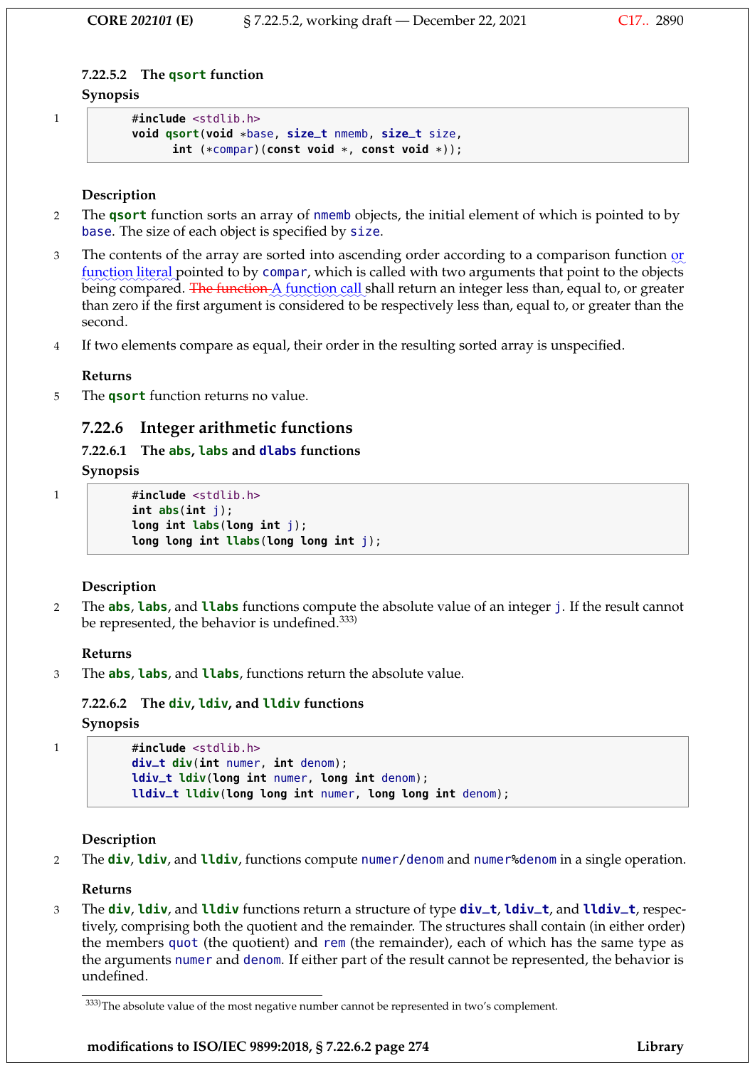#### 7.22.5.2 The qsort function

**Synopsis**

1
```
#include <stdlib.h>
void qsort(void *base, size_t nmemb, size_t size,
      int (*compar)(const void *, const void *));
```

**Description**

2 The **qsort** function sorts an array of nmemb objects, the initial element of which is pointed to by base. The size of each object is specified by size.

3 The contents of the array are sorted into ascending order according to a comparison function or function literal pointed to by compar, which is called with two arguments that point to the objects being compared. ~~The function~~ A function call shall return an integer less than, equal to, or greater than zero if the first argument is considered to be respectively less than, equal to, or greater than the second.

4 If two elements compare as equal, their order in the resulting sorted array is unspecified.

**Returns**

5 The **qsort** function returns no value.

### 7.22.6 Integer arithmetic functions

#### 7.22.6.1 The abs, labs and dlabs functions

**Synopsis**

1
```
#include <stdlib.h>
int abs(int j);
long int labs(long int j);
long long int llabs(long long int j);
```

**Description**

2 The **abs**, **labs**, and **llabs** functions compute the absolute value of an integer j. If the result cannot be represented, the behavior is undefined.[333)]

**Returns**

3 The **abs**, **labs**, and **llabs**, functions return the absolute value.

#### 7.22.6.2 The div, ldiv, and lldiv functions

**Synopsis**

1
```
#include <stdlib.h>
div_t div(int numer, int denom);
ldiv_t ldiv(long int numer, long int denom);
lldiv_t lldiv(long long int numer, long long int denom);
```

**Description**

2 The **div**, **ldiv**, and **lldiv**, functions compute numer/denom and numer%denom in a single operation.

**Returns**

3 The **div**, **ldiv**, and **lldiv** functions return a structure of type **div_t**, **ldiv_t**, and **lldiv_t**, respectively, comprising both the quotient and the remainder. The structures shall contain (in either order) the members quot (the quotient) and rem (the remainder), each of which has the same type as the arguments numer and denom. If either part of the result cannot be represented, the behavior is undefined.

---

[333)] The absolute value of the most negative number cannot be represented in two's complement.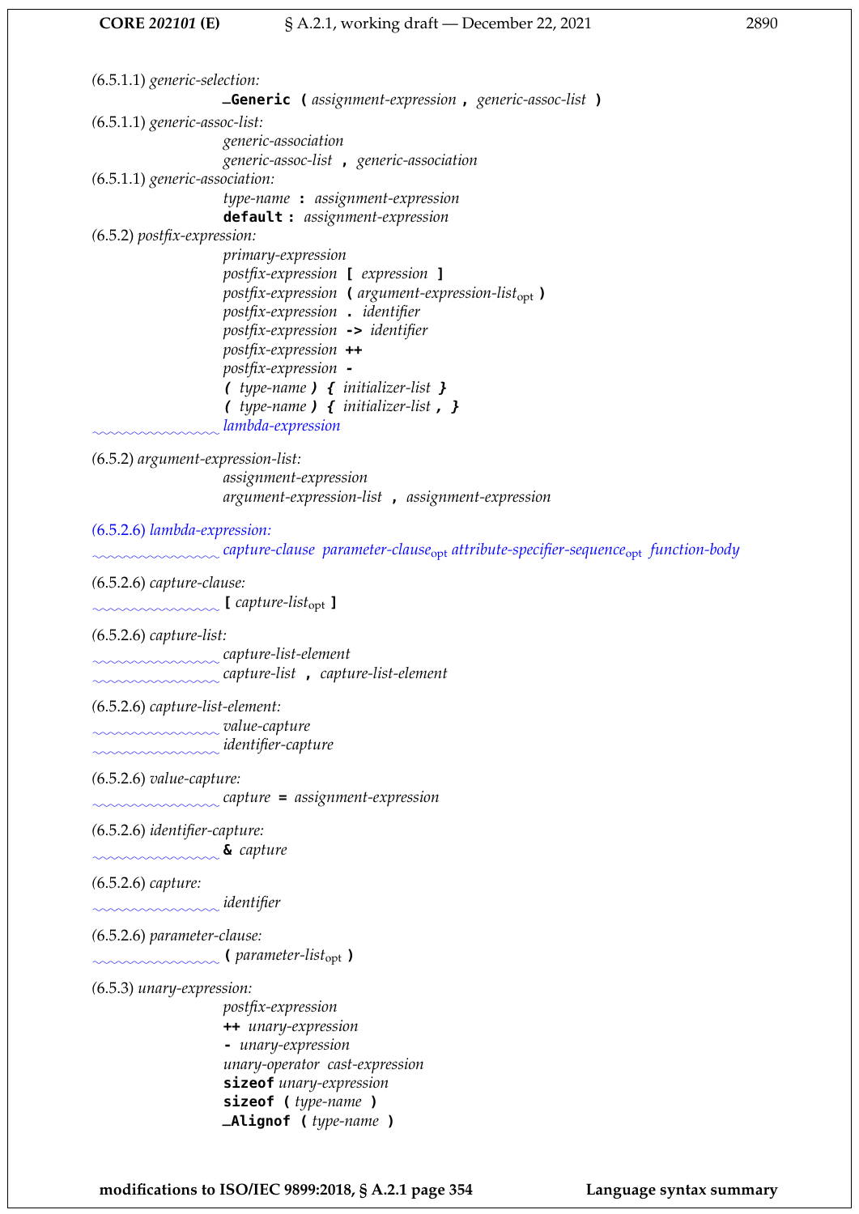(6.5.1.1) *generic-selection:*

    **_Generic** **(** *assignment-expression* **,** *generic-assoc-list* **)**

(6.5.1.1) *generic-assoc-list:*

    *generic-association*
    *generic-assoc-list* **,** *generic-association*

(6.5.1.1) *generic-association:*

    *type-name* **:** *assignment-expression*
    **default :** *assignment-expression*

(6.5.2) *postfix-expression:*

    *primary-expression*
    *postfix-expression* **[** *expression* **]**
    *postfix-expression* **(** *argument-expression-list*$_{\text{opt}}$ **)**
    *postfix-expression* **.** *identifier*
    *postfix-expression* **->** *identifier*
    *postfix-expression* **++**
    *postfix-expression* **-**
    **(** *type-name* **)** **{** *initializer-list* **}**
    **(** *type-name* **)** **{** *initializer-list* **, }**
    *lambda-expression*

(6.5.2) *argument-expression-list:*

    *assignment-expression*
    *argument-expression-list* **,** *assignment-expression*

(6.5.2.6) *lambda-expression:*

    *capture-clause* *parameter-clause*$_{\text{opt}}$ *attribute-specifier-sequence*$_{\text{opt}}$ *function-body*

(6.5.2.6) *capture-clause:*

    **[** *capture-list*$_{\text{opt}}$ **]**

(6.5.2.6) *capture-list:*

    *capture-list-element*
    *capture-list* **,** *capture-list-element*

(6.5.2.6) *capture-list-element:*

    *value-capture*
    *identifier-capture*

(6.5.2.6) *value-capture:*

    *capture* **=** *assignment-expression*

(6.5.2.6) *identifier-capture:*

    **&** *capture*

(6.5.2.6) *capture:*

    *identifier*

(6.5.2.6) *parameter-clause:*

    **(** *parameter-list*$_{\text{opt}}$ **)**

(6.5.3) *unary-expression:*

    *postfix-expression*
    **++** *unary-expression*
    **-** *unary-expression*
    *unary-operator* *cast-expression*
    **sizeof** *unary-expression*
    **sizeof (** *type-name* **)**
    **_Alignof (** *type-name* **)**